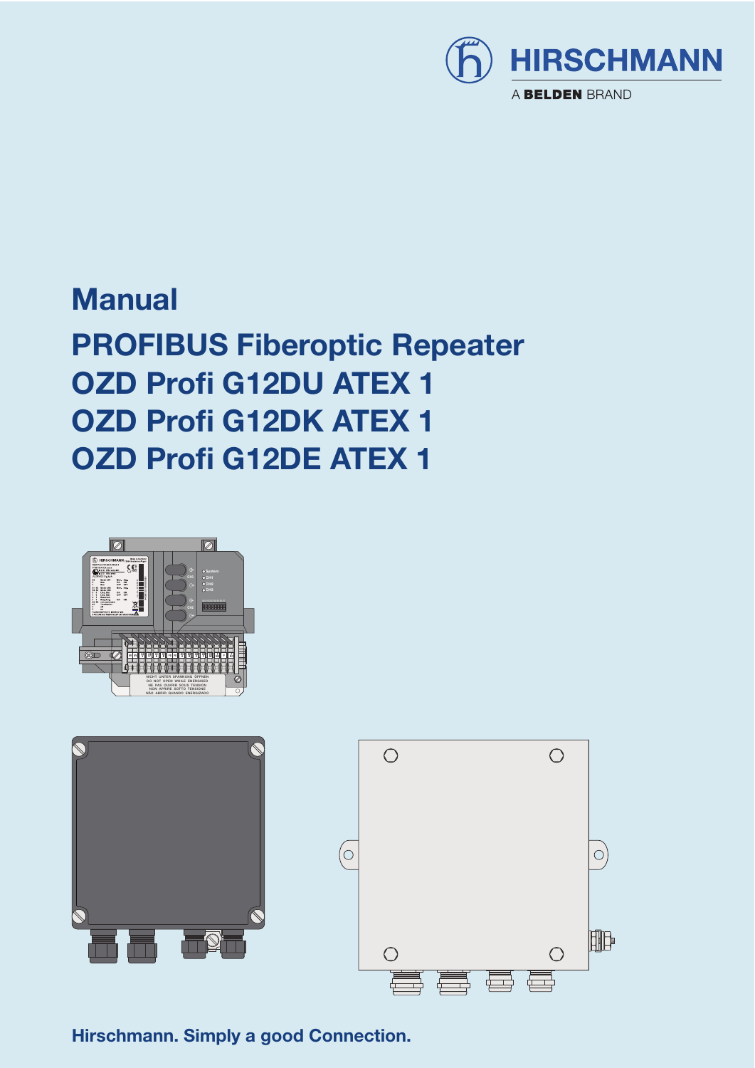HIRSCHMANN

A BELDEN BRAND

# Manual

## PROFIBUS Fiberoptic Repeater
## OZD Profi G12DU ATEX 1
## OZD Profi G12DK ATEX 1
## OZD Profi G12DE ATEX 1

**Hirschmann. Simply a good Connection.**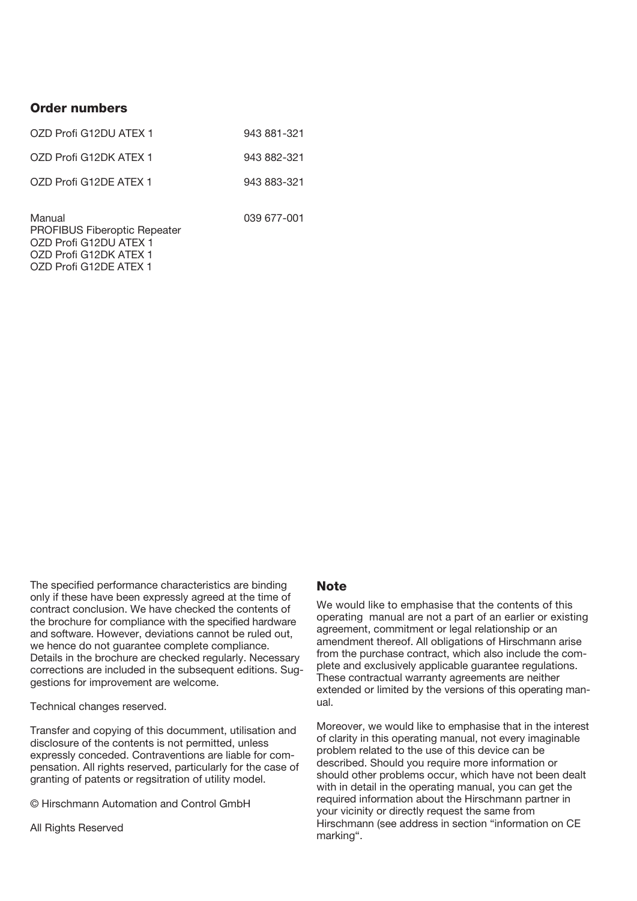## Order numbers

| | |
|---|---|
| OZD Profi G12DU ATEX 1 | 943 881-321 |
| OZD Profi G12DK ATEX 1 | 943 882-321 |
| OZD Profi G12DE ATEX 1 | 943 883-321 |
| Manual<br>PROFIBUS Fiberoptic Repeater<br>OZD Profi G12DU ATEX 1<br>OZD Profi G12DK ATEX 1<br>OZD Profi G12DE ATEX 1 | 039 677-001 |

The specified performance characteristics are binding only if these have been expressly agreed at the time of contract conclusion. We have checked the contents of the brochure for compliance with the specified hardware and software. However, deviations cannot be ruled out, we hence do not guarantee complete compliance. Details in the brochure are checked regularly. Necessary corrections are included in the subsequent editions. Suggestions for improvement are welcome.

Technical changes reserved.

Transfer and copying of this documment, utilisation and disclosure of the contents is not permitted, unless expressly conceded. Contraventions are liable for compensation. All rights reserved, particularly for the case of granting of patents or regsitration of utility model.

© Hirschmann Automation and Control GmbH

All Rights Reserved

## Note

We would like to emphasise that the contents of this operating manual are not a part of an earlier or existing agreement, commitment or legal relationship or an amendment thereof. All obligations of Hirschmann arise from the purchase contract, which also include the complete and exclusively applicable guarantee regulations. These contractual warranty agreements are neither extended or limited by the versions of this operating manual.

Moreover, we would like to emphasise that in the interest of clarity in this operating manual, not every imaginable problem related to the use of this device can be described. Should you require more information or should other problems occur, which have not been dealt with in detail in the operating manual, you can get the required information about the Hirschmann partner in your vicinity or directly request the same from Hirschmann (see address in section "information on CE marking".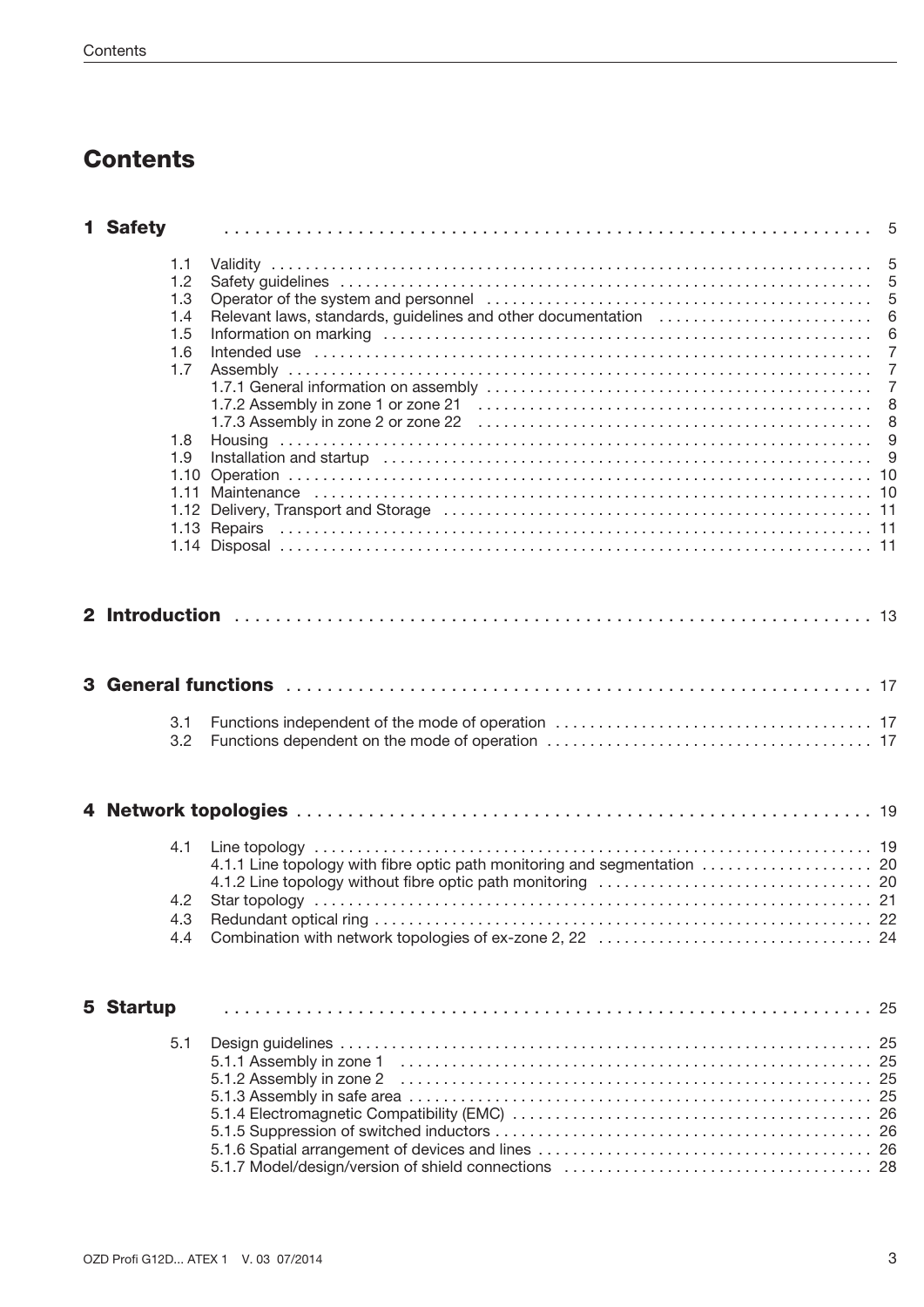# Contents

**1 Safety** ... 5

- 1.1 Validity ... 5
- 1.2 Safety guidelines ... 5
- 1.3 Operator of the system and personnel ... 5
- 1.4 Relevant laws, standards, guidelines and other documentation ... 6
- 1.5 Information on marking ... 6
- 1.6 Intended use ... 7
- 1.7 Assembly ... 7
  - 1.7.1 General information on assembly ... 7
  - 1.7.2 Assembly in zone 1 or zone 21 ... 8
  - 1.7.3 Assembly in zone 2 or zone 22 ... 8
- 1.8 Housing ... 9
- 1.9 Installation and startup ... 9
- 1.10 Operation ... 10
- 1.11 Maintenance ... 10
- 1.12 Delivery, Transport and Storage ... 11
- 1.13 Repairs ... 11
- 1.14 Disposal ... 11

**2 Introduction** ... 13

**3 General functions** ... 17

- 3.1 Functions independent of the mode of operation ... 17
- 3.2 Functions dependent on the mode of operation ... 17

**4 Network topologies** ... 19

- 4.1 Line topology ... 19
  - 4.1.1 Line topology with fibre optic path monitoring and segmentation ... 20
  - 4.1.2 Line topology without fibre optic path monitoring ... 20
- 4.2 Star topology ... 21
- 4.3 Redundant optical ring ... 22
- 4.4 Combination with network topologies of ex-zone 2, 22 ... 24

**5 Startup** ... 25

- 5.1 Design guidelines ... 25
  - 5.1.1 Assembly in zone 1 ... 25
  - 5.1.2 Assembly in zone 2 ... 25
  - 5.1.3 Assembly in safe area ... 25
  - 5.1.4 Electromagnetic Compatibility (EMC) ... 26
  - 5.1.5 Suppression of switched inductors ... 26
  - 5.1.6 Spatial arrangement of devices and lines ... 26
  - 5.1.7 Model/design/version of shield connections ... 28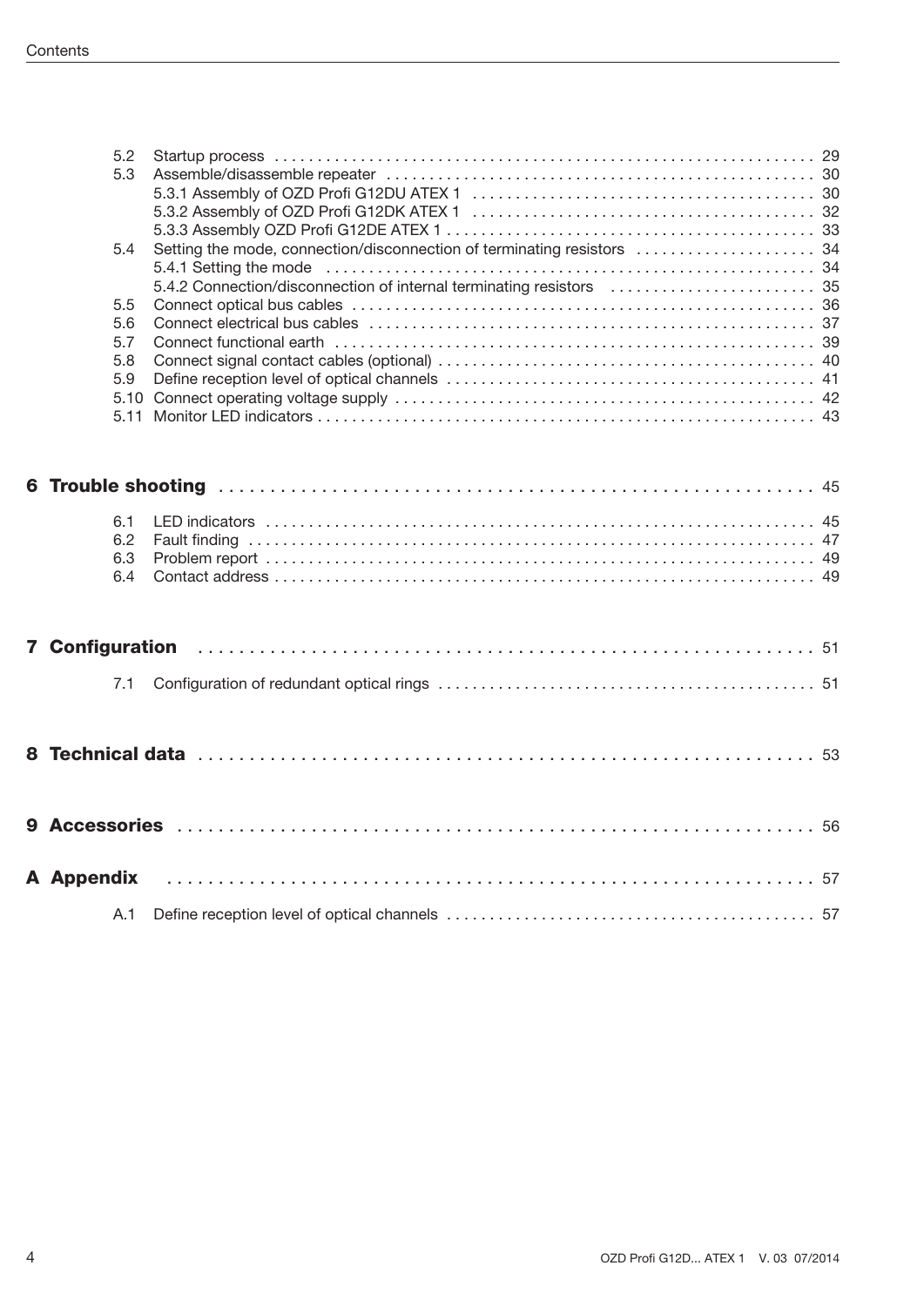5.2 Startup process ..... 29
5.3 Assemble/disassemble repeater ..... 30
    5.3.1 Assembly of OZD Profi G12DU ATEX 1 ..... 30
    5.3.2 Assembly of OZD Profi G12DK ATEX 1 ..... 32
    5.3.3 Assembly OZD Profi G12DE ATEX 1 ..... 33
5.4 Setting the mode, connection/disconnection of terminating resistors ..... 34
    5.4.1 Setting the mode ..... 34
    5.4.2 Connection/disconnection of internal terminating resistors ..... 35
5.5 Connect optical bus cables ..... 36
5.6 Connect electrical bus cables ..... 37
5.7 Connect functional earth ..... 39
5.8 Connect signal contact cables (optional) ..... 40
5.9 Define reception level of optical channels ..... 41
5.10 Connect operating voltage supply ..... 42
5.11 Monitor LED indicators ..... 43

**6 Trouble shooting ..... 45**

6.1 LED indicators ..... 45
6.2 Fault finding ..... 47
6.3 Problem report ..... 49
6.4 Contact address ..... 49

**7 Configuration ..... 51**

7.1 Configuration of redundant optical rings ..... 51

**8 Technical data ..... 53**

**9 Accessories ..... 56**

**A Appendix ..... 57**

A.1 Define reception level of optical channels ..... 57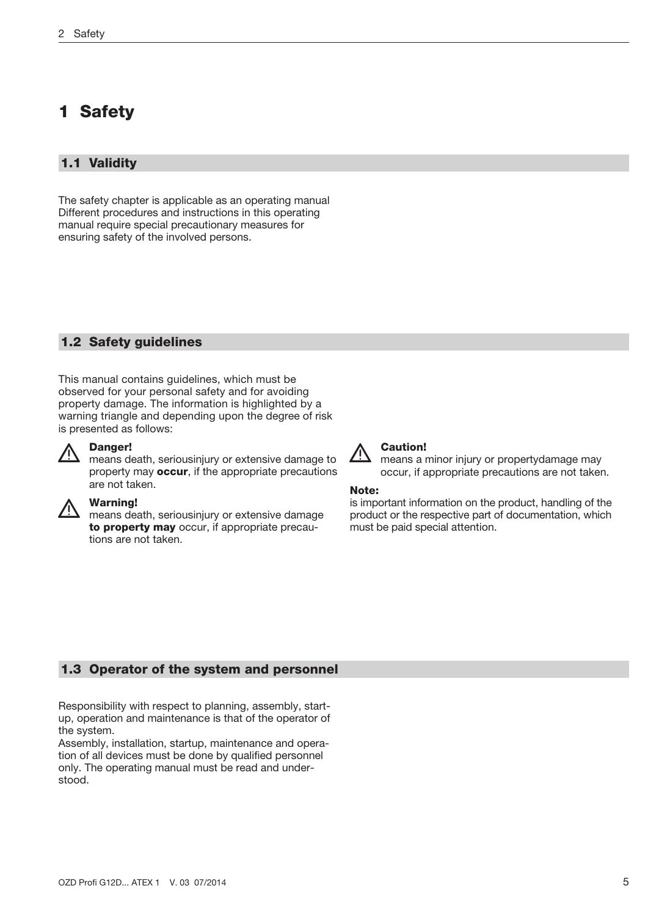# 1 Safety

## 1.1 Validity

The safety chapter is applicable as an operating manual Different procedures and instructions in this operating manual require special precautionary measures for ensuring safety of the involved persons.

## 1.2 Safety guidelines

This manual contains guidelines, which must be observed for your personal safety and for avoiding property damage. The information is highlighted by a warning triangle and depending upon the degree of risk is presented as follows:

⚠ **Danger!**
means death, seriousinjury or extensive damage to property may **occur**, if the appropriate precautions are not taken.

⚠ **Warning!**
means death, seriousinjury or extensive damage **to property may** occur, if appropriate precautions are not taken.

⚠ **Caution!**
means a minor injury or propertydamage may occur, if appropriate precautions are not taken.

**Note:**
is important information on the product, handling of the product or the respective part of documentation, which must be paid special attention.

## 1.3 Operator of the system and personnel

Responsibility with respect to planning, assembly, start-up, operation and maintenance is that of the operator of the system.
Assembly, installation, startup, maintenance and operation of all devices must be done by qualified personnel only. The operating manual must be read and understood.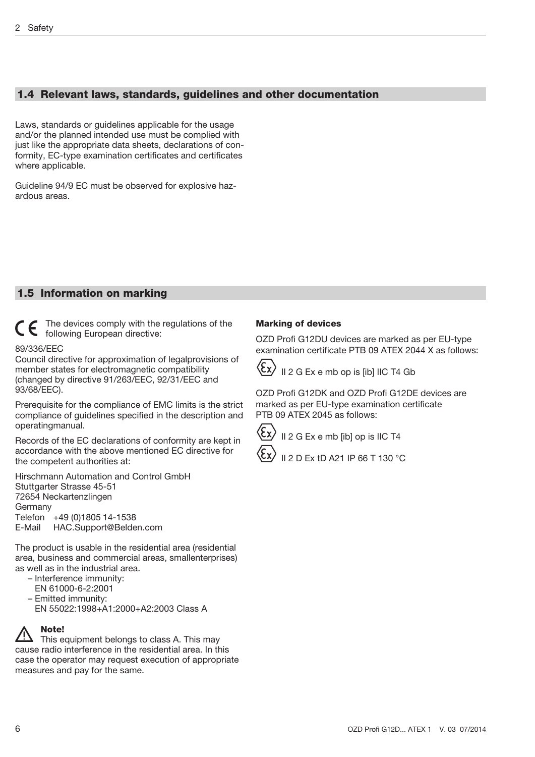## 1.4 Relevant laws, standards, guidelines and other documentation

Laws, standards or guidelines applicable for the usage and/or the planned intended use must be complied with just like the appropriate data sheets, declarations of conformity, EC-type examination certificates and certificates where applicable.

Guideline 94/9 EC must be observed for explosive hazardous areas.

## 1.5 Information on marking

CE The devices comply with the regulations of the following European directive:

89/336/EEC
Council directive for approximation of legalprovisions of member states for electromagnetic compatibility (changed by directive 91/263/EEC, 92/31/EEC and 93/68/EEC).

Prerequisite for the compliance of EMC limits is the strict compliance of guidelines specified in the description and operatingmanual.

Records of the EC declarations of conformity are kept in accordance with the above mentioned EC directive for the competent authorities at:

Hirschmann Automation and Control GmbH
Stuttgarter Strasse 45-51
72654 Neckartenzlingen
Germany
Telefon +49 (0)1805 14-1538
E-Mail HAC.Support@Belden.com

The product is usable in the residential area (residential area, business and commercial areas, smallenterprises) as well as in the industrial area.

- Interference immunity:
  EN 61000-6-2:2001
- Emitted immunity:
  EN 55022:1998+A1:2000+A2:2003 Class A

**Note!**
This equipment belongs to class A. This may cause radio interference in the residential area. In this case the operator may request execution of appropriate measures and pay for the same.

**Marking of devices**

OZD Profi G12DU devices are marked as per EU-type examination certificate PTB 09 ATEX 2044 X as follows:

Ex II 2 G Ex e mb op is [ib] IIC T4 Gb

OZD Profi G12DK and OZD Profi G12DE devices are marked as per EU-type examination certificate PTB 09 ATEX 2045 as follows:

Ex II 2 G Ex e mb [ib] op is IIC T4

Ex II 2 D Ex tD A21 IP 66 T 130 °C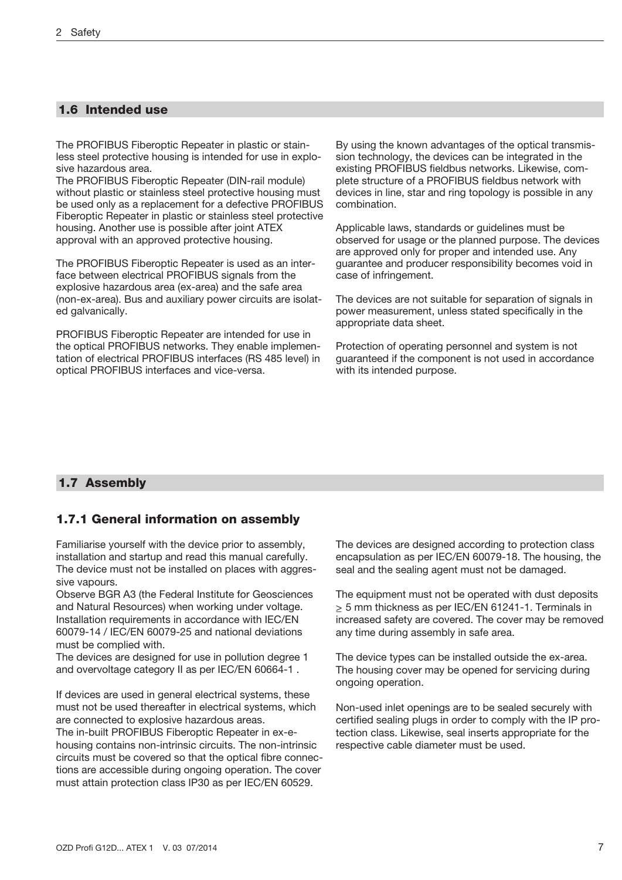## 1.6 Intended use

The PROFIBUS Fiberoptic Repeater in plastic or stainless steel protective housing is intended for use in explosive hazardous area.
The PROFIBUS Fiberoptic Repeater (DIN-rail module) without plastic or stainless steel protective housing must be used only as a replacement for a defective PROFIBUS Fiberoptic Repeater in plastic or stainless steel protective housing. Another use is possible after joint ATEX approval with an approved protective housing.

The PROFIBUS Fiberoptic Repeater is used as an interface between electrical PROFIBUS signals from the explosive hazardous area (ex-area) and the safe area (non-ex-area). Bus and auxiliary power circuits are isolated galvanically.

PROFIBUS Fiberoptic Repeater are intended for use in the optical PROFIBUS networks. They enable implementation of electrical PROFIBUS interfaces (RS 485 level) in optical PROFIBUS interfaces and vice-versa.

By using the known advantages of the optical transmission technology, the devices can be integrated in the existing PROFIBUS fieldbus networks. Likewise, complete structure of a PROFIBUS fieldbus network with devices in line, star and ring topology is possible in any combination.

Applicable laws, standards or guidelines must be observed for usage or the planned purpose. The devices are approved only for proper and intended use. Any guarantee and producer responsibility becomes void in case of infringement.

The devices are not suitable for separation of signals in power measurement, unless stated specifically in the appropriate data sheet.

Protection of operating personnel and system is not guaranteed if the component is not used in accordance with its intended purpose.

## 1.7 Assembly

### 1.7.1 General information on assembly

Familiarise yourself with the device prior to assembly, installation and startup and read this manual carefully. The device must not be installed on places with aggressive vapours.
Observe BGR A3 (the Federal Institute for Geosciences and Natural Resources) when working under voltage. Installation requirements in accordance with IEC/EN 60079-14 / IEC/EN 60079-25 and national deviations must be complied with.
The devices are designed for use in pollution degree 1 and overvoltage category II as per IEC/EN 60664-1 .

If devices are used in general electrical systems, these must not be used thereafter in electrical systems, which are connected to explosive hazardous areas.
The in-built PROFIBUS Fiberoptic Repeater in ex-e-housing contains non-intrinsic circuits. The non-intrinsic circuits must be covered so that the optical fibre connections are accessible during ongoing operation. The cover must attain protection class IP30 as per IEC/EN 60529.

The devices are designed according to protection class encapsulation as per IEC/EN 60079-18. The housing, the seal and the sealing agent must not be damaged.

The equipment must not be operated with dust deposits $\geq$ 5 mm thickness as per IEC/EN 61241-1. Terminals in increased safety are covered. The cover may be removed any time during assembly in safe area.

The device types can be installed outside the ex-area. The housing cover may be opened for servicing during ongoing operation.

Non-used inlet openings are to be sealed securely with certified sealing plugs in order to comply with the IP protection class. Likewise, seal inserts appropriate for the respective cable diameter must be used.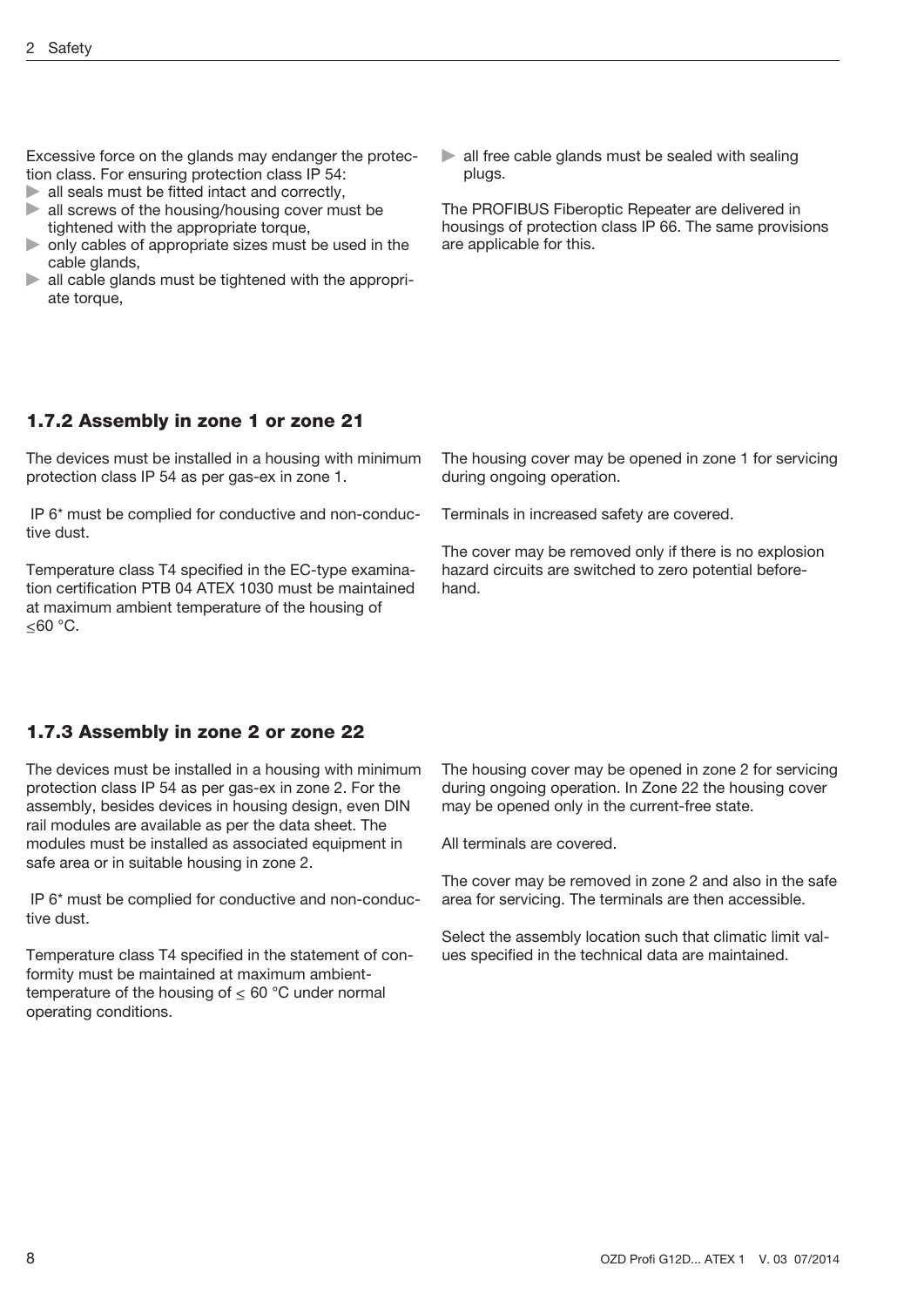Excessive force on the glands may endanger the protection class. For ensuring protection class IP 54:

- all seals must be fitted intact and correctly,
- all screws of the housing/housing cover must be tightened with the appropriate torque,
- only cables of appropriate sizes must be used in the cable glands,
- all cable glands must be tightened with the appropriate torque,
- all free cable glands must be sealed with sealing plugs.

The PROFIBUS Fiberoptic Repeater are delivered in housings of protection class IP 66. The same provisions are applicable for this.

### 1.7.2 Assembly in zone 1 or zone 21

The devices must be installed in a housing with minimum protection class IP 54 as per gas-ex in zone 1.

IP 6* must be complied for conductive and non-conductive dust.

Temperature class T4 specified in the EC-type examination certification PTB 04 ATEX 1030 must be maintained at maximum ambient temperature of the housing of ≤60 °C.

The housing cover may be opened in zone 1 for servicing during ongoing operation.

Terminals in increased safety are covered.

The cover may be removed only if there is no explosion hazard circuits are switched to zero potential beforehand.

### 1.7.3 Assembly in zone 2 or zone 22

The devices must be installed in a housing with minimum protection class IP 54 as per gas-ex in zone 2. For the assembly, besides devices in housing design, even DIN rail modules are available as per the data sheet. The modules must be installed as associated equipment in safe area or in suitable housing in zone 2.

IP 6* must be complied for conductive and non-conductive dust.

Temperature class T4 specified in the statement of conformity must be maintained at maximum ambient-temperature of the housing of ≤ 60 °C under normal operating conditions.

The housing cover may be opened in zone 2 for servicing during ongoing operation. In Zone 22 the housing cover may be opened only in the current-free state.

All terminals are covered.

The cover may be removed in zone 2 and also in the safe area for servicing. The terminals are then accessible.

Select the assembly location such that climatic limit values specified in the technical data are maintained.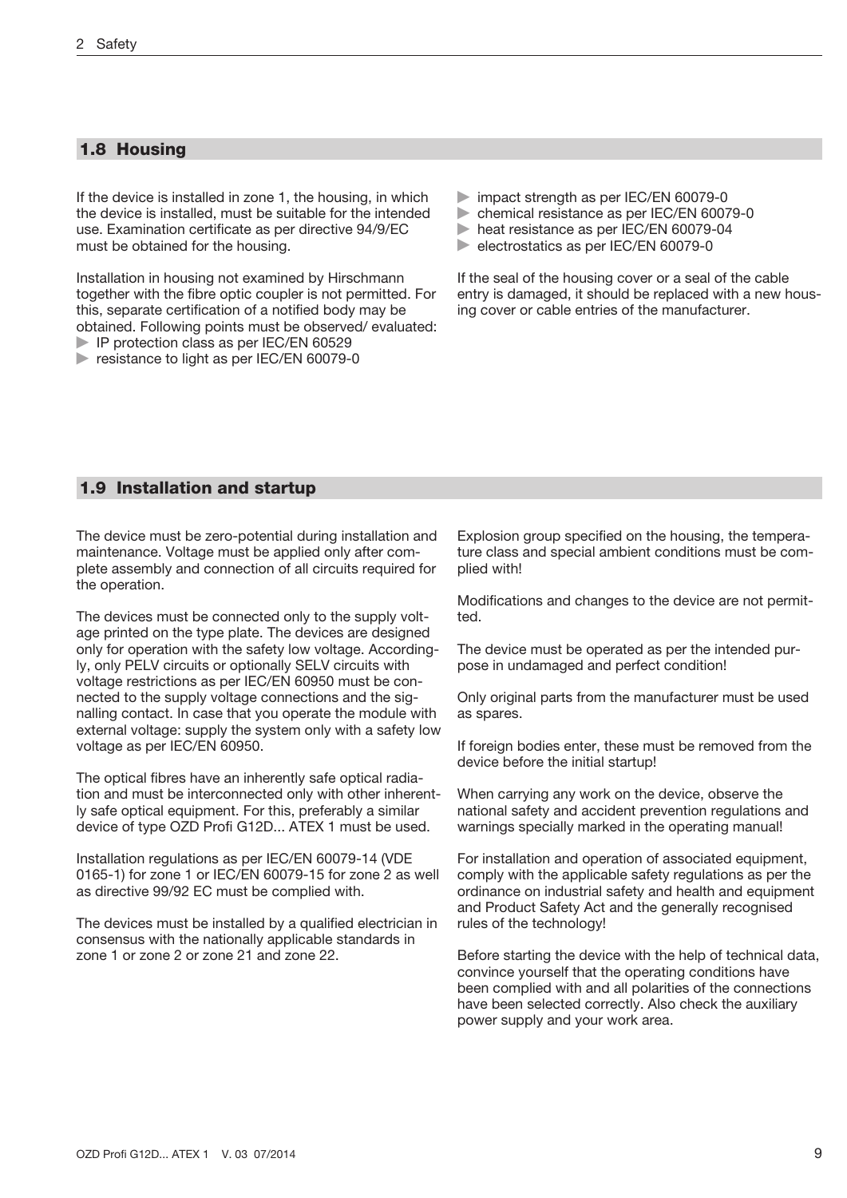## 1.8 Housing

If the device is installed in zone 1, the housing, in which the device is installed, must be suitable for the intended use. Examination certificate as per directive 94/9/EC must be obtained for the housing.

Installation in housing not examined by Hirschmann together with the fibre optic coupler is not permitted. For this, separate certification of a notified body may be obtained. Following points must be observed/ evaluated:

- IP protection class as per IEC/EN 60529
- resistance to light as per IEC/EN 60079-0
- impact strength as per IEC/EN 60079-0
- chemical resistance as per IEC/EN 60079-0
- heat resistance as per IEC/EN 60079-04
- electrostatics as per IEC/EN 60079-0

If the seal of the housing cover or a seal of the cable entry is damaged, it should be replaced with a new housing cover or cable entries of the manufacturer.

## 1.9 Installation and startup

The device must be zero-potential during installation and maintenance. Voltage must be applied only after complete assembly and connection of all circuits required for the operation.

The devices must be connected only to the supply voltage printed on the type plate. The devices are designed only for operation with the safety low voltage. Accordingly, only PELV circuits or optionally SELV circuits with voltage restrictions as per IEC/EN 60950 must be connected to the supply voltage connections and the signalling contact. In case that you operate the module with external voltage: supply the system only with a safety low voltage as per IEC/EN 60950.

The optical fibres have an inherently safe optical radiation and must be interconnected only with other inherently safe optical equipment. For this, preferably a similar device of type OZD Profi G12D... ATEX 1 must be used.

Installation regulations as per IEC/EN 60079-14 (VDE 0165-1) for zone 1 or IEC/EN 60079-15 for zone 2 as well as directive 99/92 EC must be complied with.

The devices must be installed by a qualified electrician in consensus with the nationally applicable standards in zone 1 or zone 2 or zone 21 and zone 22.

Explosion group specified on the housing, the temperature class and special ambient conditions must be complied with!

Modifications and changes to the device are not permitted.

The device must be operated as per the intended purpose in undamaged and perfect condition!

Only original parts from the manufacturer must be used as spares.

If foreign bodies enter, these must be removed from the device before the initial startup!

When carrying any work on the device, observe the national safety and accident prevention regulations and warnings specially marked in the operating manual!

For installation and operation of associated equipment, comply with the applicable safety regulations as per the ordinance on industrial safety and health and equipment and Product Safety Act and the generally recognised rules of the technology!

Before starting the device with the help of technical data, convince yourself that the operating conditions have been complied with and all polarities of the connections have been selected correctly. Also check the auxiliary power supply and your work area.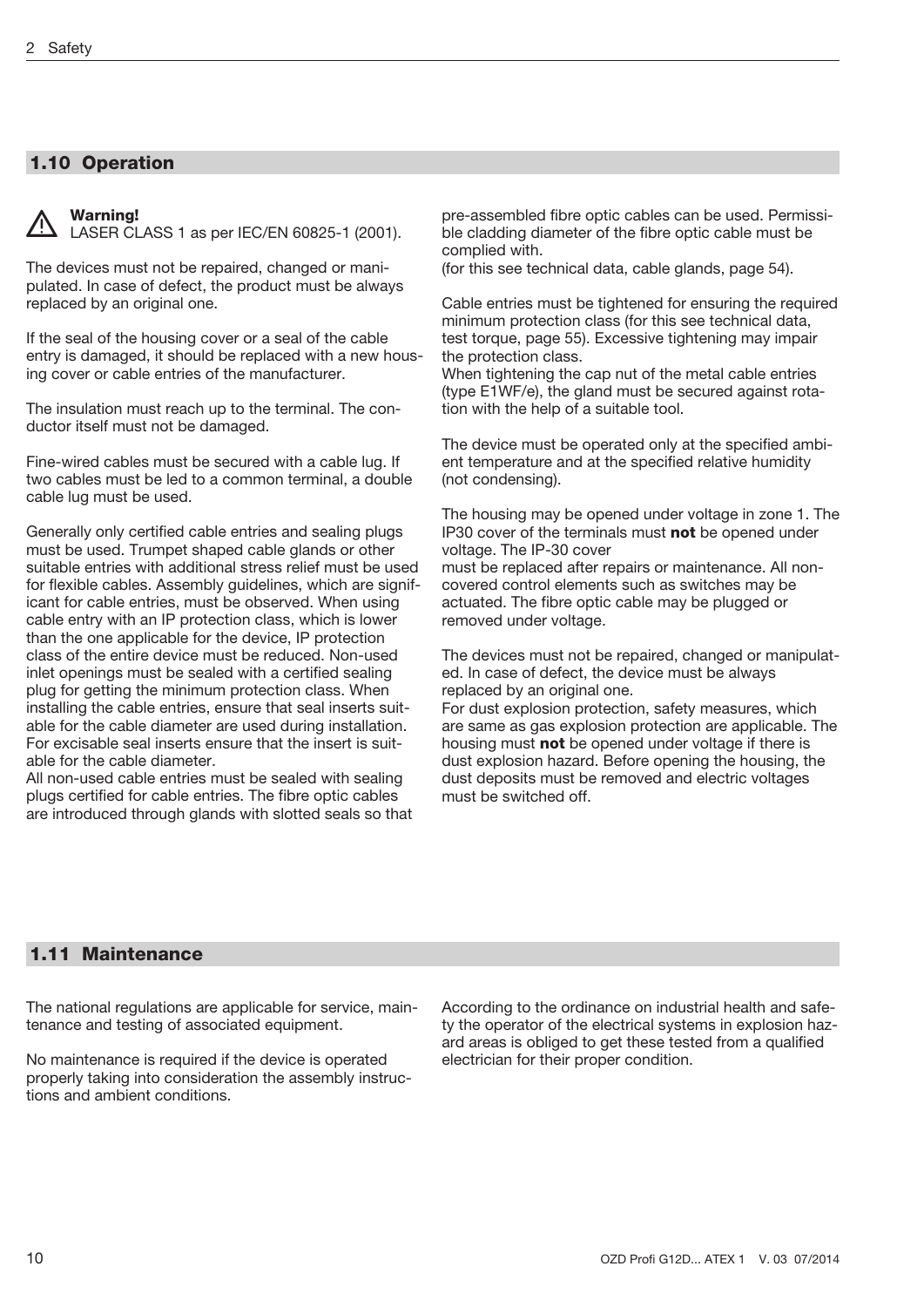## 1.10 Operation

**Warning!**
LASER CLASS 1 as per IEC/EN 60825-1 (2001).

The devices must not be repaired, changed or manipulated. In case of defect, the product must be always replaced by an original one.

If the seal of the housing cover or a seal of the cable entry is damaged, it should be replaced with a new housing cover or cable entries of the manufacturer.

The insulation must reach up to the terminal. The conductor itself must not be damaged.

Fine-wired cables must be secured with a cable lug. If two cables must be led to a common terminal, a double cable lug must be used.

Generally only certified cable entries and sealing plugs must be used. Trumpet shaped cable glands or other suitable entries with additional stress relief must be used for flexible cables. Assembly guidelines, which are significant for cable entries, must be observed. When using cable entry with an IP protection class, which is lower than the one applicable for the device, IP protection class of the entire device must be reduced. Non-used inlet openings must be sealed with a certified sealing plug for getting the minimum protection class. When installing the cable entries, ensure that seal inserts suitable for the cable diameter are used during installation. For excisable seal inserts ensure that the insert is suitable for the cable diameter.
All non-used cable entries must be sealed with sealing plugs certified for cable entries. The fibre optic cables are introduced through glands with slotted seals so that pre-assembled fibre optic cables can be used. Permissible cladding diameter of the fibre optic cable must be complied with.
(for this see technical data, cable glands, page 54).

Cable entries must be tightened for ensuring the required minimum protection class (for this see technical data, test torque, page 55). Excessive tightening may impair the protection class.
When tightening the cap nut of the metal cable entries (type E1WF/e), the gland must be secured against rotation with the help of a suitable tool.

The device must be operated only at the specified ambient temperature and at the specified relative humidity (not condensing).

The housing may be opened under voltage in zone 1. The IP30 cover of the terminals must **not** be opened under voltage. The IP-30 cover
must be replaced after repairs or maintenance. All non-covered control elements such as switches may be actuated. The fibre optic cable may be plugged or removed under voltage.

The devices must not be repaired, changed or manipulated. In case of defect, the device must be always replaced by an original one.
For dust explosion protection, safety measures, which are same as gas explosion protection are applicable. The housing must **not** be opened under voltage if there is dust explosion hazard. Before opening the housing, the dust deposits must be removed and electric voltages must be switched off.

## 1.11 Maintenance

The national regulations are applicable for service, maintenance and testing of associated equipment.

No maintenance is required if the device is operated properly taking into consideration the assembly instructions and ambient conditions.

According to the ordinance on industrial health and safety the operator of the electrical systems in explosion hazard areas is obliged to get these tested from a qualified electrician for their proper condition.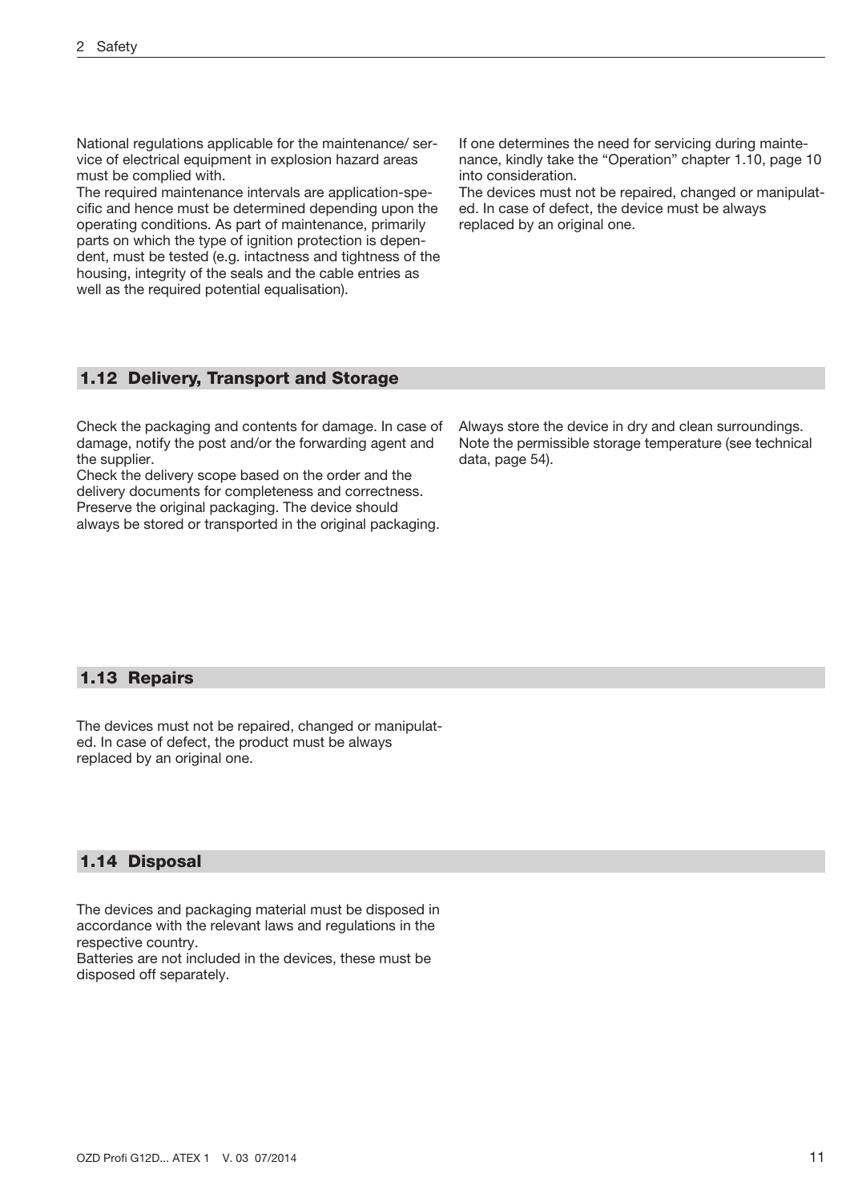National regulations applicable for the maintenance/ service of electrical equipment in explosion hazard areas must be complied with.
The required maintenance intervals are application-specific and hence must be determined depending upon the operating conditions. As part of maintenance, primarily parts on which the type of ignition protection is dependent, must be tested (e.g. intactness and tightness of the housing, integrity of the seals and the cable entries as well as the required potential equalisation).

If one determines the need for servicing during maintenance, kindly take the "Operation" chapter 1.10, page 10 into consideration.
The devices must not be repaired, changed or manipulated. In case of defect, the device must be always replaced by an original one.

## 1.12 Delivery, Transport and Storage

Check the packaging and contents for damage. In case of damage, notify the post and/or the forwarding agent and the supplier.
Check the delivery scope based on the order and the delivery documents for completeness and correctness.
Preserve the original packaging. The device should always be stored or transported in the original packaging.

Always store the device in dry and clean surroundings. Note the permissible storage temperature (see technical data, page 54).

## 1.13 Repairs

The devices must not be repaired, changed or manipulated. In case of defect, the product must be always replaced by an original one.

## 1.14 Disposal

The devices and packaging material must be disposed in accordance with the relevant laws and regulations in the respective country.
Batteries are not included in the devices, these must be disposed off separately.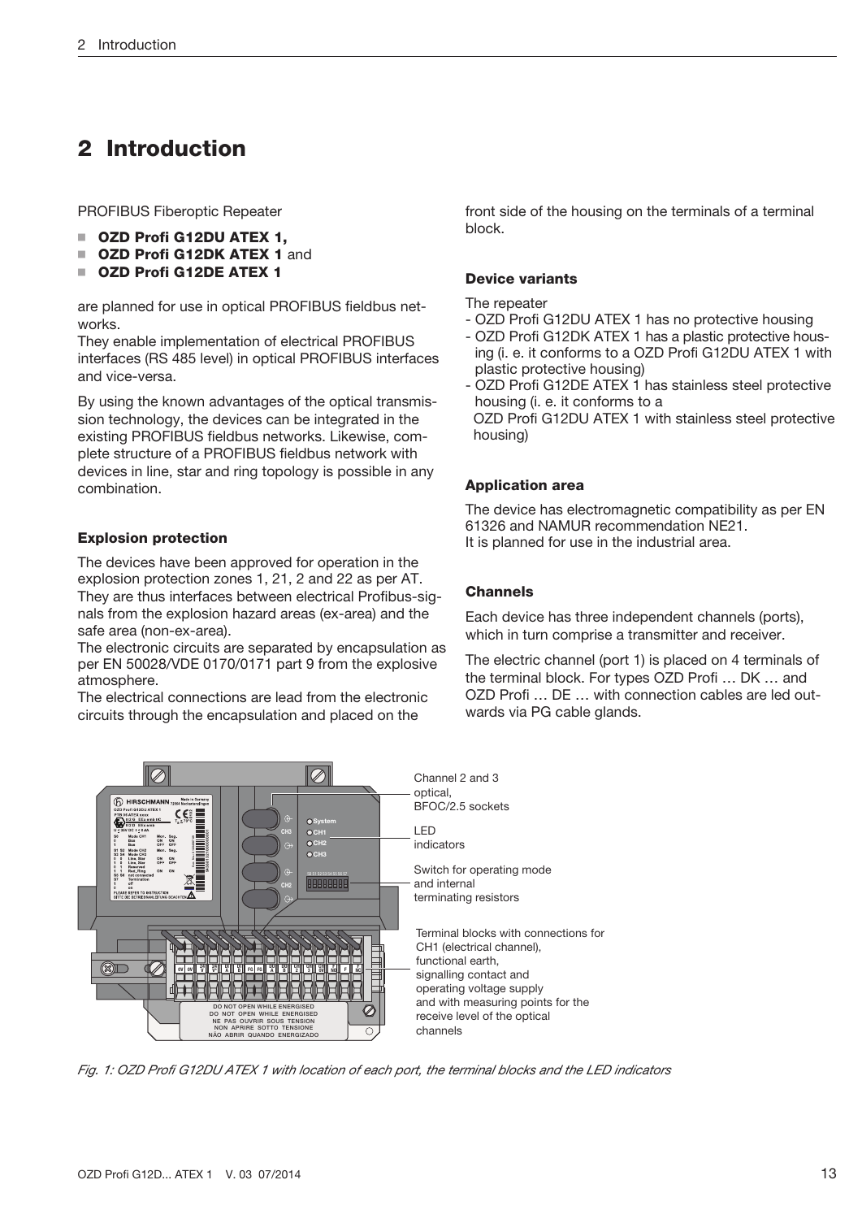# 2 Introduction

PROFIBUS Fiberoptic Repeater

- **OZD Profi G12DU ATEX 1,**
- **OZD Profi G12DK ATEX 1** and
- **OZD Profi G12DE ATEX 1**

are planned for use in optical PROFIBUS fieldbus networks.
They enable implementation of electrical PROFIBUS interfaces (RS 485 level) in optical PROFIBUS interfaces and vice-versa.

By using the known advantages of the optical transmission technology, the devices can be integrated in the existing PROFIBUS fieldbus networks. Likewise, complete structure of a PROFIBUS fieldbus network with devices in line, star and ring topology is possible in any combination.

### Explosion protection

The devices have been approved for operation in the explosion protection zones 1, 21, 2 and 22 as per AT. They are thus interfaces between electrical Profibus-signals from the explosion hazard areas (ex-area) and the safe area (non-ex-area).
The electronic circuits are separated by encapsulation as per EN 50028/VDE 0170/0171 part 9 from the explosive atmosphere.
The electrical connections are lead from the electronic circuits through the encapsulation and placed on the front side of the housing on the terminals of a terminal block.

### Device variants

The repeater
- OZD Profi G12DU ATEX 1 has no protective housing
- OZD Profi G12DK ATEX 1 has a plastic protective housing (i. e. it conforms to a OZD Profi G12DU ATEX 1 with plastic protective housing)
- OZD Profi G12DE ATEX 1 has stainless steel protective housing (i. e. it conforms to a OZD Profi G12DU ATEX 1 with stainless steel protective housing)

### Application area

The device has electromagnetic compatibility as per EN 61326 and NAMUR recommendation NE21.
It is planned for use in the industrial area.

### Channels

Each device has three independent channels (ports), which in turn comprise a transmitter and receiver.

The electric channel (port 1) is placed on 4 terminals of the terminal block. For types OZD Profi … DK … and OZD Profi … DE … with connection cables are led outwards via PG cable glands.

Channel 2 and 3 optical, BFOC/2.5 sockets

LED indicators

Switch for operating mode and internal terminating resistors

Terminal blocks with connections for CH1 (electrical channel), functional earth, signalling contact and operating voltage supply and with measuring points for the receive level of the optical channels

*Fig. 1: OZD Profi G12DU ATEX 1 with location of each port, the terminal blocks and the LED indicators*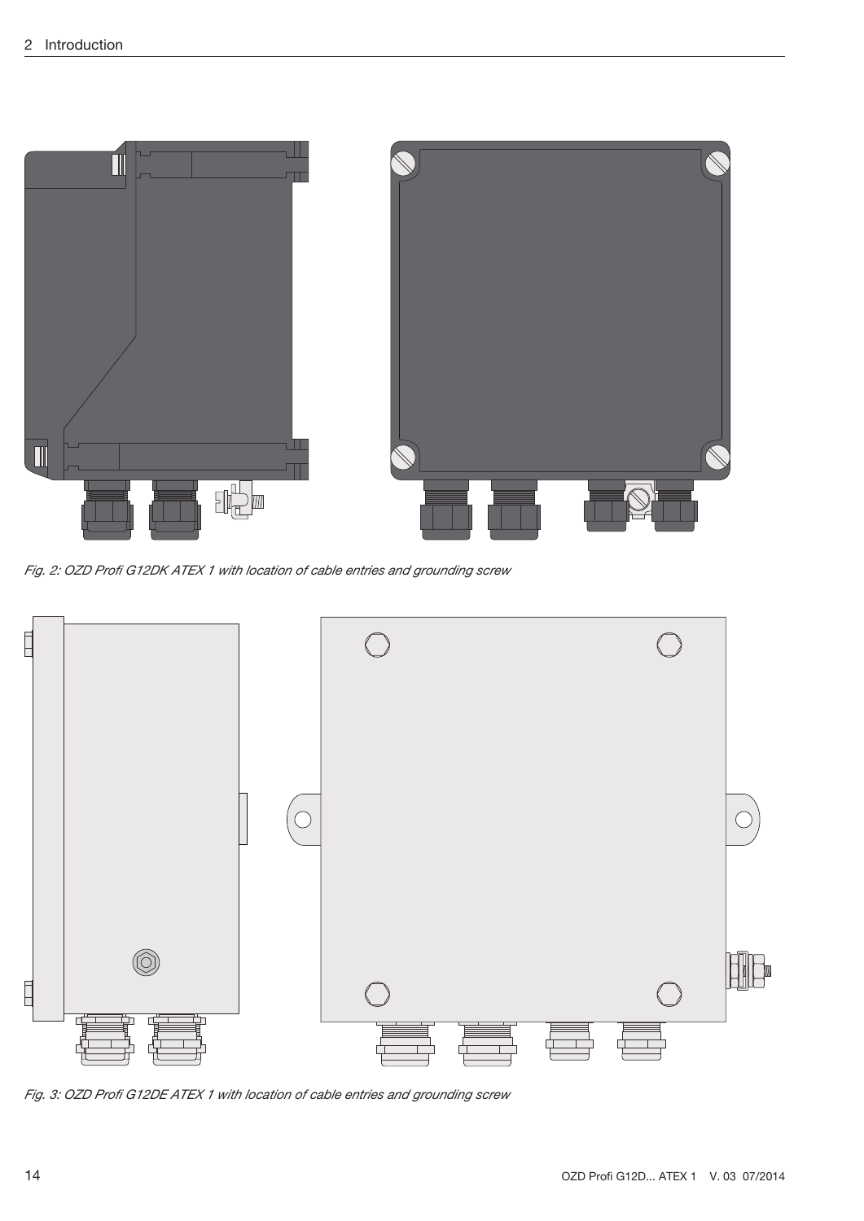*Fig. 2: OZD Profi G12DK ATEX 1 with location of cable entries and grounding screw*

*Fig. 3: OZD Profi G12DE ATEX 1 with location of cable entries and grounding screw*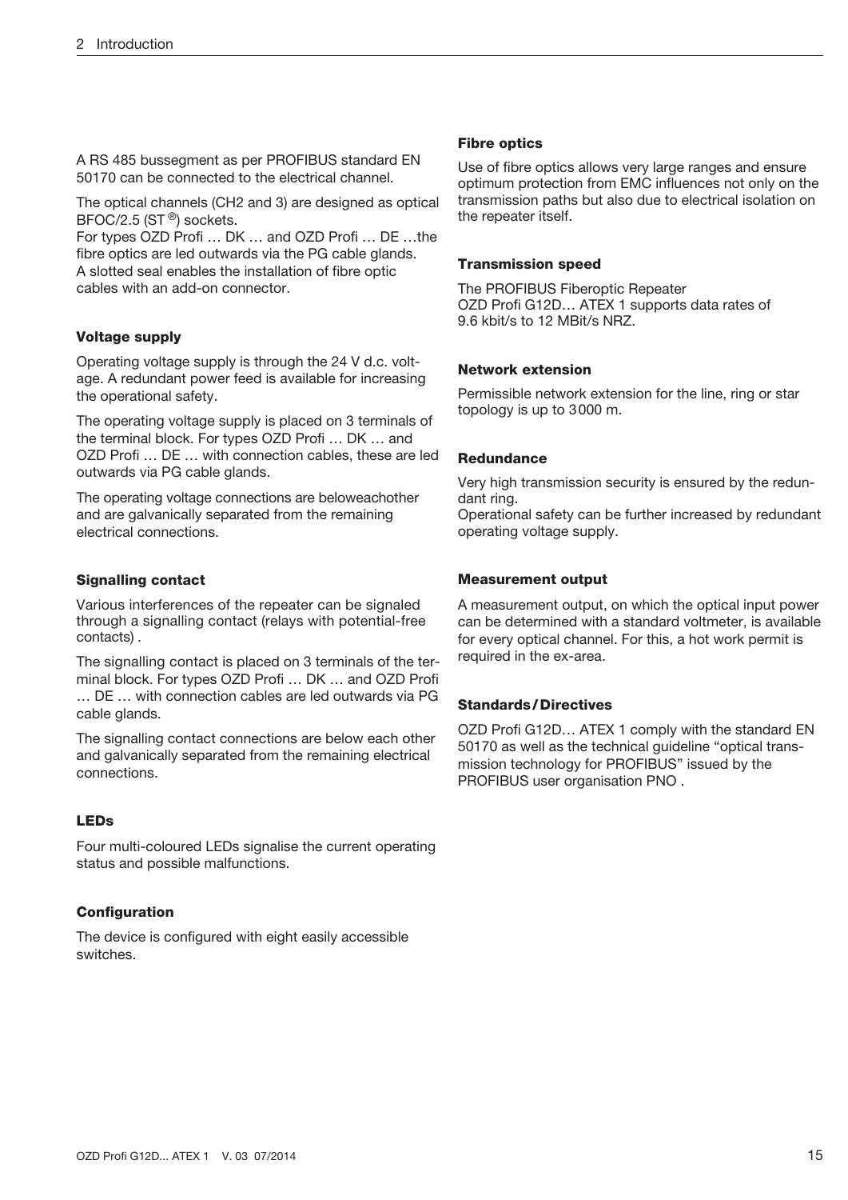A RS 485 bussegment as per PROFIBUS standard EN 50170 can be connected to the electrical channel.

The optical channels (CH2 and 3) are designed as optical BFOC/2.5 (ST ®) sockets.
For types OZD Profi … DK … and OZD Profi … DE …the fibre optics are led outwards via the PG cable glands. A slotted seal enables the installation of fibre optic cables with an add-on connector.

#### Voltage supply

Operating voltage supply is through the 24 V d.c. voltage. A redundant power feed is available for increasing the operational safety.

The operating voltage supply is placed on 3 terminals of the terminal block. For types OZD Profi … DK … and OZD Profi … DE … with connection cables, these are led outwards via PG cable glands.

The operating voltage connections are beloweachother and are galvanically separated from the remaining electrical connections.

#### Signalling contact

Various interferences of the repeater can be signaled through a signalling contact (relays with potential-free contacts) .

The signalling contact is placed on 3 terminals of the terminal block. For types OZD Profi … DK … and OZD Profi … DE … with connection cables are led outwards via PG cable glands.

The signalling contact connections are below each other and galvanically separated from the remaining electrical connections.

#### LEDs

Four multi-coloured LEDs signalise the current operating status and possible malfunctions.

#### Configuration

The device is configured with eight easily accessible switches.

#### Fibre optics

Use of fibre optics allows very large ranges and ensure optimum protection from EMC influences not only on the transmission paths but also due to electrical isolation on the repeater itself.

#### Transmission speed

The PROFIBUS Fiberoptic Repeater
OZD Profi G12D… ATEX 1 supports data rates of 9.6 kbit/s to 12 MBit/s NRZ.

#### Network extension

Permissible network extension for the line, ring or star topology is up to 3000 m.

#### Redundance

Very high transmission security is ensured by the redundant ring.
Operational safety can be further increased by redundant operating voltage supply.

#### Measurement output

A measurement output, on which the optical input power can be determined with a standard voltmeter, is available for every optical channel. For this, a hot work permit is required in the ex-area.

#### Standards / Directives

OZD Profi G12D… ATEX 1 comply with the standard EN 50170 as well as the technical guideline “optical transmission technology for PROFIBUS” issued by the PROFIBUS user organisation PNO .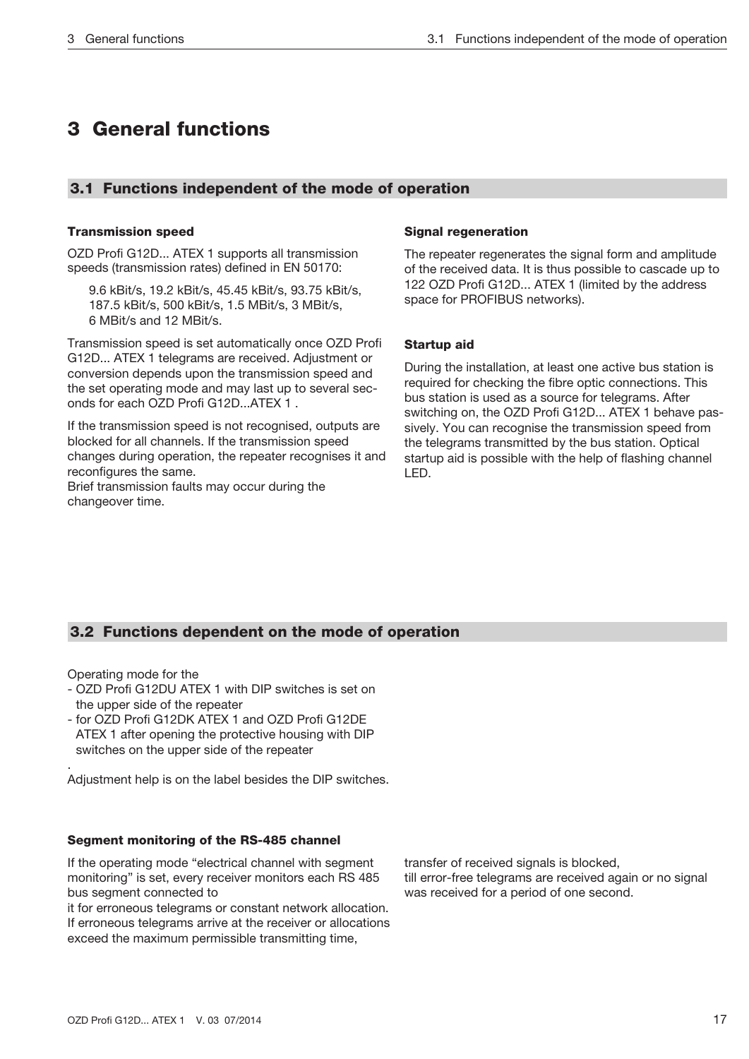# 3 General functions

## 3.1 Functions independent of the mode of operation

### Transmission speed

OZD Profi G12D... ATEX 1 supports all transmission speeds (transmission rates) defined in EN 50170:

9.6 kBit/s, 19.2 kBit/s, 45.45 kBit/s, 93.75 kBit/s, 187.5 kBit/s, 500 kBit/s, 1.5 MBit/s, 3 MBit/s, 6 MBit/s and 12 MBit/s.

Transmission speed is set automatically once OZD Profi G12D... ATEX 1 telegrams are received. Adjustment or conversion depends upon the transmission speed and the set operating mode and may last up to several seconds for each OZD Profi G12D...ATEX 1 .

If the transmission speed is not recognised, outputs are blocked for all channels. If the transmission speed changes during operation, the repeater recognises it and reconfigures the same.
Brief transmission faults may occur during the changeover time.

### Signal regeneration

The repeater regenerates the signal form and amplitude of the received data. It is thus possible to cascade up to 122 OZD Profi G12D... ATEX 1 (limited by the address space for PROFIBUS networks).

### Startup aid

During the installation, at least one active bus station is required for checking the fibre optic connections. This bus station is used as a source for telegrams. After switching on, the OZD Profi G12D... ATEX 1 behave passively. You can recognise the transmission speed from the telegrams transmitted by the bus station. Optical startup aid is possible with the help of flashing channel LED.

## 3.2 Functions dependent on the mode of operation

Operating mode for the
- OZD Profi G12DU ATEX 1 with DIP switches is set on the upper side of the repeater
- for OZD Profi G12DK ATEX 1 and OZD Profi G12DE ATEX 1 after opening the protective housing with DIP switches on the upper side of the repeater

.
Adjustment help is on the label besides the DIP switches.

### Segment monitoring of the RS-485 channel

If the operating mode “electrical channel with segment monitoring” is set, every receiver monitors each RS 485 bus segment connected to
it for erroneous telegrams or constant network allocation. If erroneous telegrams arrive at the receiver or allocations exceed the maximum permissible transmitting time, transfer of received signals is blocked,
till error-free telegrams are received again or no signal was received for a period of one second.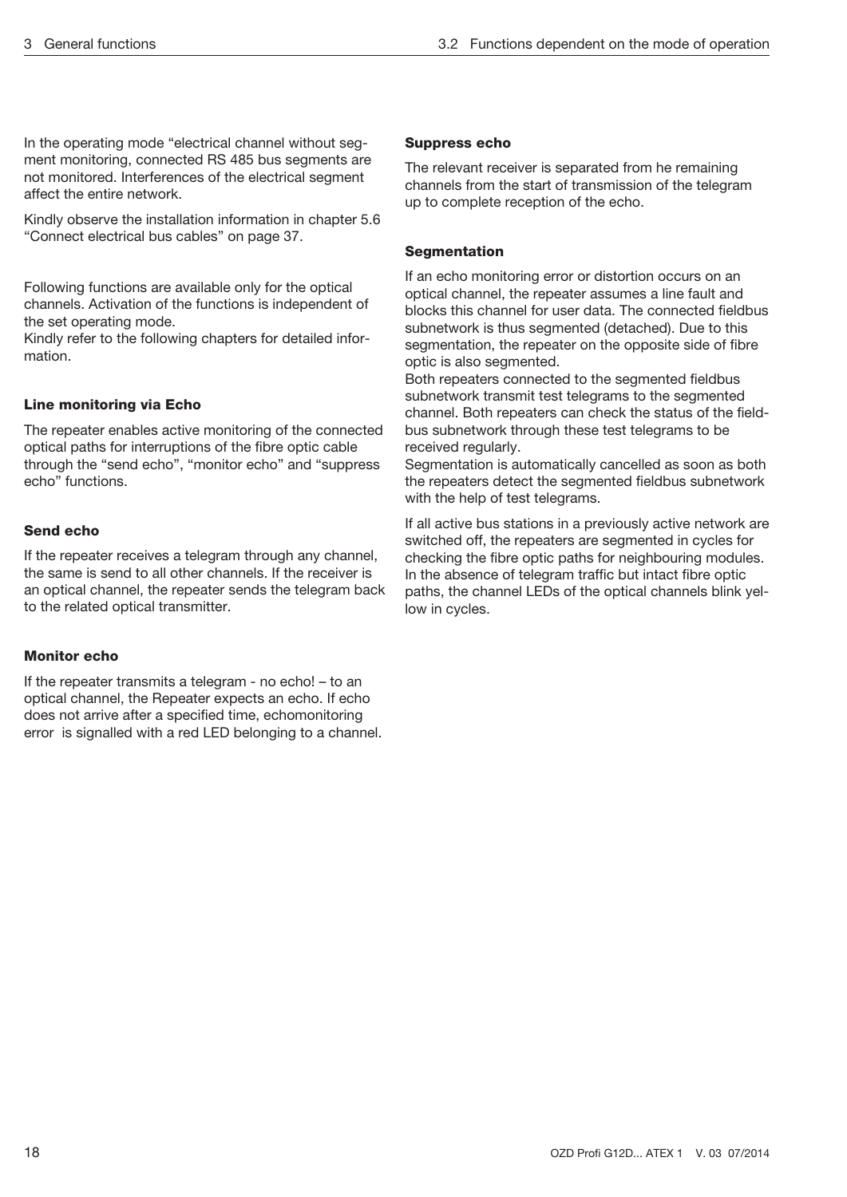In the operating mode "electrical channel without segment monitoring, connected RS 485 bus segments are not monitored. Interferences of the electrical segment affect the entire network.

Kindly observe the installation information in chapter 5.6 "Connect electrical bus cables" on page 37.

Following functions are available only for the optical channels. Activation of the functions is independent of the set operating mode.
Kindly refer to the following chapters for detailed information.

#### Line monitoring via Echo

The repeater enables active monitoring of the connected optical paths for interruptions of the fibre optic cable through the "send echo", "monitor echo" and "suppress echo" functions.

#### Send echo

If the repeater receives a telegram through any channel, the same is send to all other channels. If the receiver is an optical channel, the repeater sends the telegram back to the related optical transmitter.

#### Monitor echo

If the repeater transmits a telegram - no echo! – to an optical channel, the Repeater expects an echo. If echo does not arrive after a specified time, echomonitoring error is signalled with a red LED belonging to a channel.

#### Suppress echo

The relevant receiver is separated from he remaining channels from the start of transmission of the telegram up to complete reception of the echo.

#### Segmentation

If an echo monitoring error or distortion occurs on an optical channel, the repeater assumes a line fault and blocks this channel for user data. The connected fieldbus subnetwork is thus segmented (detached). Due to this segmentation, the repeater on the opposite side of fibre optic is also segmented.
Both repeaters connected to the segmented fieldbus subnetwork transmit test telegrams to the segmented channel. Both repeaters can check the status of the fieldbus subnetwork through these test telegrams to be received regularly.
Segmentation is automatically cancelled as soon as both the repeaters detect the segmented fieldbus subnetwork with the help of test telegrams.

If all active bus stations in a previously active network are switched off, the repeaters are segmented in cycles for checking the fibre optic paths for neighbouring modules. In the absence of telegram traffic but intact fibre optic paths, the channel LEDs of the optical channels blink yellow in cycles.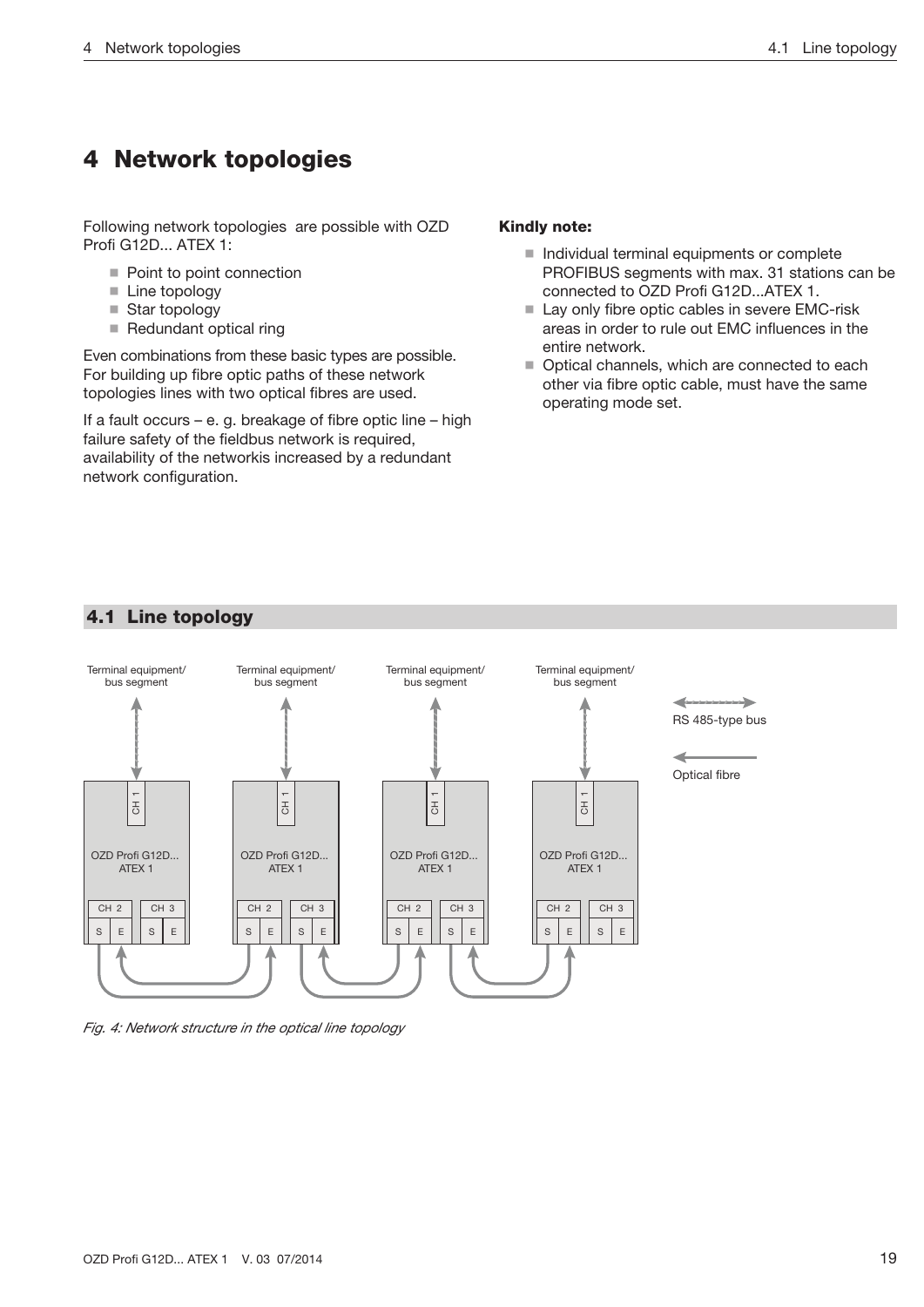# 4 Network topologies

Following network topologies are possible with OZD Profi G12D... ATEX 1:

- Point to point connection
- Line topology
- Star topology
- Redundant optical ring

Even combinations from these basic types are possible. For building up fibre optic paths of these network topologies lines with two optical fibres are used.

If a fault occurs – e. g. breakage of fibre optic line – high failure safety of the fieldbus network is required, availability of the networkis increased by a redundant network configuration.

**Kindly note:**

- Individual terminal equipments or complete PROFIBUS segments with max. 31 stations can be connected to OZD Profi G12D...ATEX 1.
- Lay only fibre optic cables in severe EMC-risk areas in order to rule out EMC influences in the entire network.
- Optical channels, which are connected to each other via fibre optic cable, must have the same operating mode set.

## 4.1 Line topology

Terminal equipment/ bus segment

Terminal equipment/ bus segment

Terminal equipment/ bus segment

Terminal equipment/ bus segment

RS 485-type bus

Optical fibre

CH 1 | OZD Profi G12D... ATEX 1 | CH 2 S E | CH 3 S E

CH 1 | OZD Profi G12D... ATEX 1 | CH 2 S E | CH 3 S E

CH 1 | OZD Profi G12D... ATEX 1 | CH 2 S E | CH 3 S E

CH 1 | OZD Profi G12D... ATEX 1 | CH 2 S E | CH 3 S E

*Fig. 4: Network structure in the optical line topology*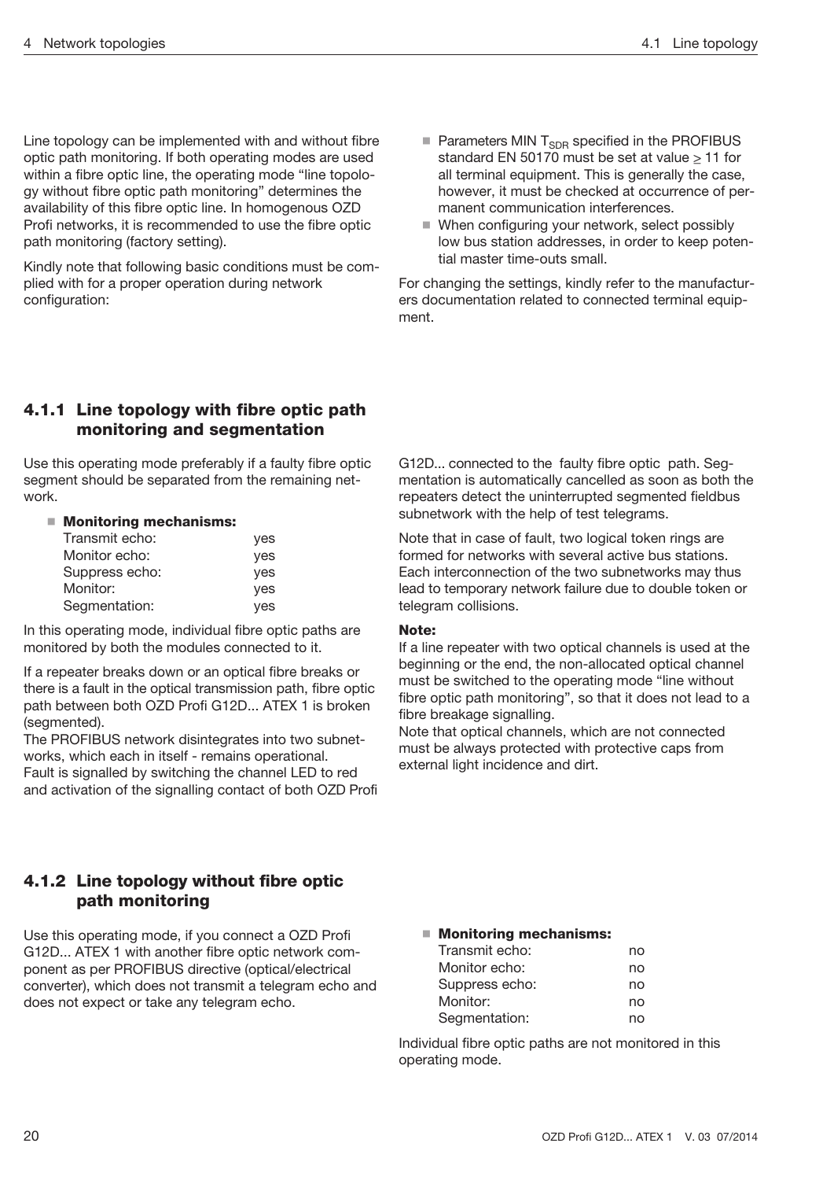Line topology can be implemented with and without fibre optic path monitoring. If both operating modes are used within a fibre optic line, the operating mode "line topology without fibre optic path monitoring" determines the availability of this fibre optic line. In homogenous OZD Profi networks, it is recommended to use the fibre optic path monitoring (factory setting).

Kindly note that following basic conditions must be complied with for a proper operation during network configuration:

- Parameters MIN $T_{SDR}$ specified in the PROFIBUS standard EN 50170 must be set at value ≥ 11 for all terminal equipment. This is generally the case, however, it must be checked at occurrence of permanent communication interferences.
- When configuring your network, select possibly low bus station addresses, in order to keep potential master time-outs small.

For changing the settings, kindly refer to the manufacturers documentation related to connected terminal equipment.

### 4.1.1 Line topology with fibre optic path monitoring and segmentation

Use this operating mode preferably if a faulty fibre optic segment should be separated from the remaining network.

- **Monitoring mechanisms:**

| | |
|---|---|
| Transmit echo: | yes |
| Monitor echo: | yes |
| Suppress echo: | yes |
| Monitor: | yes |
| Segmentation: | yes |

In this operating mode, individual fibre optic paths are monitored by both the modules connected to it.

If a repeater breaks down or an optical fibre breaks or there is a fault in the optical transmission path, fibre optic path between both OZD Profi G12D... ATEX 1 is broken (segmented).
The PROFIBUS network disintegrates into two subnetworks, which each in itself - remains operational.
Fault is signalled by switching the channel LED to red and activation of the signalling contact of both OZD Profi G12D... connected to the faulty fibre optic path. Segmentation is automatically cancelled as soon as both the repeaters detect the uninterrupted segmented fieldbus subnetwork with the help of test telegrams.

Note that in case of fault, two logical token rings are formed for networks with several active bus stations. Each interconnection of the two subnetworks may thus lead to temporary network failure due to double token or telegram collisions.

**Note:**
If a line repeater with two optical channels is used at the beginning or the end, the non-allocated optical channel must be switched to the operating mode "line without fibre optic path monitoring", so that it does not lead to a fibre breakage signalling.
Note that optical channels, which are not connected must be always protected with protective caps from external light incidence and dirt.

### 4.1.2 Line topology without fibre optic path monitoring

Use this operating mode, if you connect a OZD Profi G12D... ATEX 1 with another fibre optic network component as per PROFIBUS directive (optical/electrical converter), which does not transmit a telegram echo and does not expect or take any telegram echo.

- **Monitoring mechanisms:**

| | |
|---|---|
| Transmit echo: | no |
| Monitor echo: | no |
| Suppress echo: | no |
| Monitor: | no |
| Segmentation: | no |

Individual fibre optic paths are not monitored in this operating mode.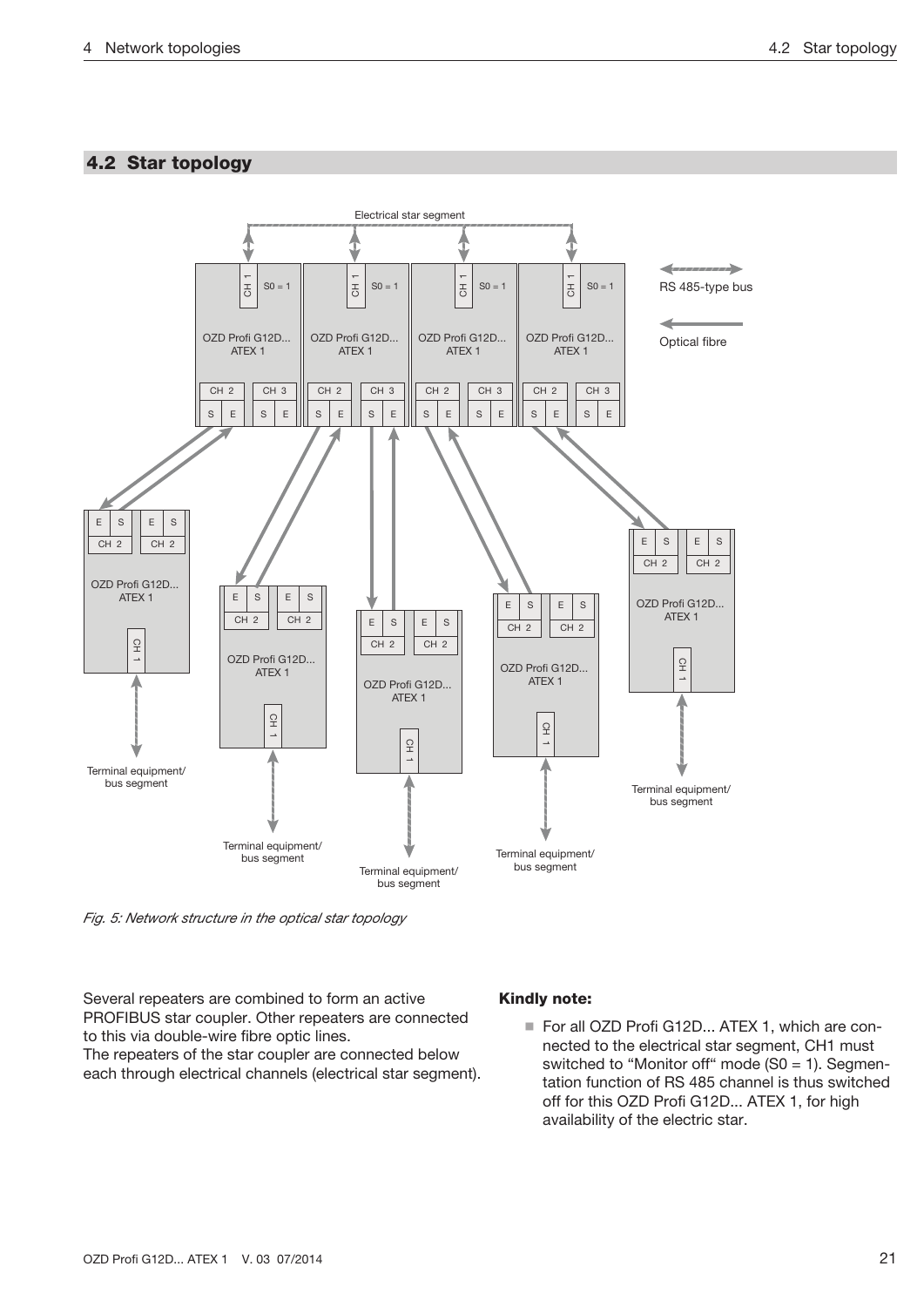## 4.2 Star topology

Fig. 5: Network structure in the optical star topology

Several repeaters are combined to form an active PROFIBUS star coupler. Other repeaters are connected to this via double-wire fibre optic lines.
The repeaters of the star coupler are connected below each through electrical channels (electrical star segment).

**Kindly note:**

- For all OZD Profi G12D... ATEX 1, which are connected to the electrical star segment, CH1 must switched to “Monitor off“ mode (S0 = 1). Segmentation function of RS 485 channel is thus switched off for this OZD Profi G12D... ATEX 1, for high availability of the electric star.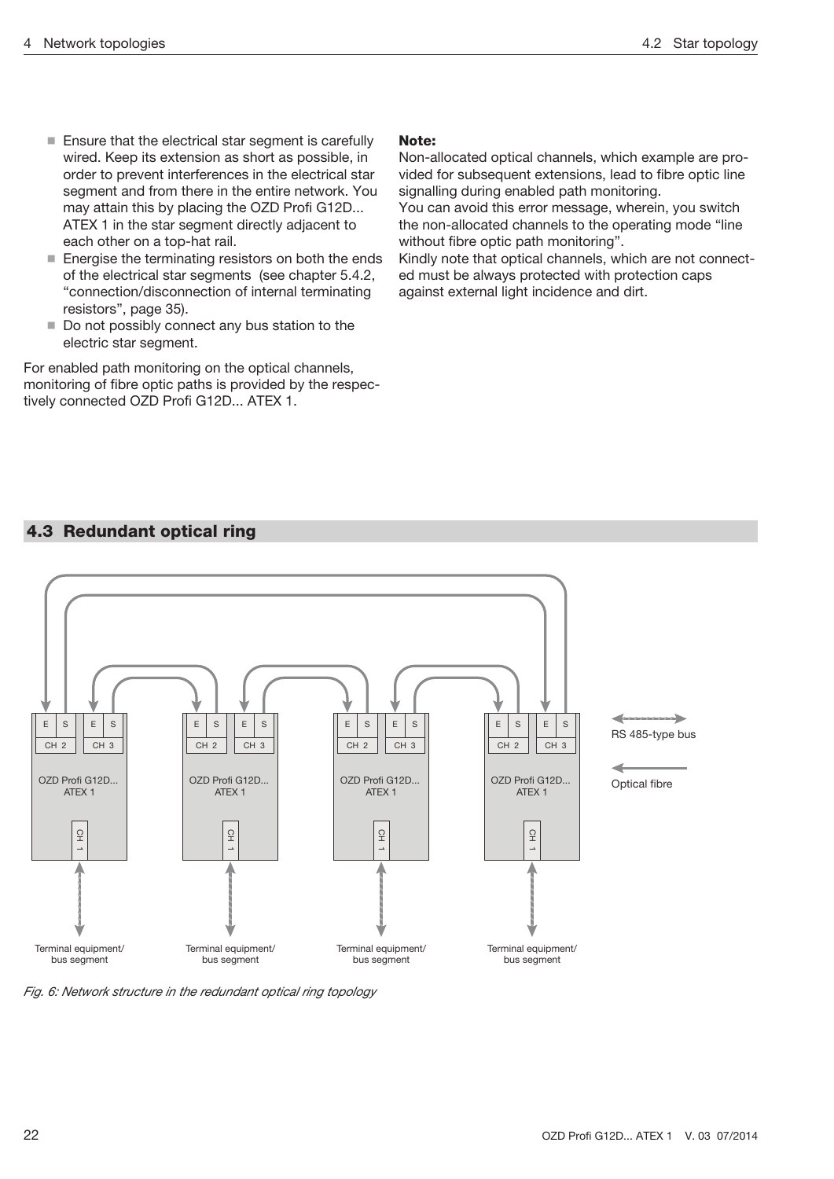- Ensure that the electrical star segment is carefully wired. Keep its extension as short as possible, in order to prevent interferences in the electrical star segment and from there in the entire network. You may attain this by placing the OZD Profi G12D... ATEX 1 in the star segment directly adjacent to each other on a top-hat rail.
- Energise the terminating resistors on both the ends of the electrical star segments (see chapter 5.4.2, “connection/disconnection of internal terminating resistors”, page 35).
- Do not possibly connect any bus station to the electric star segment.

For enabled path monitoring on the optical channels, monitoring of fibre optic paths is provided by the respectively connected OZD Profi G12D... ATEX 1.

**Note:**
Non-allocated optical channels, which example are provided for subsequent extensions, lead to fibre optic line signalling during enabled path monitoring.
You can avoid this error message, wherein, you switch the non-allocated channels to the operating mode “line without fibre optic path monitoring”.
Kindly note that optical channels, which are not connected must be always protected with protection caps against external light incidence and dirt.

## 4.3 Redundant optical ring

*Fig. 6: Network structure in the redundant optical ring topology*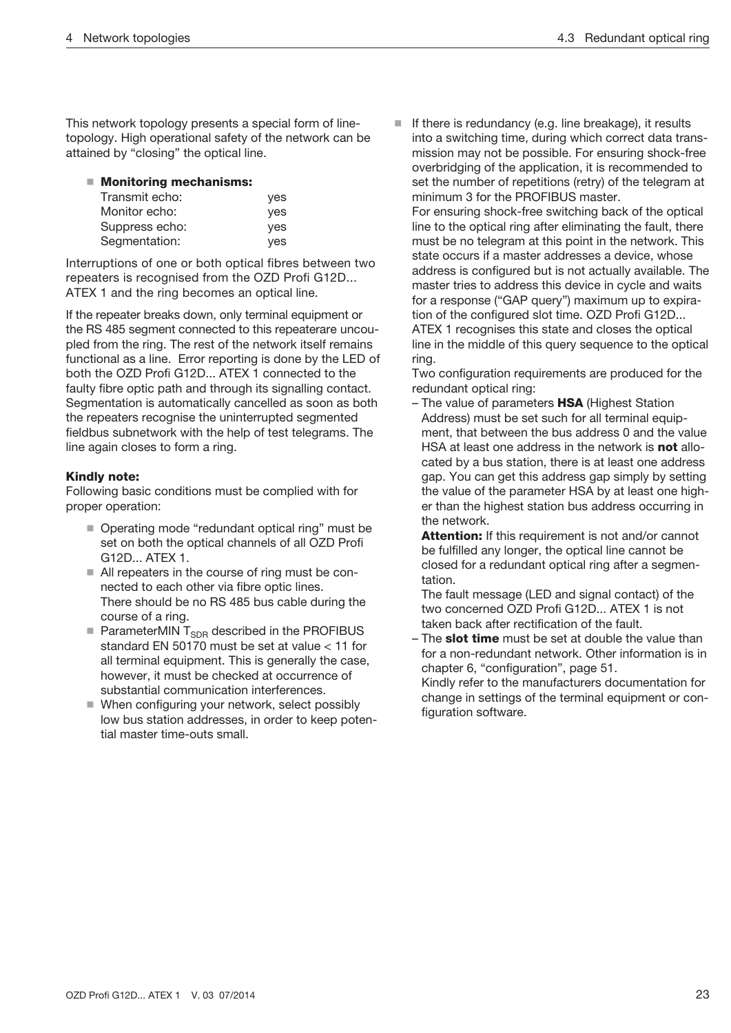This network topology presents a special form of line-topology. High operational safety of the network can be attained by "closing" the optical line.

- **Monitoring mechanisms:**

| | |
|---|---|
| Transmit echo: | yes |
| Monitor echo: | yes |
| Suppress echo: | yes |
| Segmentation: | yes |

Interruptions of one or both optical fibres between two repeaters is recognised from the OZD Profi G12D... ATEX 1 and the ring becomes an optical line.

If the repeater breaks down, only terminal equipment or the RS 485 segment connected to this repeaterare uncoupled from the ring. The rest of the network itself remains functional as a line. Error reporting is done by the LED of both the OZD Profi G12D... ATEX 1 connected to the faulty fibre optic path and through its signalling contact. Segmentation is automatically cancelled as soon as both the repeaters recognise the uninterrupted segmented fieldbus subnetwork with the help of test telegrams. The line again closes to form a ring.

**Kindly note:**
Following basic conditions must be complied with for proper operation:

- Operating mode "redundant optical ring" must be set on both the optical channels of all OZD Profi G12D... ATEX 1.
- All repeaters in the course of ring must be connected to each other via fibre optic lines. There should be no RS 485 bus cable during the course of a ring.
- ParameterMIN $T_{SDR}$ described in the PROFIBUS standard EN 50170 must be set at value < 11 for all terminal equipment. This is generally the case, however, it must be checked at occurrence of substantial communication interferences.
- When configuring your network, select possibly low bus station addresses, in order to keep potential master time-outs small.
- If there is redundancy (e.g. line breakage), it results into a switching time, during which correct data transmission may not be possible. For ensuring shock-free overbridging of the application, it is recommended to set the number of repetitions (retry) of the telegram at minimum 3 for the PROFIBUS master.
  For ensuring shock-free switching back of the optical line to the optical ring after eliminating the fault, there must be no telegram at this point in the network. This state occurs if a master addresses a device, whose address is configured but is not actually available. The master tries to address this device in cycle and waits for a response ("GAP query") maximum up to expiration of the configured slot time. OZD Profi G12D... ATEX 1 recognises this state and closes the optical line in the middle of this query sequence to the optical ring.
  Two configuration requirements are produced for the redundant optical ring:
  - The value of parameters **HSA** (Highest Station Address) must be set such for all terminal equipment, that between the bus address 0 and the value HSA at least one address in the network is **not** allocated by a bus station, there is at least one address gap. You can get this address gap simply by setting the value of the parameter HSA by at least one higher than the highest station bus address occurring in the network.
    **Attention:** If this requirement is not and/or cannot be fulfilled any longer, the optical line cannot be closed for a redundant optical ring after a segmentation.
    The fault message (LED and signal contact) of the two concerned OZD Profi G12D... ATEX 1 is not taken back after rectification of the fault.
  - The **slot time** must be set at double the value than for a non-redundant network. Other information is in chapter 6, "configuration", page 51.
    Kindly refer to the manufacturers documentation for change in settings of the terminal equipment or configuration software.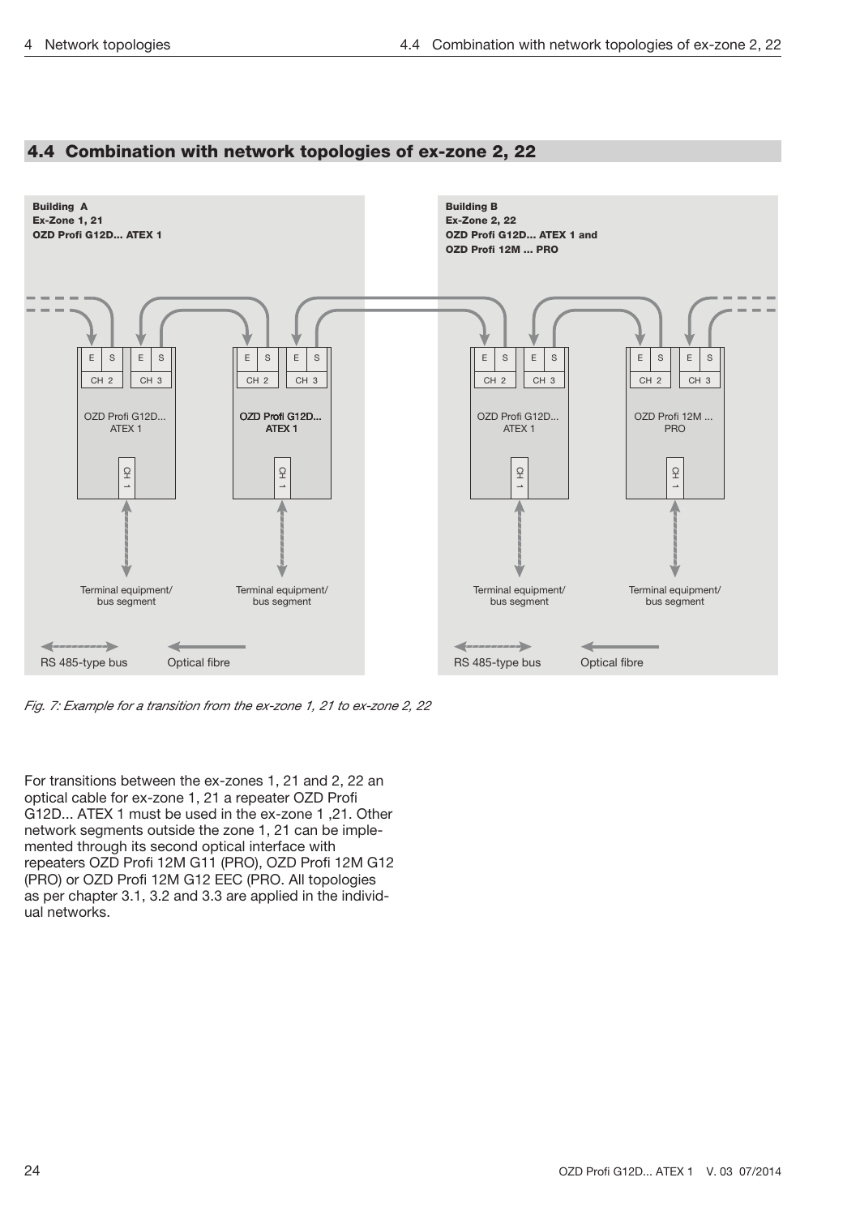## 4.4 Combination with network topologies of ex-zone 2, 22

*Fig. 7: Example for a transition from the ex-zone 1, 21 to ex-zone 2, 22*

For transitions between the ex-zones 1, 21 and 2, 22 an optical cable for ex-zone 1, 21 a repeater OZD Profi G12D... ATEX 1 must be used in the ex-zone 1 ,21. Other network segments outside the zone 1, 21 can be implemented through its second optical interface with repeaters OZD Profi 12M G11 (PRO), OZD Profi 12M G12 (PRO) or OZD Profi 12M G12 EEC (PRO. All topologies as per chapter 3.1, 3.2 and 3.3 are applied in the individual networks.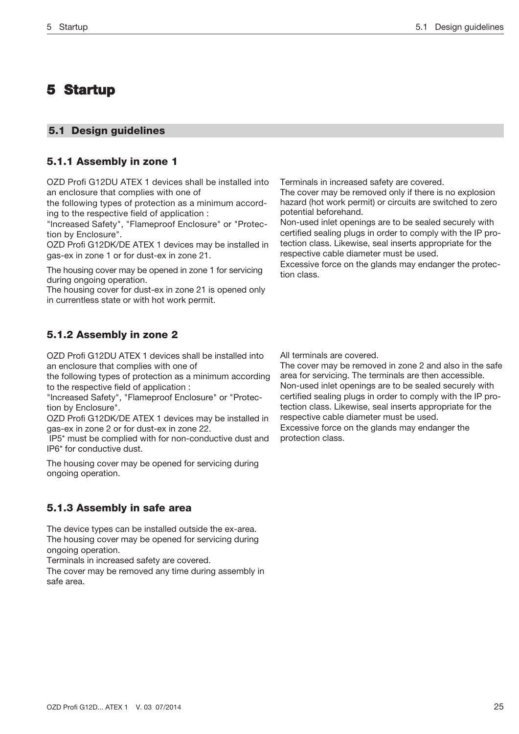# 5 Startup

## 5.1 Design guidelines

### 5.1.1 Assembly in zone 1

OZD Profi G12DU ATEX 1 devices shall be installed into an enclosure that complies with one of
the following types of protection as a minimum according to the respective field of application :
"Increased Safety", "Flameproof Enclosure" or "Protection by Enclosure".
OZD Profi G12DK/DE ATEX 1 devices may be installed in gas-ex in zone 1 or for dust-ex in zone 21.

The housing cover may be opened in zone 1 for servicing during ongoing operation.
The housing cover for dust-ex in zone 21 is opened only in currentless state or with hot work permit.

Terminals in increased safety are covered.
The cover may be removed only if there is no explosion hazard (hot work permit) or circuits are switched to zero potential beforehand.
Non-used inlet openings are to be sealed securely with certified sealing plugs in order to comply with the IP protection class. Likewise, seal inserts appropriate for the respective cable diameter must be used.
Excessive force on the glands may endanger the protection class.

### 5.1.2 Assembly in zone 2

OZD Profi G12DU ATEX 1 devices shall be installed into an enclosure that complies with one of
the following types of protection as a minimum according to the respective field of application :
"Increased Safety", "Flameproof Enclosure" or "Protection by Enclosure".
OZD Profi G12DK/DE ATEX 1 devices may be installed in gas-ex in zone 2 or for dust-ex in zone 22.
IP5* must be complied with for non-conductive dust and IP6* for conductive dust.

The housing cover may be opened for servicing during ongoing operation.

All terminals are covered.
The cover may be removed in zone 2 and also in the safe area for servicing. The terminals are then accessible.
Non-used inlet openings are to be sealed securely with certified sealing plugs in order to comply with the IP protection class. Likewise, seal inserts appropriate for the respective cable diameter must be used.
Excessive force on the glands may endanger the protection class.

### 5.1.3 Assembly in safe area

The device types can be installed outside the ex-area.
The housing cover may be opened for servicing during ongoing operation.
Terminals in increased safety are covered.
The cover may be removed any time during assembly in safe area.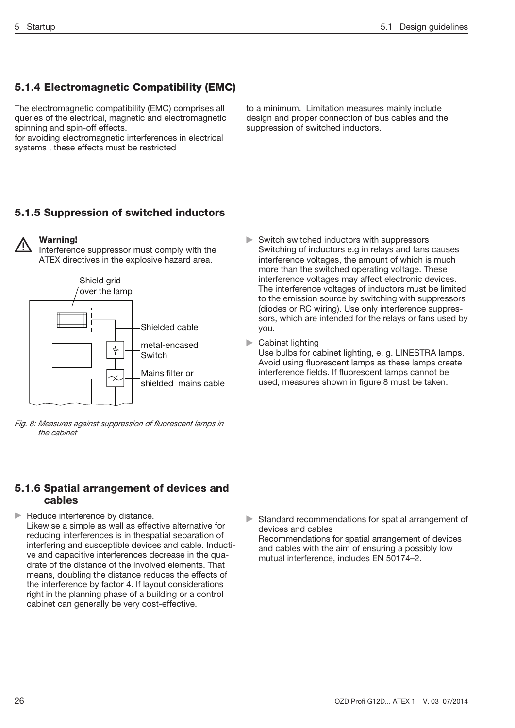## 5.1.4 Electromagnetic Compatibility (EMC)

The electromagnetic compatibility (EMC) comprises all queries of the electrical, magnetic and electromagnetic spinning and spin-off effects.
for avoiding electromagnetic interferences in electrical systems , these effects must be restricted to a minimum. Limitation measures mainly include design and proper connection of bus cables and the suppression of switched inductors.

## 5.1.5 Suppression of switched inductors

⚠ **Warning!**
Interference suppressor must comply with the ATEX directives in the explosive hazard area.

Shield grid over the lamp
Shielded cable
metal-encased Switch
Mains filter or shielded mains cable

*Fig. 8: Measures against suppression of fluorescent lamps in the cabinet*

- Switch switched inductors with suppressors
  Switching of inductors e.g in relays and fans causes interference voltages, the amount of which is much more than the switched operating voltage. These interference voltages may affect electronic devices. The interference voltages of inductors must be limited to the emission source by switching with suppressors (diodes or RC wiring). Use only interference suppressors, which are intended for the relays or fans used by you.
- Cabinet lighting
  Use bulbs for cabinet lighting, e. g. LINESTRA lamps. Avoid using fluorescent lamps as these lamps create interference fields. If fluorescent lamps cannot be used, measures shown in figure 8 must be taken.

## 5.1.6 Spatial arrangement of devices and cables

- Reduce interference by distance.
  Likewise a simple as well as effective alternative for reducing interferences is in thespatial separation of interfering and susceptible devices and cable. Inductive and capacitive interferences decrease in the quadrate of the distance of the involved elements. That means, doubling the distance reduces the effects of the interference by factor 4. If layout considerations right in the planning phase of a building or a control cabinet can generally be very cost-effective.
- Standard recommendations for spatial arrangement of devices and cables
  Recommendations for spatial arrangement of devices and cables with the aim of ensuring a possibly low mutual interference, includes EN 50174–2.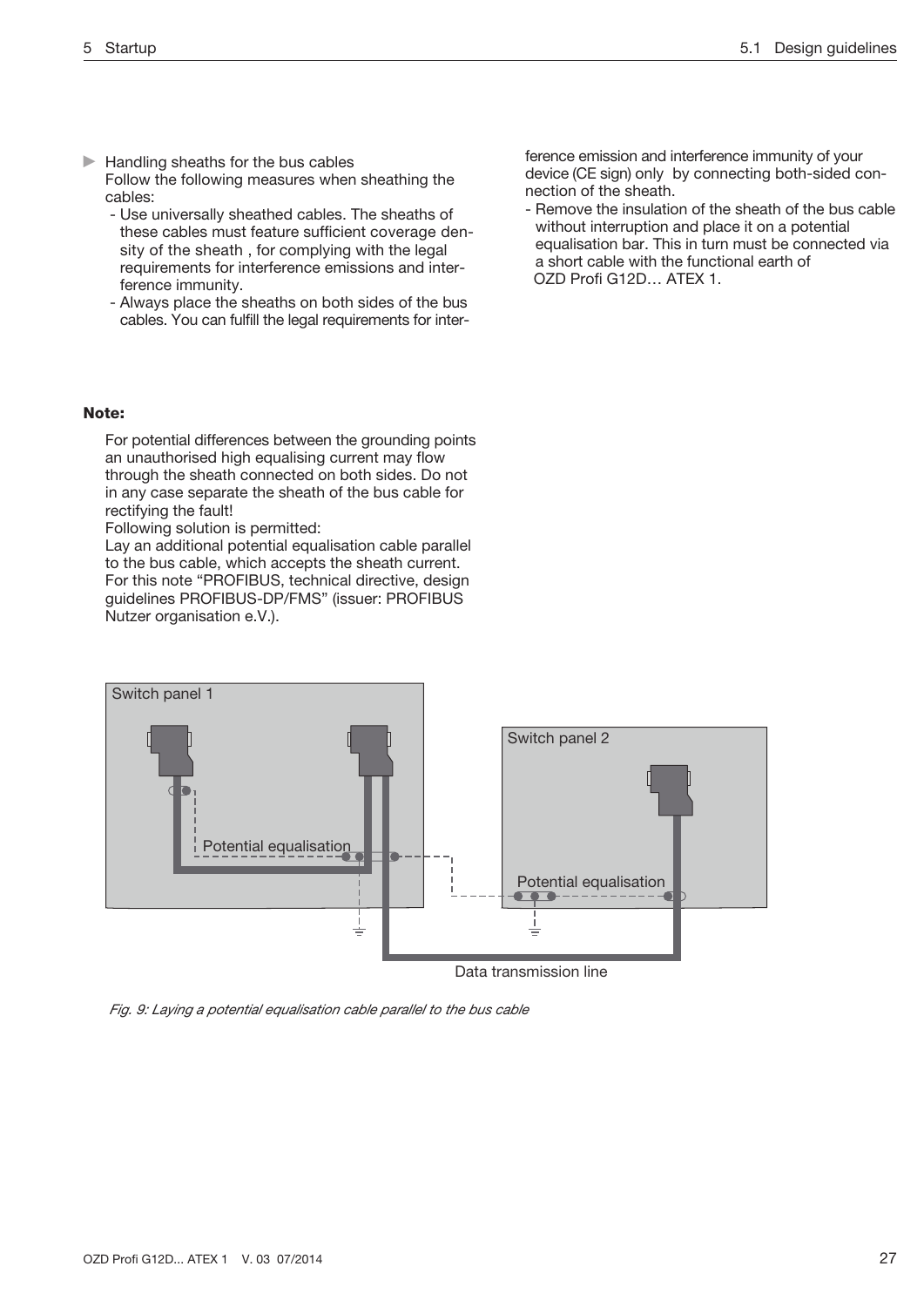- Handling sheaths for the bus cables
  Follow the following measures when sheathing the cables:
  - Use universally sheathed cables. The sheaths of these cables must feature sufficient coverage density of the sheath , for complying with the legal requirements for interference emissions and interference immunity.
  - Always place the sheaths on both sides of the bus cables. You can fulfill the legal requirements for interference emission and interference immunity of your device (CE sign) only by connecting both-sided connection of the sheath.
  - Remove the insulation of the sheath of the bus cable without interruption and place it on a potential equalisation bar. This in turn must be connected via a short cable with the functional earth of OZD Profi G12D… ATEX 1.

**Note:**

For potential differences between the grounding points an unauthorised high equalising current may flow through the sheath connected on both sides. Do not in any case separate the sheath of the bus cable for rectifying the fault!
Following solution is permitted:
Lay an additional potential equalisation cable parallel to the bus cable, which accepts the sheath current.
For this note “PROFIBUS, technical directive, design guidelines PROFIBUS-DP/FMS” (issuer: PROFIBUS Nutzer organisation e.V.).

Switch panel 1

Switch panel 2

Potential equalisation

Potential equalisation

Data transmission line

*Fig. 9: Laying a potential equalisation cable parallel to the bus cable*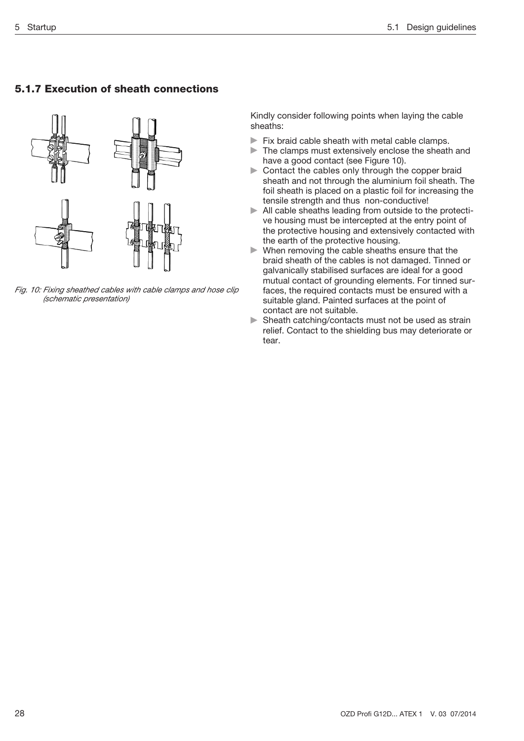### 5.1.7 Execution of sheath connections

*Fig. 10: Fixing sheathed cables with cable clamps and hose clip (schematic presentation)*

Kindly consider following points when laying the cable sheaths:

- Fix braid cable sheath with metal cable clamps.
- The clamps must extensively enclose the sheath and have a good contact (see Figure 10).
- Contact the cables only through the copper braid sheath and not through the aluminium foil sheath. The foil sheath is placed on a plastic foil for increasing the tensile strength and thus non-conductive!
- All cable sheaths leading from outside to the protective housing must be intercepted at the entry point of the protective housing and extensively contacted with the earth of the protective housing.
- When removing the cable sheaths ensure that the braid sheath of the cables is not damaged. Tinned or galvanically stabilised surfaces are ideal for a good mutual contact of grounding elements. For tinned surfaces, the required contacts must be ensured with a suitable gland. Painted surfaces at the point of contact are not suitable.
- Sheath catching/contacts must not be used as strain relief. Contact to the shielding bus may deteriorate or tear.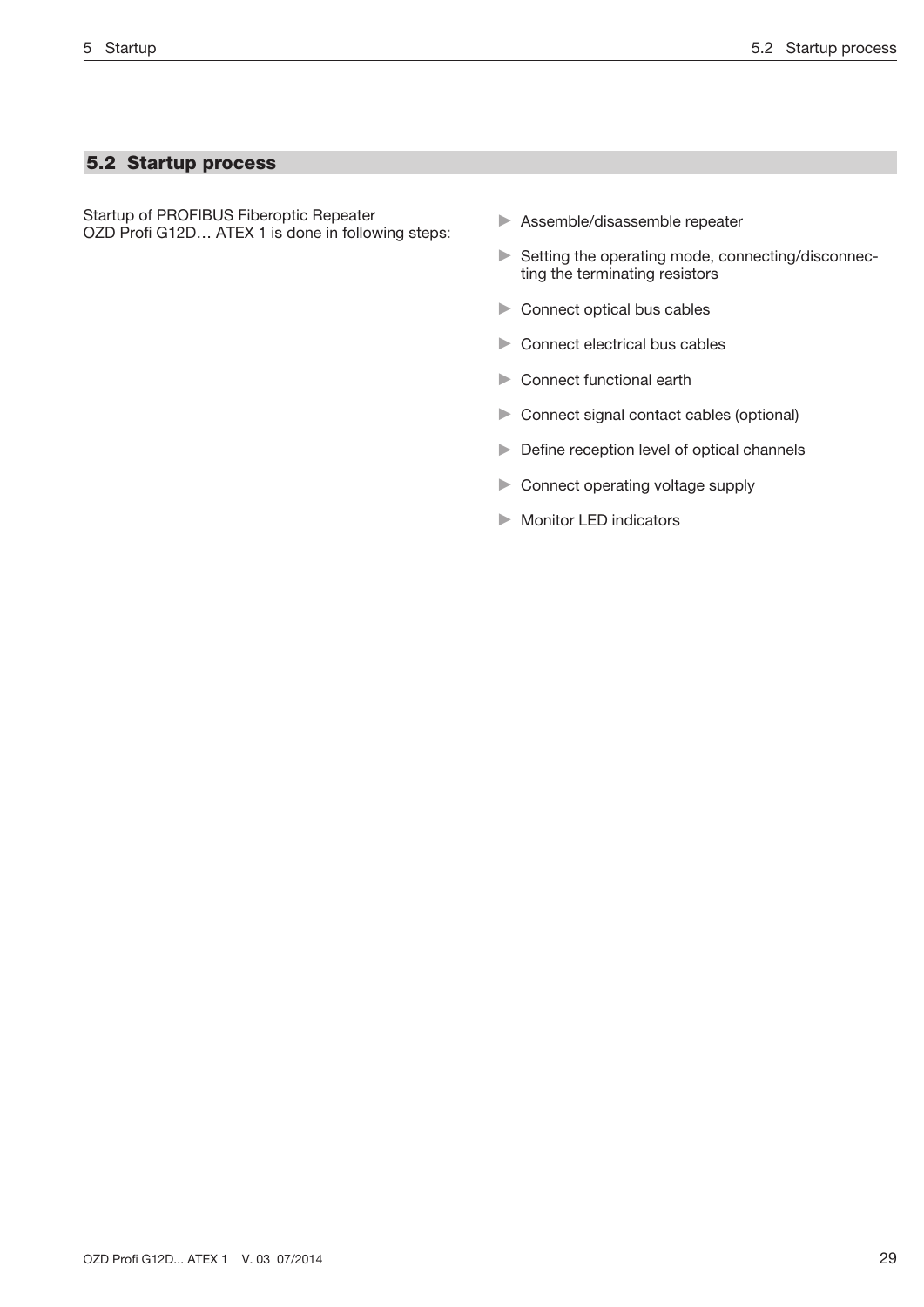## 5.2 Startup process

Startup of PROFIBUS Fiberoptic Repeater OZD Profi G12D… ATEX 1 is done in following steps:

- Assemble/disassemble repeater
- Setting the operating mode, connecting/disconnecting the terminating resistors
- Connect optical bus cables
- Connect electrical bus cables
- Connect functional earth
- Connect signal contact cables (optional)
- Define reception level of optical channels
- Connect operating voltage supply
- Monitor LED indicators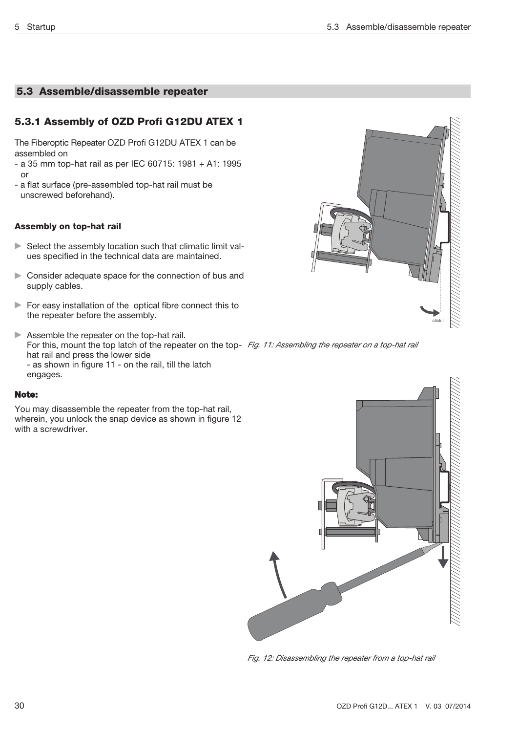## 5.3 Assemble/disassemble repeater

### 5.3.1 Assembly of OZD Profi G12DU ATEX 1

The Fiberoptic Repeater OZD Profi G12DU ATEX 1 can be assembled on
- a 35 mm top-hat rail as per IEC 60715: 1981 + A1: 1995 or
- a flat surface (pre-assembled top-hat rail must be unscrewed beforehand).

**Assembly on top-hat rail**

- Select the assembly location such that climatic limit values specified in the technical data are maintained.
- Consider adequate space for the connection of bus and supply cables.
- For easy installation of the optical fibre connect this to the repeater before the assembly.
- Assemble the repeater on the top-hat rail. For this, mount the top latch of the repeater on the top-hat rail and press the lower side - as shown in figure 11 - on the rail, till the latch engages.

*Fig. 11: Assembling the repeater on a top-hat rail*

**Note:**

You may disassemble the repeater from the top-hat rail, wherein, you unlock the snap device as shown in figure 12 with a screwdriver.

*Fig. 12: Disassembling the repeater from a top-hat rail*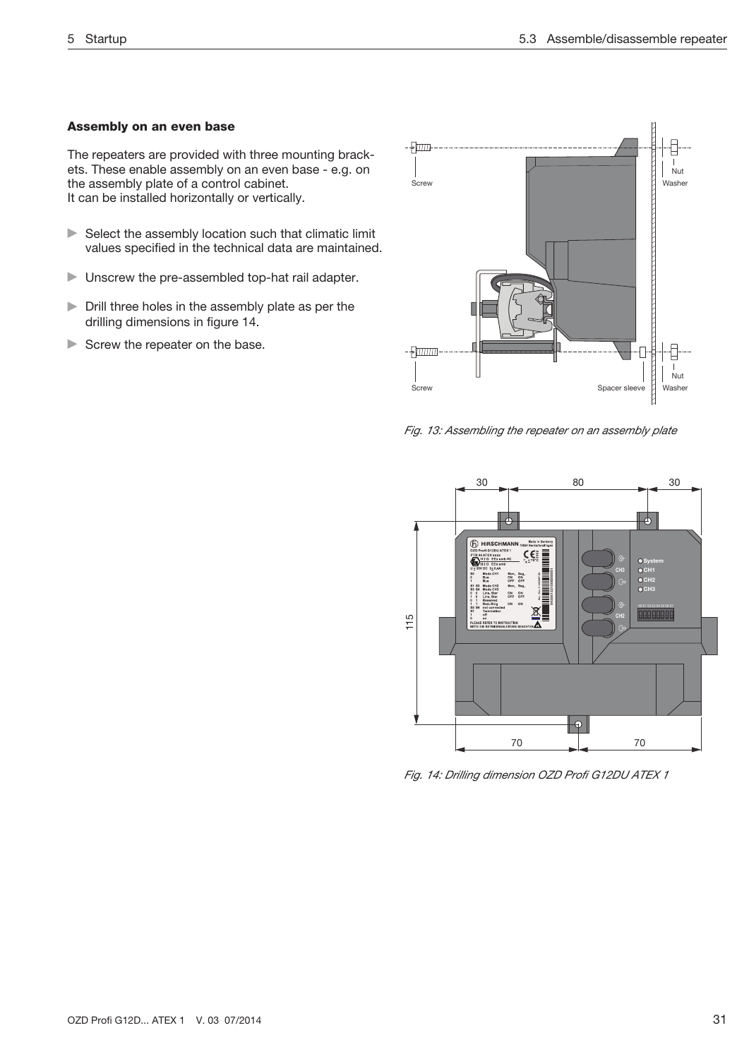### Assembly on an even base

The repeaters are provided with three mounting brackets. These enable assembly on an even base - e.g. on the assembly plate of a control cabinet.
It can be installed horizontally or vertically.

- Select the assembly location such that climatic limit values specified in the technical data are maintained.
- Unscrew the pre-assembled top-hat rail adapter.
- Drill three holes in the assembly plate as per the drilling dimensions in figure 14.
- Screw the repeater on the base.

*Fig. 13: Assembling the repeater on an assembly plate*

*Fig. 14: Drilling dimension OZD Profi G12DU ATEX 1*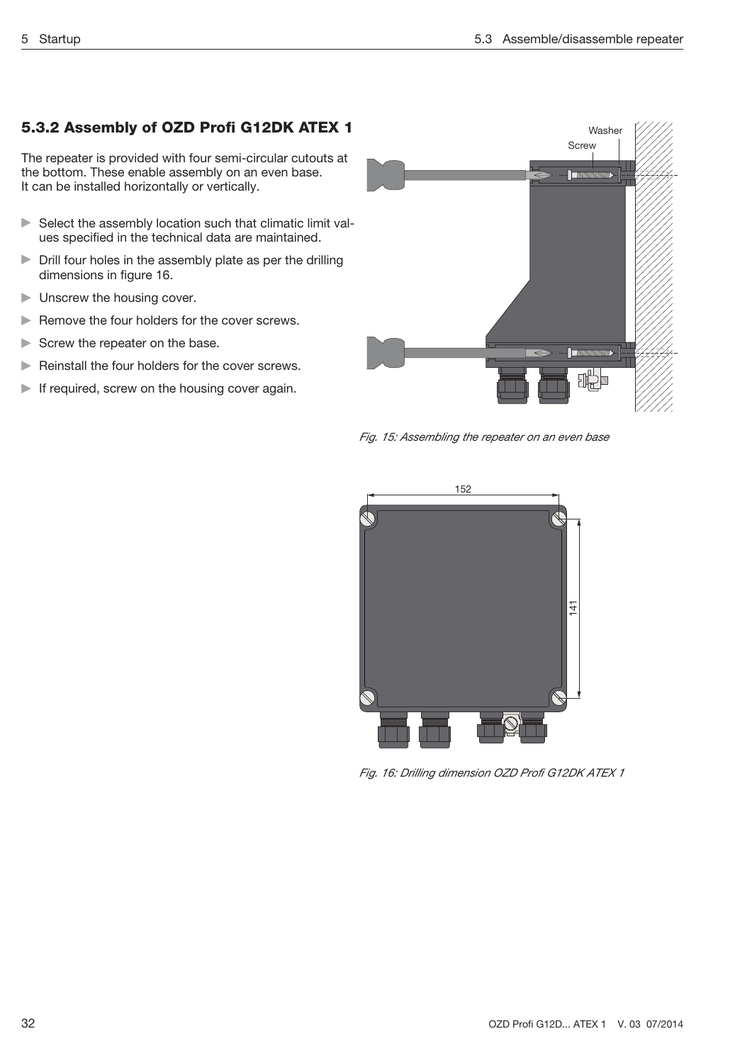### 5.3.2 Assembly of OZD Profi G12DK ATEX 1

The repeater is provided with four semi-circular cutouts at the bottom. These enable assembly on an even base. It can be installed horizontally or vertically.

- Select the assembly location such that climatic limit values specified in the technical data are maintained.
- Drill four holes in the assembly plate as per the drilling dimensions in figure 16.
- Unscrew the housing cover.
- Remove the four holders for the cover screws.
- Screw the repeater on the base.
- Reinstall the four holders for the cover screws.
- If required, screw on the housing cover again.

*Fig. 15: Assembling the repeater on an even base*

*Fig. 16: Drilling dimension OZD Profi G12DK ATEX 1*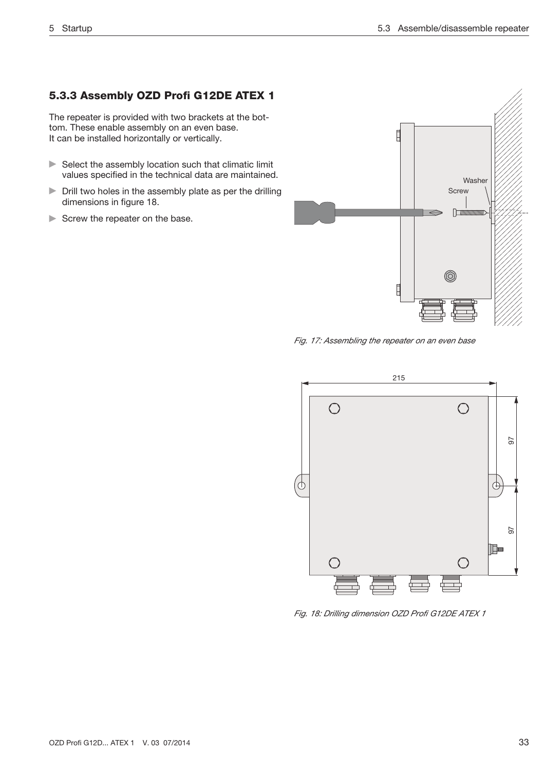### 5.3.3 Assembly OZD Profi G12DE ATEX 1

The repeater is provided with two brackets at the bottom. These enable assembly on an even base.
It can be installed horizontally or vertically.

- Select the assembly location such that climatic limit values specified in the technical data are maintained.
- Drill two holes in the assembly plate as per the drilling dimensions in figure 18.
- Screw the repeater on the base.

*Fig. 17: Assembling the repeater on an even base*

*Fig. 18: Drilling dimension OZD Profi G12DE ATEX 1*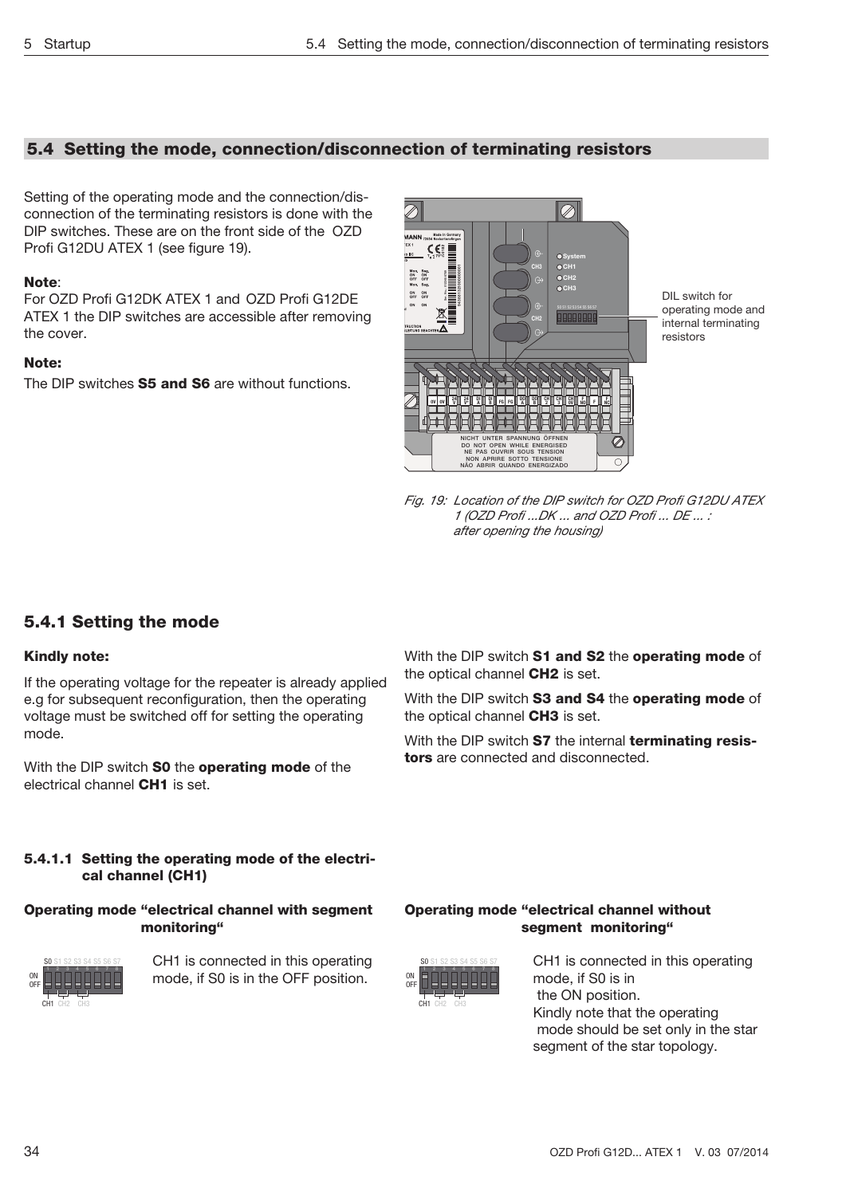## 5.4 Setting the mode, connection/disconnection of terminating resistors

Setting of the operating mode and the connection/disconnection of the terminating resistors is done with the DIP switches. These are on the front side of the OZD Profi G12DU ATEX 1 (see figure 19).

**Note**:
For OZD Profi G12DK ATEX 1 and OZD Profi G12DE ATEX 1 the DIP switches are accessible after removing the cover.

**Note:**
The DIP switches **S5 and S6** are without functions.

DIL switch for operating mode and internal terminating resistors

*Fig. 19: Location of the DIP switch for OZD Profi G12DU ATEX 1 (OZD Profi ...DK ... and OZD Profi ... DE ... : after opening the housing)*

### 5.4.1 Setting the mode

**Kindly note:**

If the operating voltage for the repeater is already applied e.g for subsequent reconfiguration, then the operating voltage must be switched off for setting the operating mode.

With the DIP switch **S0** the **operating mode** of the electrical channel **CH1** is set.

With the DIP switch **S1 and S2** the **operating mode** of the optical channel **CH2** is set.

With the DIP switch **S3 and S4** the **operating mode** of the optical channel **CH3** is set.

With the DIP switch **S7** the internal **terminating resistors** are connected and disconnected.

#### 5.4.1.1 Setting the operating mode of the electrical channel (CH1)

**Operating mode "electrical channel with segment monitoring"**

CH1 is connected in this operating mode, if S0 is in the OFF position.

**Operating mode "electrical channel without segment monitoring"**

CH1 is connected in this operating mode, if S0 is in the ON position.
Kindly note that the operating mode should be set only in the star segment of the star topology.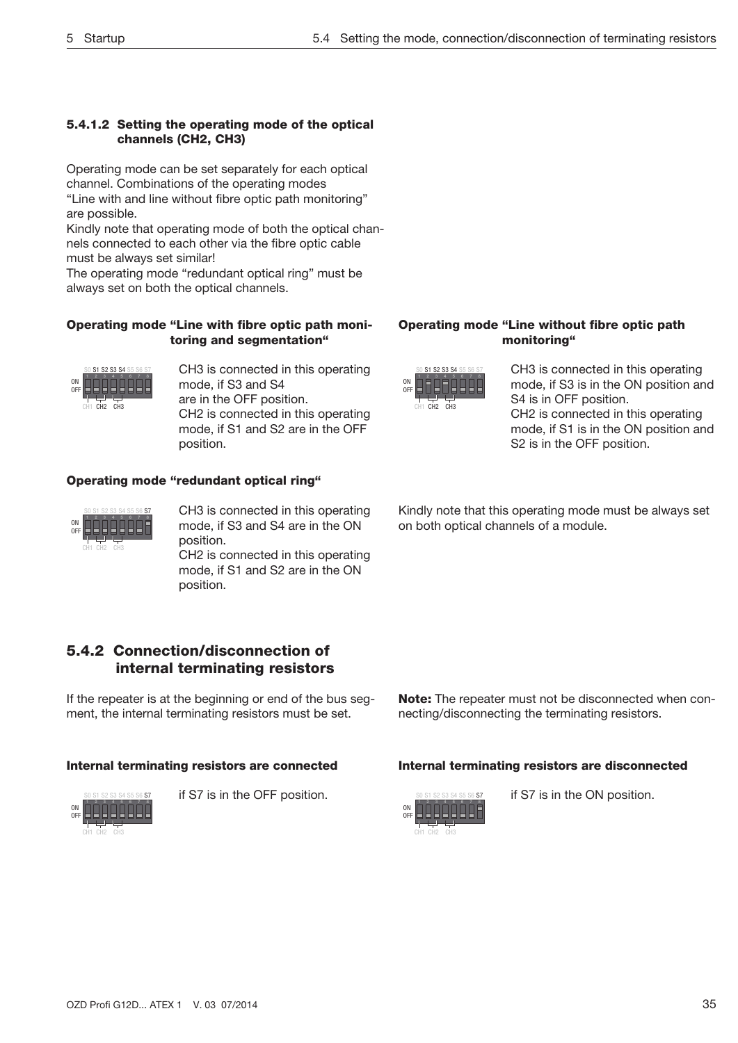#### 5.4.1.2 Setting the operating mode of the optical channels (CH2, CH3)

Operating mode can be set separately for each optical channel. Combinations of the operating modes "Line with and line without fibre optic path monitoring" are possible.
Kindly note that operating mode of both the optical channels connected to each other via the fibre optic cable must be always set similar!
The operating mode "redundant optical ring" must be always set on both the optical channels.

**Operating mode "Line with fibre optic path monitoring and segmentation"**

CH3 is connected in this operating mode, if S3 and S4 are in the OFF position.
CH2 is connected in this operating mode, if S1 and S2 are in the OFF position.

**Operating mode "Line without fibre optic path monitoring"**

CH3 is connected in this operating mode, if S3 is in the ON position and S4 is in OFF position.
CH2 is connected in this operating mode, if S1 is in the ON position and S2 is in the OFF position.

**Operating mode "redundant optical ring"**

CH3 is connected in this operating mode, if S3 and S4 are in the ON position.
CH2 is connected in this operating mode, if S1 and S2 are in the ON position.

Kindly note that this operating mode must be always set on both optical channels of a module.

### 5.4.2 Connection/disconnection of internal terminating resistors

If the repeater is at the beginning or end of the bus segment, the internal terminating resistors must be set.

**Note:** The repeater must not be disconnected when connecting/disconnecting the terminating resistors.

**Internal terminating resistors are connected**

if S7 is in the OFF position.

**Internal terminating resistors are disconnected**

if S7 is in the ON position.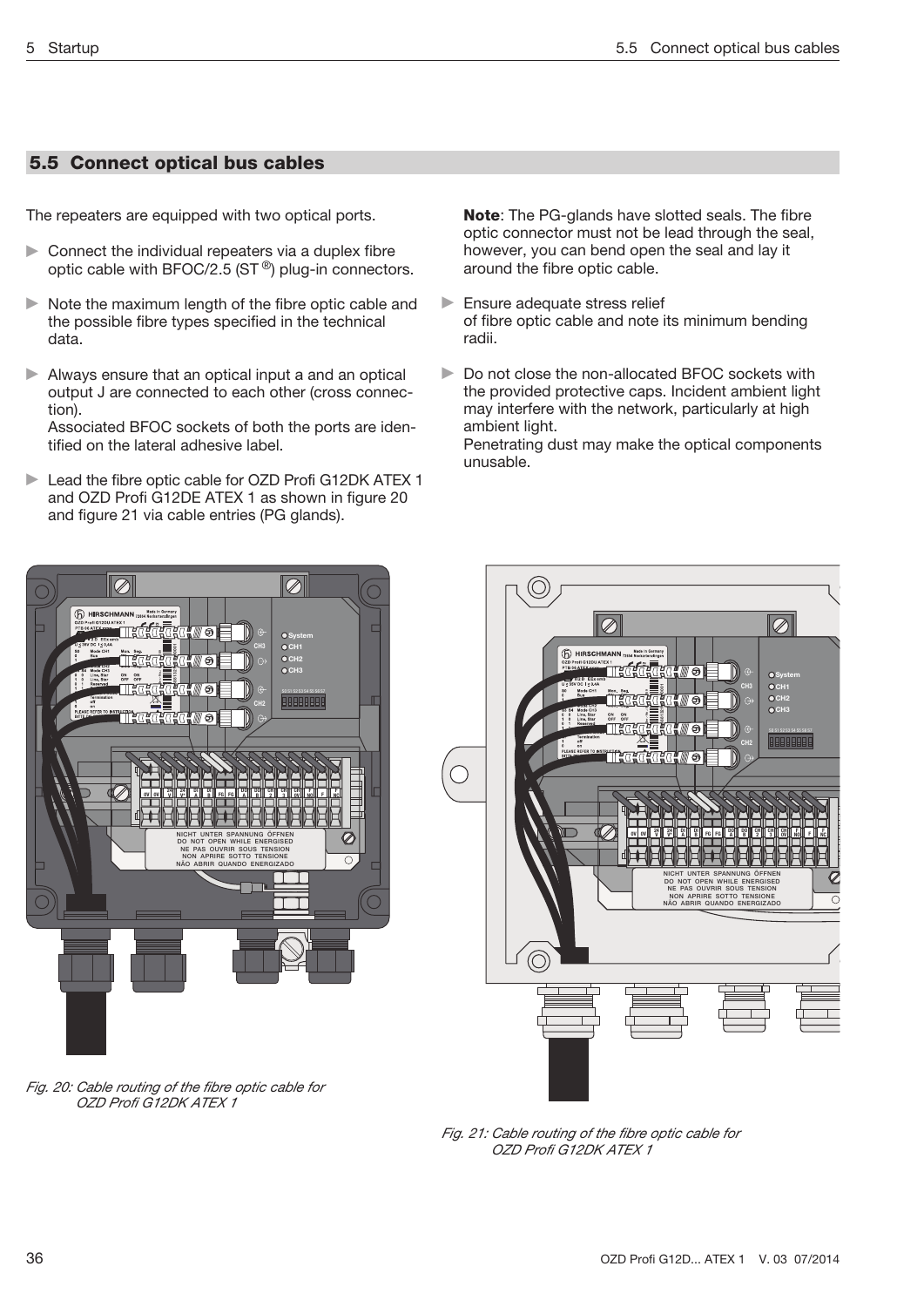## 5.5 Connect optical bus cables

The repeaters are equipped with two optical ports.

- Connect the individual repeaters via a duplex fibre optic cable with BFOC/2.5 (ST®) plug-in connectors.
- Note the maximum length of the fibre optic cable and the possible fibre types specified in the technical data.
- Always ensure that an optical input a and an optical output J are connected to each other (cross connection).
  Associated BFOC sockets of both the ports are identified on the lateral adhesive label.
- Lead the fibre optic cable for OZD Profi G12DK ATEX 1 and OZD Profi G12DE ATEX 1 as shown in figure 20 and figure 21 via cable entries (PG glands).

**Note**: The PG-glands have slotted seals. The fibre optic connector must not be lead through the seal, however, you can bend open the seal and lay it around the fibre optic cable.

- Ensure adequate stress relief of fibre optic cable and note its minimum bending radii.
- Do not close the non-allocated BFOC sockets with the provided protective caps. Incident ambient light may interfere with the network, particularly at high ambient light.
  Penetrating dust may make the optical components unusable.

*Fig. 20: Cable routing of the fibre optic cable for OZD Profi G12DK ATEX 1*

*Fig. 21: Cable routing of the fibre optic cable for OZD Profi G12DK ATEX 1*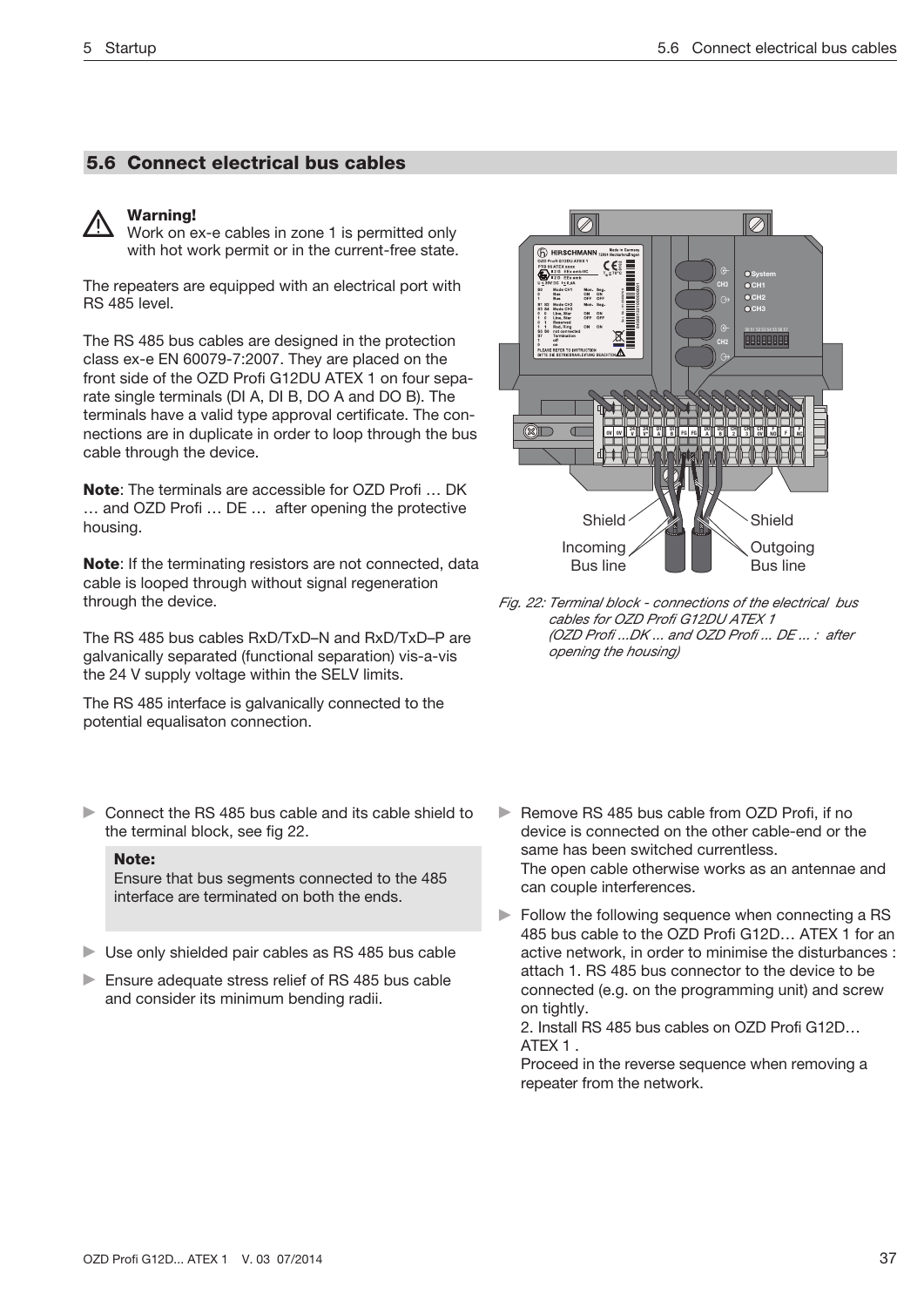## 5.6 Connect electrical bus cables

> ⚠ **Warning!**
> Work on ex-e cables in zone 1 is permitted only with hot work permit or in the current-free state.

The repeaters are equipped with an electrical port with RS 485 level.

The RS 485 bus cables are designed in the protection class ex-e EN 60079-7:2007. They are placed on the front side of the OZD Profi G12DU ATEX 1 on four separate single terminals (DI A, DI B, DO A and DO B). The terminals have a valid type approval certificate. The connections are in duplicate in order to loop through the bus cable through the device.

**Note**: The terminals are accessible for OZD Profi … DK … and OZD Profi … DE … after opening the protective housing.

**Note**: If the terminating resistors are not connected, data cable is looped through without signal regeneration through the device.

The RS 485 bus cables RxD/TxD–N and RxD/TxD–P are galvanically separated (functional separation) vis-a-vis the 24 V supply voltage within the SELV limits.

The RS 485 interface is galvanically connected to the potential equalisaton connection.

*Fig. 22: Terminal block - connections of the electrical bus cables for OZD Profi G12DU ATEX 1 (OZD Profi ...DK ... and OZD Profi ... DE ... : after opening the housing)*

- Connect the RS 485 bus cable and its cable shield to the terminal block, see fig 22.

> **Note:**
> Ensure that bus segments connected to the 485 interface are terminated on both the ends.

- Use only shielded pair cables as RS 485 bus cable
- Ensure adequate stress relief of RS 485 bus cable and consider its minimum bending radii.
- Remove RS 485 bus cable from OZD Profi, if no device is connected on the other cable-end or the same has been switched currentless.
  The open cable otherwise works as an antennae and can couple interferences.
- Follow the following sequence when connecting a RS 485 bus cable to the OZD Profi G12D… ATEX 1 for an active network, in order to minimise the disturbances : attach 1. RS 485 bus connector to the device to be connected (e.g. on the programming unit) and screw on tightly.
  2. Install RS 485 bus cables on OZD Profi G12D… ATEX 1 .
  Proceed in the reverse sequence when removing a repeater from the network.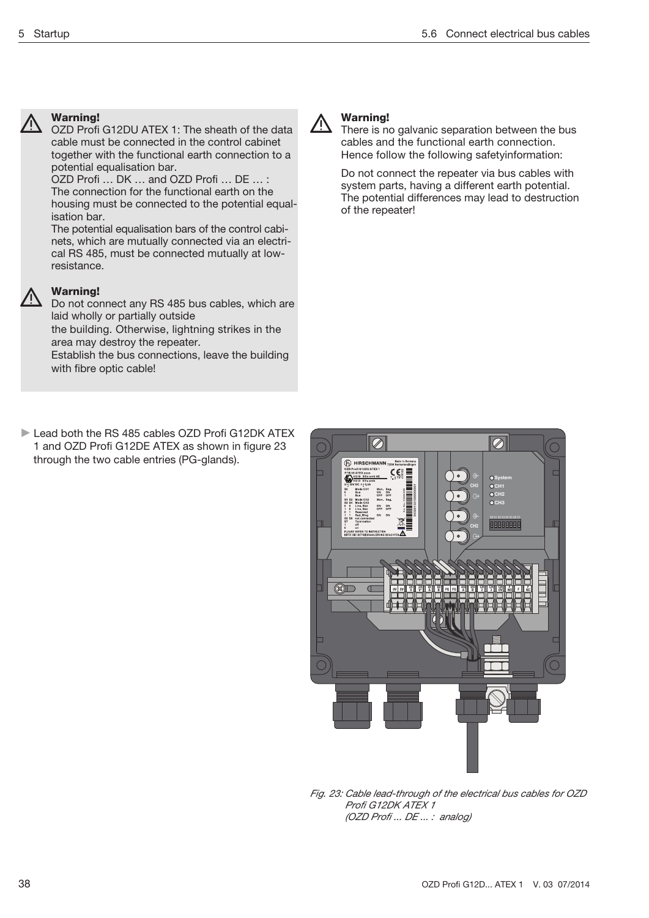**Warning!**
OZD Profi G12DU ATEX 1: The sheath of the data cable must be connected in the control cabinet together with the functional earth connection to a potential equalisation bar.
OZD Profi … DK … and OZD Profi … DE … :
The connection for the functional earth on the housing must be connected to the potential equalisation bar.
The potential equalisation bars of the control cabinets, which are mutually connected via an electrical RS 485, must be connected mutually at low-resistance.

**Warning!**
Do not connect any RS 485 bus cables, which are laid wholly or partially outside
the building. Otherwise, lightning strikes in the area may destroy the repeater.
Establish the bus connections, leave the building with fibre optic cable!

**Warning!**
There is no galvanic separation between the bus cables and the functional earth connection. Hence follow the following safetyinformation:

Do not connect the repeater via bus cables with system parts, having a different earth potential. The potential differences may lead to destruction of the repeater!

- Lead both the RS 485 cables OZD Profi G12DK ATEX 1 and OZD Profi G12DE ATEX as shown in figure 23 through the two cable entries (PG-glands).

*Fig. 23: Cable lead-through of the electrical bus cables for OZD Profi G12DK ATEX 1 (OZD Profi ... DE ... : analog)*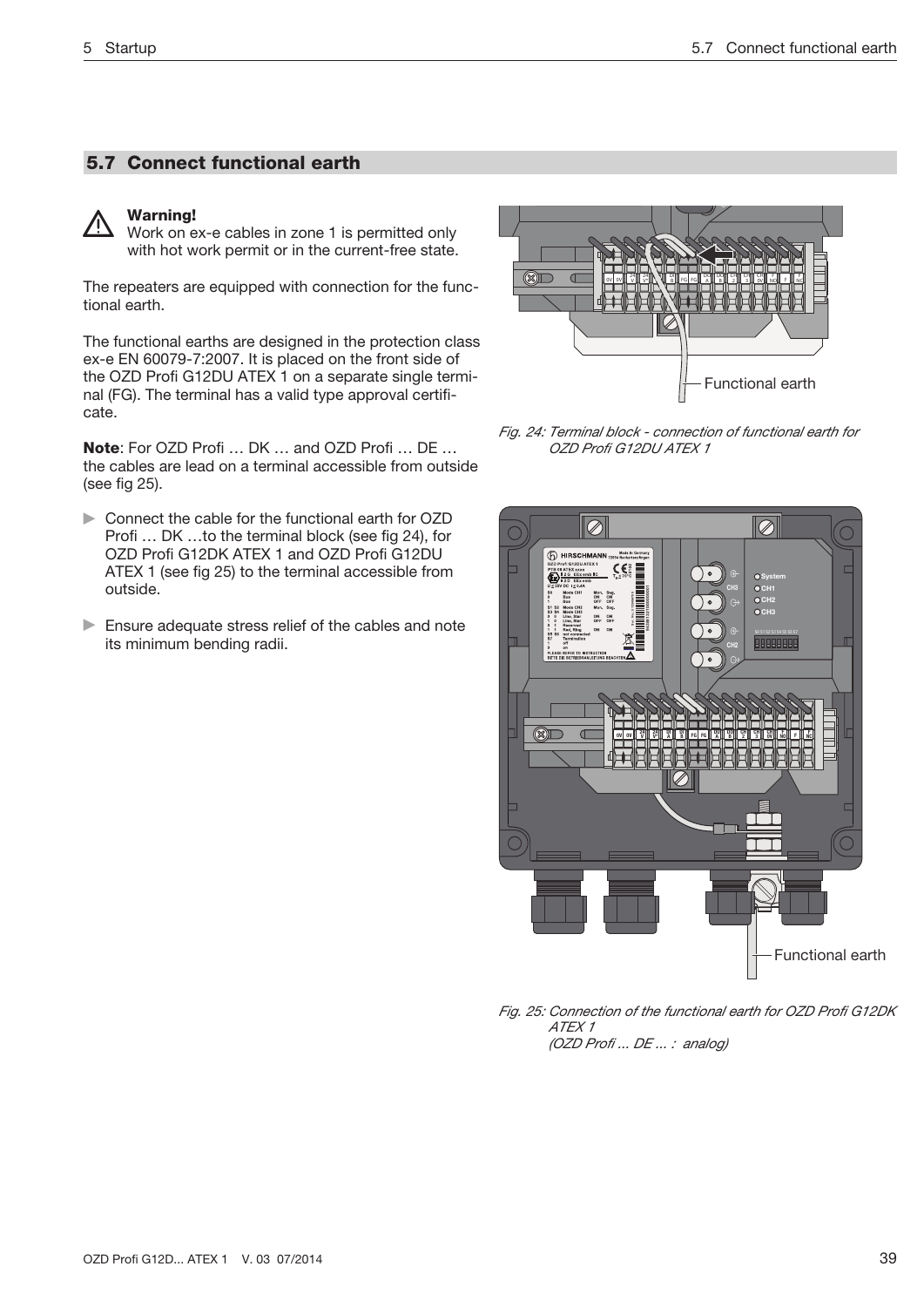## 5.7 Connect functional earth

> **Warning!**
> Work on ex-e cables in zone 1 is permitted only with hot work permit or in the current-free state.

The repeaters are equipped with connection for the functional earth.

The functional earths are designed in the protection class ex-e EN 60079-7:2007. It is placed on the front side of the OZD Profi G12DU ATEX 1 on a separate single terminal (FG). The terminal has a valid type approval certificate.

**Note**: For OZD Profi … DK … and OZD Profi … DE … the cables are lead on a terminal accessible from outside (see fig 25).

- Connect the cable for the functional earth for OZD Profi … DK …to the terminal block (see fig 24), for OZD Profi G12DK ATEX 1 and OZD Profi G12DU ATEX 1 (see fig 25) to the terminal accessible from outside.
- Ensure adequate stress relief of the cables and note its minimum bending radii.

*Fig. 24: Terminal block - connection of functional earth for OZD Profi G12DU ATEX 1*

*Fig. 25: Connection of the functional earth for OZD Profi G12DK ATEX 1 (OZD Profi ... DE ... : analog)*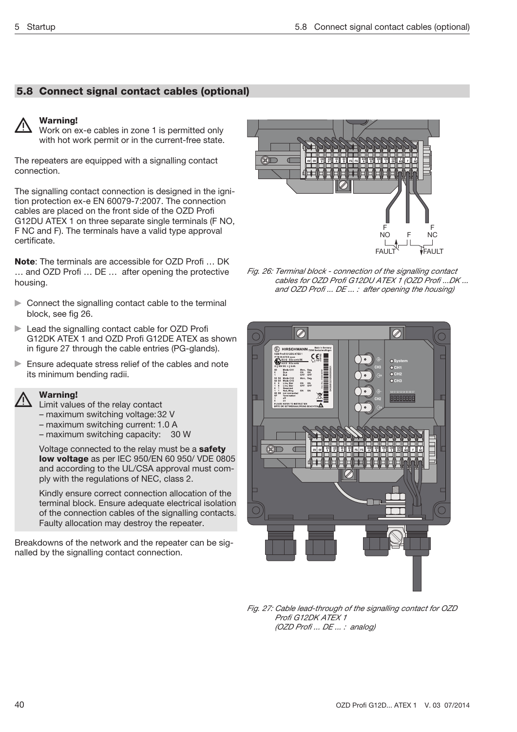## 5.8 Connect signal contact cables (optional)

> ⚠ **Warning!**
> Work on ex-e cables in zone 1 is permitted only with hot work permit or in the current-free state.

The repeaters are equipped with a signalling contact connection.

The signalling contact connection is designed in the ignition protection ex-e EN 60079-7:2007. The connection cables are placed on the front side of the OZD Profi G12DU ATEX 1 on three separate single terminals (F NO, F NC and F). The terminals have a valid type approval certificate.

**Note**: The terminals are accessible for OZD Profi … DK … and OZD Profi … DE … after opening the protective housing.

- Connect the signalling contact cable to the terminal block, see fig 26.
- Lead the signalling contact cable for OZD Profi G12DK ATEX 1 and OZD Profi G12DE ATEX as shown in figure 27 through the cable entries (PG-glands).
- Ensure adequate stress relief of the cables and note its minimum bending radii.

> ⚠ **Warning!**
> Limit values of the relay contact
> – maximum switching voltage: 32 V
> – maximum switching current: 1.0 A
> – maximum switching capacity: 30 W
>
> Voltage connected to the relay must be a **safety low voltage** as per IEC 950/EN 60 950/ VDE 0805 and according to the UL/CSA approval must comply with the regulations of NEC, class 2.
>
> Kindly ensure correct connection allocation of the terminal block. Ensure adequate electrical isolation of the connection cables of the signalling contacts. Faulty allocation may destroy the repeater.

Breakdowns of the network and the repeater can be signalled by the signalling contact connection.

*Fig. 26: Terminal block - connection of the signalling contact cables for OZD Profi G12DU ATEX 1 (OZD Profi ...DK ... and OZD Profi ... DE ... : after opening the housing)*

*Fig. 27: Cable lead-through of the signalling contact for OZD Profi G12DK ATEX 1 (OZD Profi ... DE ... : analog)*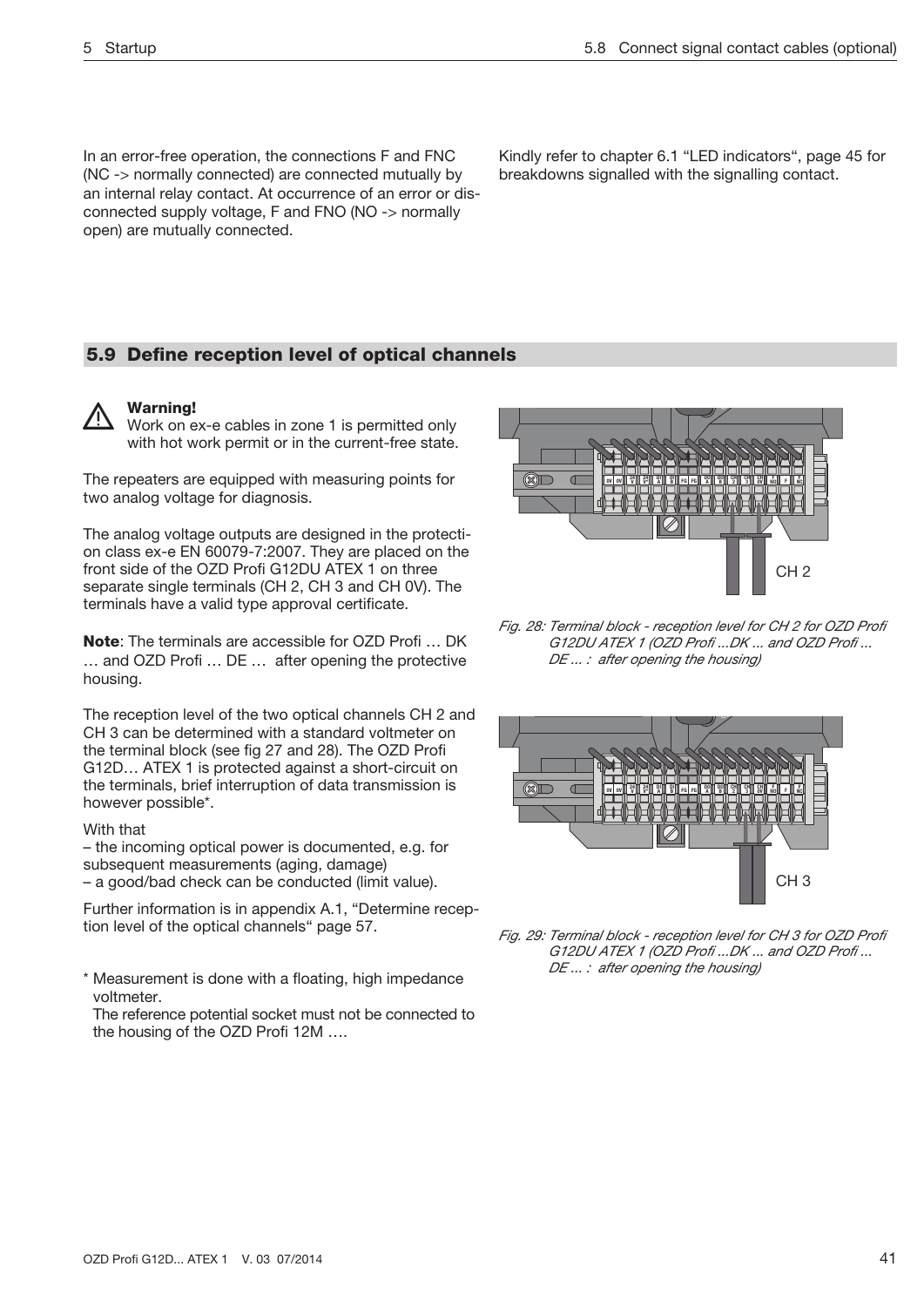In an error-free operation, the connections F and FNC (NC -> normally connected) are connected mutually by an internal relay contact. At occurrence of an error or disconnected supply voltage, F and FNO (NO -> normally open) are mutually connected.

Kindly refer to chapter 6.1 "LED indicators", page 45 for breakdowns signalled with the signalling contact.

## 5.9 Define reception level of optical channels

**Warning!**
Work on ex-e cables in zone 1 is permitted only with hot work permit or in the current-free state.

The repeaters are equipped with measuring points for two analog voltage for diagnosis.

The analog voltage outputs are designed in the protection class ex-e EN 60079-7:2007. They are placed on the front side of the OZD Profi G12DU ATEX 1 on three separate single terminals (CH 2, CH 3 and CH 0V). The terminals have a valid type approval certificate.

**Note**: The terminals are accessible for OZD Profi … DK … and OZD Profi … DE … after opening the protective housing.

The reception level of the two optical channels CH 2 and CH 3 can be determined with a standard voltmeter on the terminal block (see fig 27 and 28). The OZD Profi G12D… ATEX 1 is protected against a short-circuit on the terminals, brief interruption of data transmission is however possible*.

With that
– the incoming optical power is documented, e.g. for subsequent measurements (aging, damage)
– a good/bad check can be conducted (limit value).

Further information is in appendix A.1, "Determine reception level of the optical channels" page 57.

\* Measurement is done with a floating, high impedance voltmeter.
The reference potential socket must not be connected to the housing of the OZD Profi 12M ….

*Fig. 28: Terminal block - reception level for CH 2 for OZD Profi G12DU ATEX 1 (OZD Profi ...DK ... and OZD Profi ... DE ... : after opening the housing)*

*Fig. 29: Terminal block - reception level for CH 3 for OZD Profi G12DU ATEX 1 (OZD Profi ...DK ... and OZD Profi ... DE ... : after opening the housing)*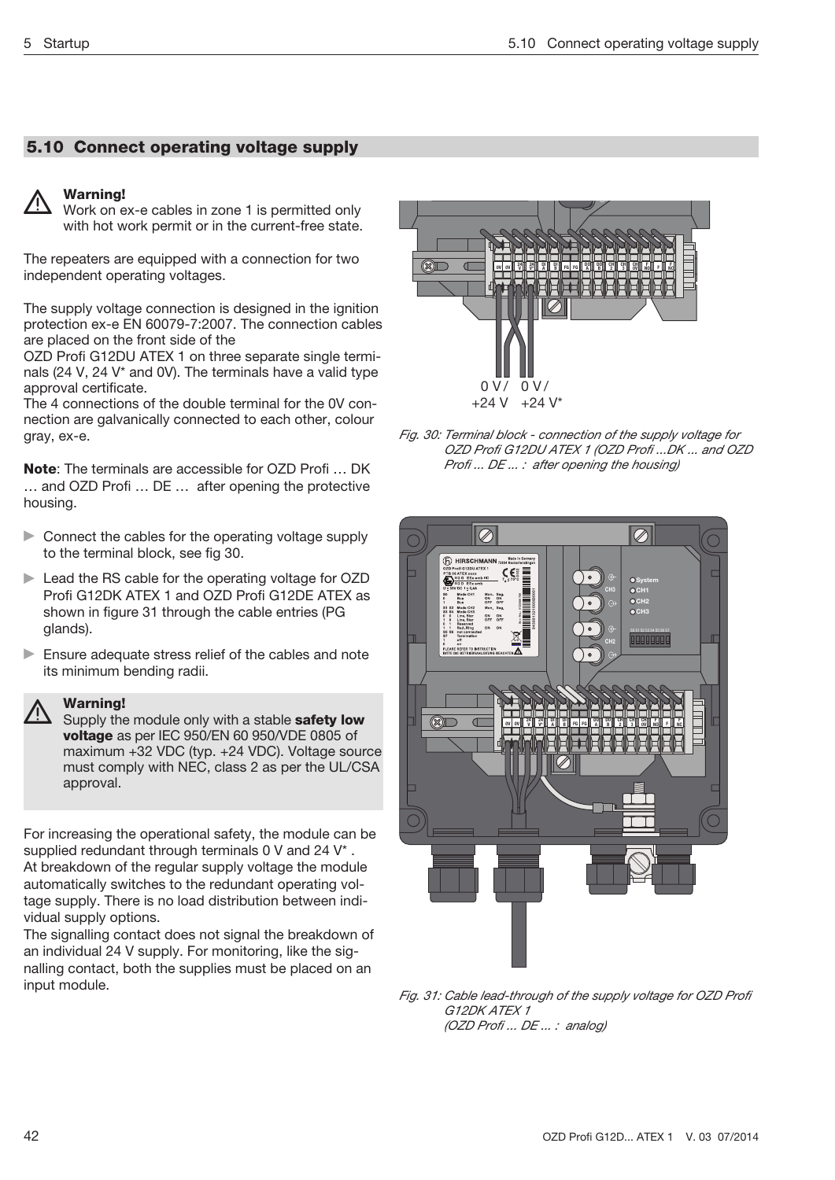## 5.10 Connect operating voltage supply

> **Warning!**
> Work on ex-e cables in zone 1 is permitted only with hot work permit or in the current-free state.

The repeaters are equipped with a connection for two independent operating voltages.

The supply voltage connection is designed in the ignition protection ex-e EN 60079-7:2007. The connection cables are placed on the front side of the OZD Profi G12DU ATEX 1 on three separate single terminals (24 V, 24 V* and 0V). The terminals have a valid type approval certificate.
The 4 connections of the double terminal for the 0V connection are galvanically connected to each other, colour gray, ex-e.

**Note**: The terminals are accessible for OZD Profi … DK … and OZD Profi … DE … after opening the protective housing.

- Connect the cables for the operating voltage supply to the terminal block, see fig 30.
- Lead the RS cable for the operating voltage for OZD Profi G12DK ATEX 1 and OZD Profi G12DE ATEX as shown in figure 31 through the cable entries (PG glands).
- Ensure adequate stress relief of the cables and note its minimum bending radii.

> **Warning!**
> Supply the module only with a stable **safety low voltage** as per IEC 950/EN 60 950/VDE 0805 of maximum +32 VDC (typ. +24 VDC). Voltage source must comply with NEC, class 2 as per the UL/CSA approval.

For increasing the operational safety, the module can be supplied redundant through terminals 0 V and 24 V* .
At breakdown of the regular supply voltage the module automatically switches to the redundant operating voltage supply. There is no load distribution between individual supply options.
The signalling contact does not signal the breakdown of an individual 24 V supply. For monitoring, like the signalling contact, both the supplies must be placed on an input module.

*Fig. 30: Terminal block - connection of the supply voltage for OZD Profi G12DU ATEX 1 (OZD Profi ...DK ... and OZD Profi ... DE ... : after opening the housing)*

*Fig. 31: Cable lead-through of the supply voltage for OZD Profi G12DK ATEX 1 (OZD Profi ... DE ... : analog)*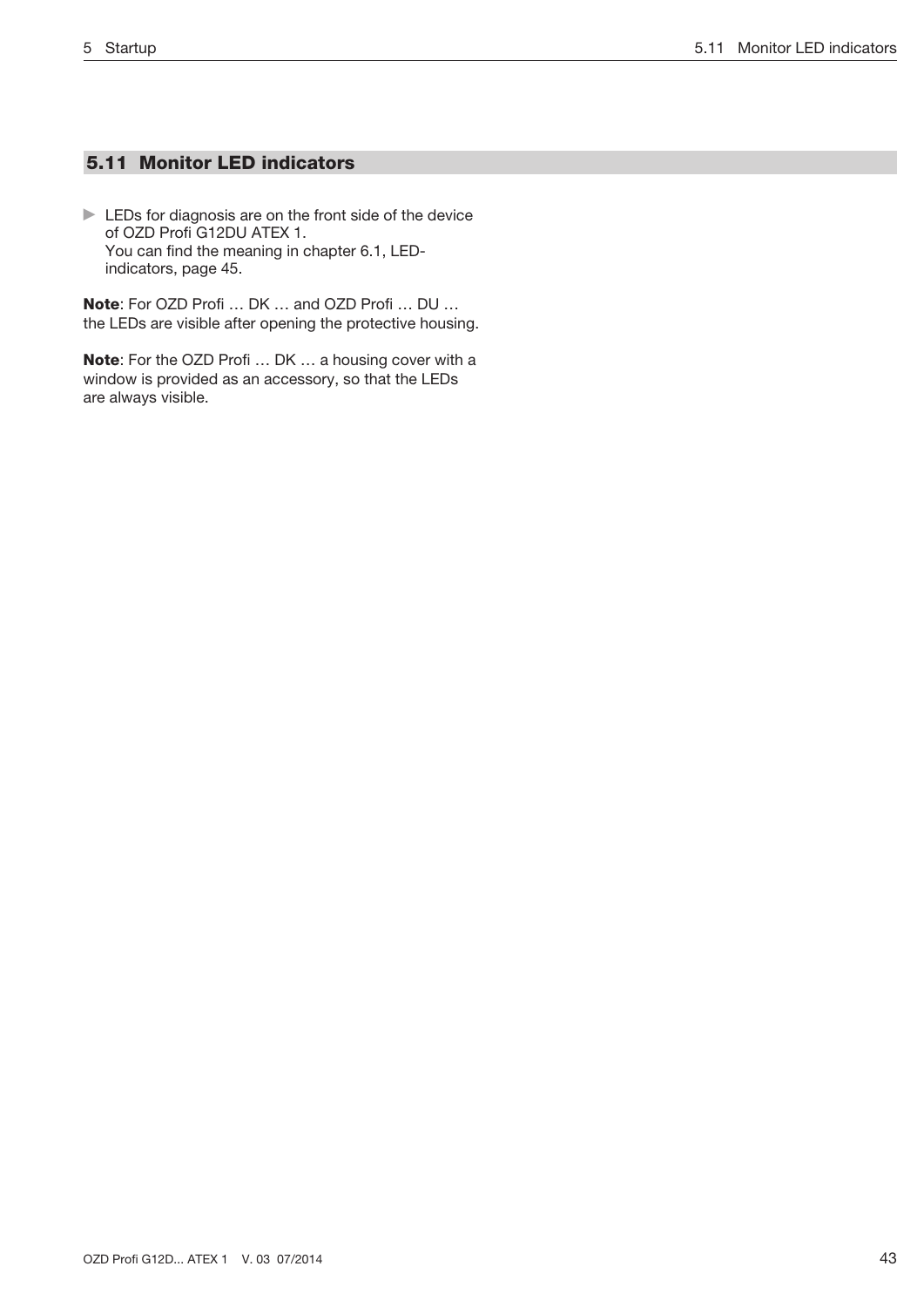## 5.11 Monitor LED indicators

- LEDs for diagnosis are on the front side of the device of OZD Profi G12DU ATEX 1.
  You can find the meaning in chapter 6.1, LED-indicators, page 45.

**Note**: For OZD Profi … DK … and OZD Profi … DU … the LEDs are visible after opening the protective housing.

**Note**: For the OZD Profi … DK … a housing cover with a window is provided as an accessory, so that the LEDs are always visible.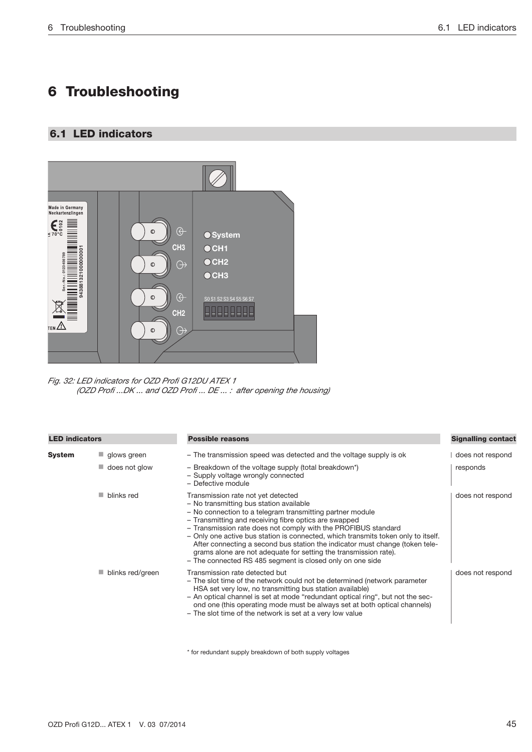# 6 Troubleshooting

## 6.1 LED indicators

*Fig. 32: LED indicators for OZD Profi G12DU ATEX 1*
*(OZD Profi ...DK ... and OZD Profi ... DE ... : after opening the housing)*

| LED indicators | | Possible reasons | Signalling contact |
|---|---|---|---|
| **System** | ■ glows green | – The transmission speed was detected and the voltage supply is ok | does not respond |
| | ■ does not glow | – Breakdown of the voltage supply (total breakdown*)<br>– Supply voltage wrongly connected<br>– Defective module | responds |
| | ■ blinks red | Transmission rate not yet detected<br>– No transmitting bus station available<br>– No connection to a telegram transmitting partner module<br>– Transmitting and receiving fibre optics are swapped<br>– Transmission rate does not comply with the PROFIBUS standard<br>– Only one active bus station is connected, which transmits token only to itself. After connecting a second bus station the indicator must change (token telegrams alone are not adequate for setting the transmission rate).<br>– The connected RS 485 segment is closed only on one side | does not respond |
| | ■ blinks red/green | Transmission rate detected but<br>– The slot time of the network could not be determined (network parameter HSA set very low, no transmitting bus station available)<br>– An optical channel is set at mode "redundant optical ring", but not the second one (this operating mode must be always set at both optical channels)<br>– The slot time of the network is set at a very low value | does not respond |

\* for redundant supply breakdown of both supply voltages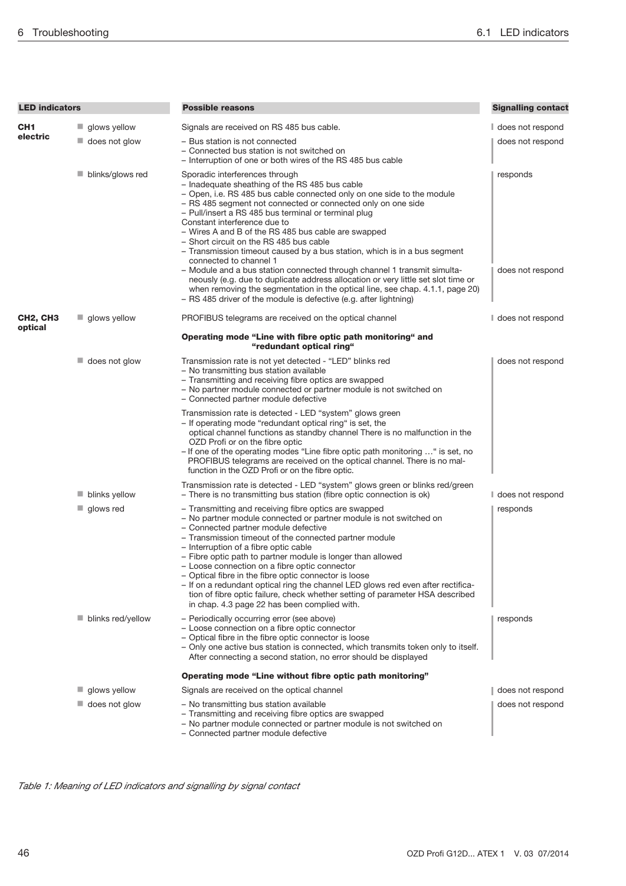| LED indicators | | Possible reasons | Signalling contact |
|---|---|---|---|
| **CH1 electric** | glows yellow | Signals are received on RS 485 bus cable. | does not respond |
| | does not glow | – Bus station is not connected<br>– Connected bus station is not switched on<br>– Interruption of one or both wires of the RS 485 bus cable | does not respond |
| | blinks/glows red | Sporadic interferences through<br>– Inadequate sheathing of the RS 485 bus cable<br>– Open, i.e. RS 485 bus cable connected only on one side to the module<br>– RS 485 segment not connected or connected only on one side<br>– Pull/insert a RS 485 bus terminal or terminal plug<br>Constant interference due to<br>– Wires A and B of the RS 485 bus cable are swapped<br>– Short circuit on the RS 485 bus cable<br>– Transmission timeout caused by a bus station, which is in a bus segment connected to channel 1 | responds |
| | | – Module and a bus station connected through channel 1 transmit simultaneously (e.g. due to duplicate address allocation or very little set slot time or when removing the segmentation in the optical line, see chap. 4.1.1, page 20)<br>– RS 485 driver of the module is defective (e.g. after lightning) | does not respond |
| **CH2, CH3 optical** | glows yellow | PROFIBUS telegrams are received on the optical channel | does not respond |
| | | **Operating mode "Line with fibre optic path monitoring" and "redundant optical ring"** | |
| | does not glow | Transmission rate is not yet detected - "LED" blinks red<br>– No transmitting bus station available<br>– Transmitting and receiving fibre optics are swapped<br>– No partner module connected or partner module is not switched on<br>– Connected partner module defective<br><br>Transmission rate is detected - LED "system" glows green<br>– If operating mode "redundant optical ring" is set, the optical channel functions as standby channel There is no malfunction in the OZD Profi or on the fibre optic<br>– If one of the operating modes "Line fibre optic path monitoring …" is set, no PROFIBUS telegrams are received on the optical channel. There is no malfunction in the OZD Profi or on the fibre optic. | does not respond |
| | blinks yellow | Transmission rate is detected - LED "system" glows green or blinks red/green<br>– There is no transmitting bus station (fibre optic connection is ok) | does not respond |
| | glows red | – Transmitting and receiving fibre optics are swapped<br>– No partner module connected or partner module is not switched on<br>– Connected partner module defective<br>– Transmission timeout of the connected partner module<br>– Interruption of a fibre optic cable<br>– Fibre optic path to partner module is longer than allowed<br>– Loose connection on a fibre optic connector<br>– Optical fibre in the fibre optic connector is loose<br>– If on a redundant optical ring the channel LED glows red even after rectification of fibre optic failure, check whether setting of parameter HSA described in chap. 4.3 page 22 has been complied with. | responds |
| | blinks red/yellow | – Periodically occurring error (see above)<br>– Loose connection on a fibre optic connector<br>– Optical fibre in the fibre optic connector is loose<br>– Only one active bus station is connected, which transmits token only to itself. After connecting a second station, no error should be displayed | responds |
| | | **Operating mode "Line without fibre optic path monitoring"** | |
| | glows yellow | Signals are received on the optical channel | does not respond |
| | does not glow | – No transmitting bus station available<br>– Transmitting and receiving fibre optics are swapped<br>– No partner module connected or partner module is not switched on<br>– Connected partner module defective | does not respond |

*Table 1: Meaning of LED indicators and signalling by signal contact*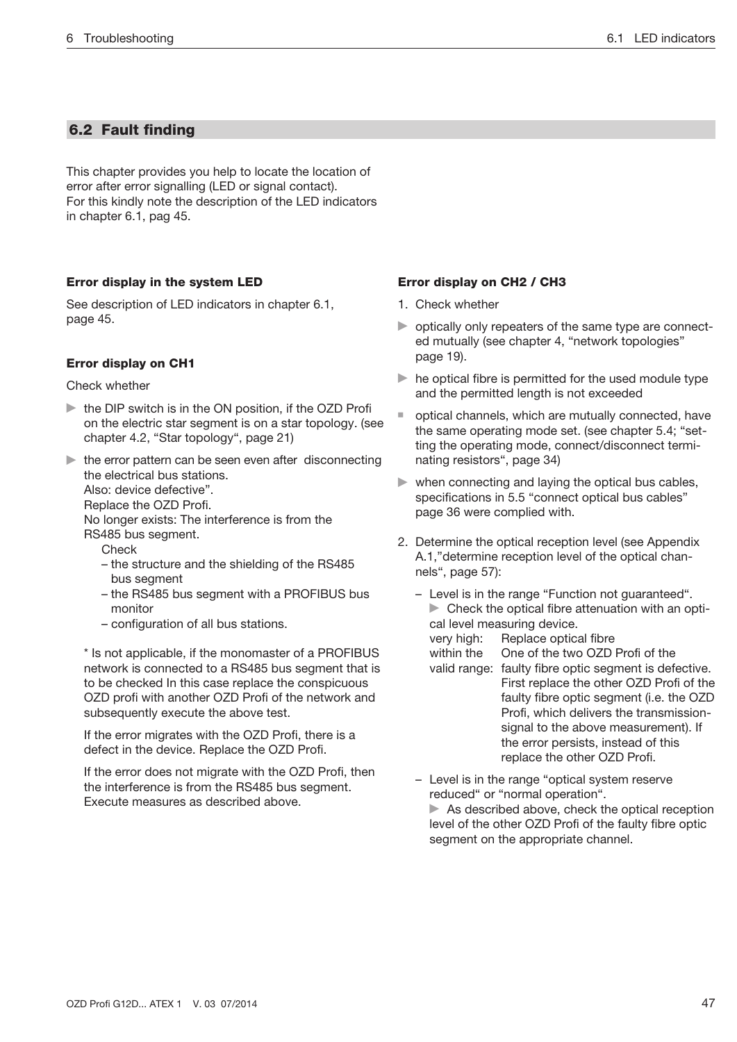## 6.2 Fault finding

This chapter provides you help to locate the location of error after error signalling (LED or signal contact).
For this kindly note the description of the LED indicators in chapter 6.1, pag 45.

### Error display in the system LED

See description of LED indicators in chapter 6.1, page 45.

### Error display on CH1

Check whether

- the DIP switch is in the ON position, if the OZD Profi on the electric star segment is on a star topology. (see chapter 4.2, "Star topology", page 21)
- the error pattern can be seen even after disconnecting the electrical bus stations.
  Also: device defective".
  Replace the OZD Profi.
  No longer exists: The interference is from the RS485 bus segment.
  Check
  - the structure and the shielding of the RS485 bus segment
  - the RS485 bus segment with a PROFIBUS bus monitor
  - configuration of all bus stations.

  * Is not applicable, if the monomaster of a PROFIBUS network is connected to a RS485 bus segment that is to be checked In this case replace the conspicuous OZD profi with another OZD Profi of the network and subsequently execute the above test.

  If the error migrates with the OZD Profi, there is a defect in the device. Replace the OZD Profi.

  If the error does not migrate with the OZD Profi, then the interference is from the RS485 bus segment. Execute measures as described above.

### Error display on CH2 / CH3

1. Check whether

- optically only repeaters of the same type are connected mutually (see chapter 4, "network topologies" page 19).
- he optical fibre is permitted for the used module type and the permitted length is not exceeded
- optical channels, which are mutually connected, have the same operating mode set. (see chapter 5.4; "setting the operating mode, connect/disconnect terminating resistors", page 34)
- when connecting and laying the optical bus cables, specifications in 5.5 "connect optical bus cables" page 36 were complied with.

2. Determine the optical reception level (see Appendix A.1,"determine reception level of the optical channels", page 57):
   - Level is in the range "Function not guaranteed".
     ▶ Check the optical fibre attenuation with an optical level measuring device.
     very high: Replace optical fibre
     within the valid range: One of the two OZD Profi of the faulty fibre optic segment is defective. First replace the other OZD Profi of the faulty fibre optic segment (i.e. the OZD Profi, which delivers the transmission-signal to the above measurement). If the error persists, instead of this replace the other OZD Profi.
   - Level is in the range "optical system reserve reduced" or "normal operation".
     ▶ As described above, check the optical reception level of the other OZD Profi of the faulty fibre optic segment on the appropriate channel.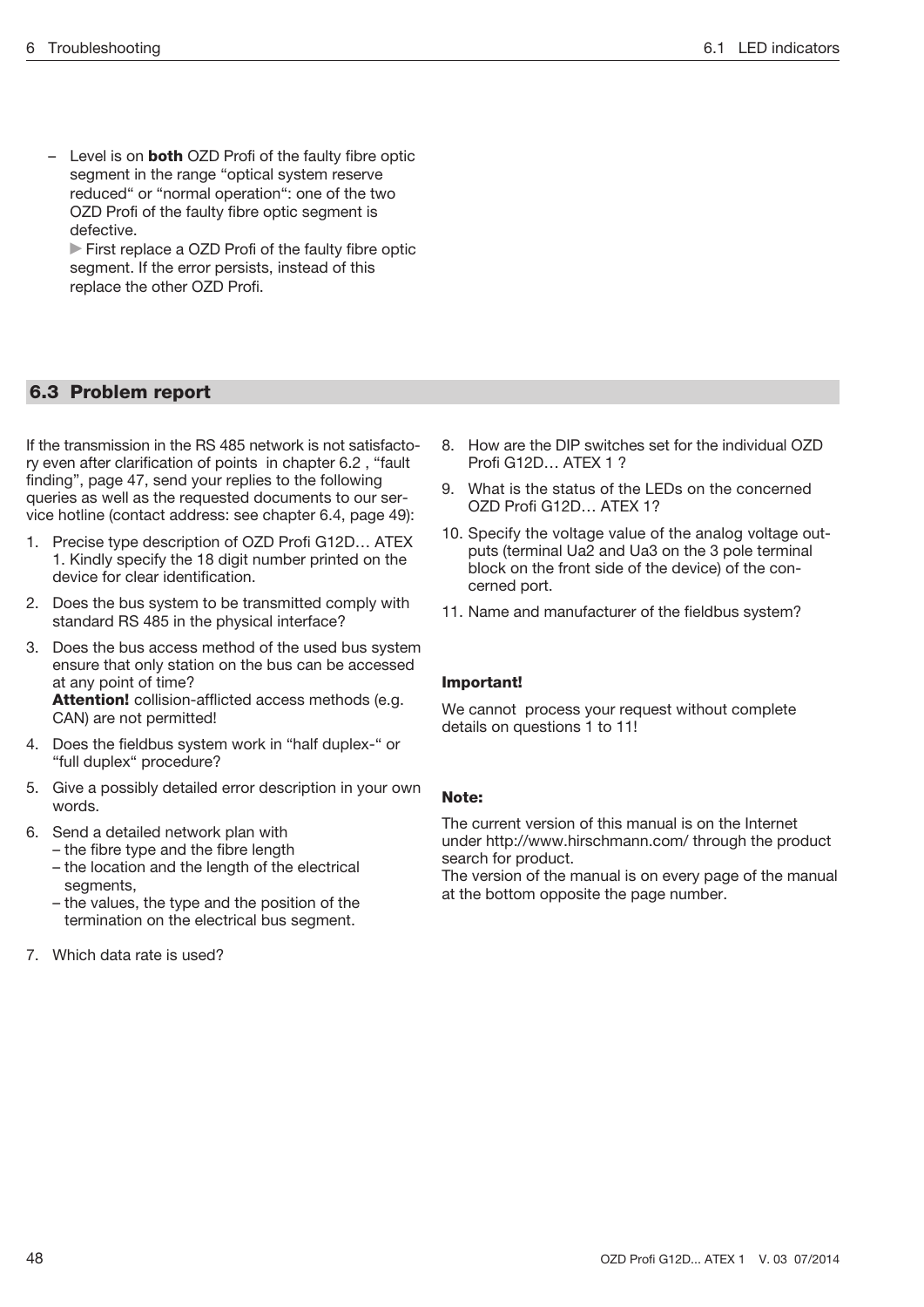– Level is on **both** OZD Profi of the faulty fibre optic segment in the range "optical system reserve reduced" or "normal operation": one of the two OZD Profi of the faulty fibre optic segment is defective.
  ▶ First replace a OZD Profi of the faulty fibre optic segment. If the error persists, instead of this replace the other OZD Profi.

## 6.3 Problem report

If the transmission in the RS 485 network is not satisfactory even after clarification of points in chapter 6.2 , "fault finding", page 47, send your replies to the following queries as well as the requested documents to our service hotline (contact address: see chapter 6.4, page 49):

1. Precise type description of OZD Profi G12D… ATEX 1. Kindly specify the 18 digit number printed on the device for clear identification.
2. Does the bus system to be transmitted comply with standard RS 485 in the physical interface?
3. Does the bus access method of the used bus system ensure that only station on the bus can be accessed at any point of time?
   **Attention!** collision-afflicted access methods (e.g. CAN) are not permitted!
4. Does the fieldbus system work in "half duplex-" or "full duplex" procedure?
5. Give a possibly detailed error description in your own words.
6. Send a detailed network plan with
   – the fibre type and the fibre length
   – the location and the length of the electrical segments,
   – the values, the type and the position of the termination on the electrical bus segment.
7. Which data rate is used?
8. How are the DIP switches set for the individual OZD Profi G12D… ATEX 1 ?
9. What is the status of the LEDs on the concerned OZD Profi G12D… ATEX 1?
10. Specify the voltage value of the analog voltage outputs (terminal Ua2 and Ua3 on the 3 pole terminal block on the front side of the device) of the concerned port.
11. Name and manufacturer of the fieldbus system?

**Important!**

We cannot process your request without complete details on questions 1 to 11!

**Note:**

The current version of this manual is on the Internet under http://www.hirschmann.com/ through the product search for product.
The version of the manual is on every page of the manual at the bottom opposite the page number.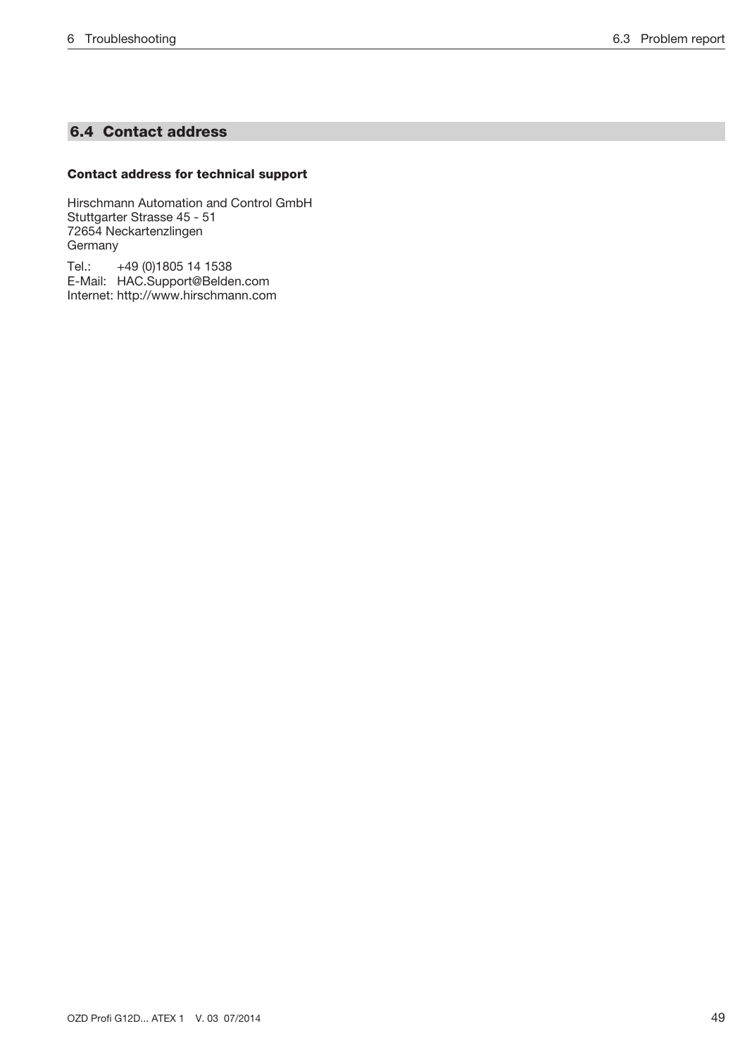## 6.4 Contact address

**Contact address for technical support**

Hirschmann Automation and Control GmbH
Stuttgarter Strasse 45 - 51
72654 Neckartenzlingen
Germany

Tel.: +49 (0)1805 14 1538
E-Mail: HAC.Support@Belden.com
Internet: http://www.hirschmann.com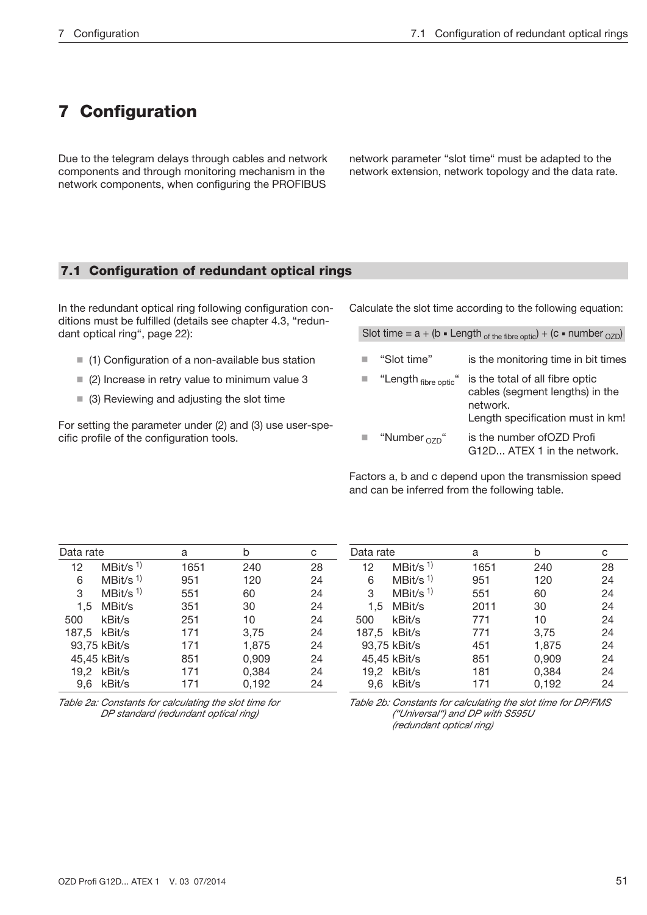# 7 Configuration

Due to the telegram delays through cables and network components and through monitoring mechanism in the network components, when configuring the PROFIBUS network parameter “slot time“ must be adapted to the network extension, network topology and the data rate.

## 7.1 Configuration of redundant optical rings

In the redundant optical ring following configuration conditions must be fulfilled (details see chapter 4.3, “redundant optical ring“, page 22):

- (1) Configuration of a non-available bus station
- (2) Increase in retry value to minimum value 3
- (3) Reviewing and adjusting the slot time

For setting the parameter under (2) and (3) use user-specific profile of the configuration tools.

Calculate the slot time according to the following equation:

$$\text{Slot time} = a + (b \cdot \text{Length}_{\text{of the fibre optic}}) + (c \cdot \text{number}_{\text{OZD}})$$

- “Slot time” is the monitoring time in bit times
- “$\text{Length}_{\text{fibre optic}}$“ is the total of all fibre optic cables (segment lengths) in the network. Length specification must in km!
- “$\text{Number}_{\text{OZD}}$“ is the number ofOZD Profi G12D... ATEX 1 in the network.

Factors a, b and c depend upon the transmission speed and can be inferred from the following table.

| Data rate | a | b | c |
|---|---|---|---|
| 12 MBit/s [1)] | 1651 | 240 | 28 |
| 6 MBit/s [1)] | 951 | 120 | 24 |
| 3 MBit/s [1)] | 551 | 60 | 24 |
| 1,5 MBit/s | 351 | 30 | 24 |
| 500 kBit/s | 251 | 10 | 24 |
| 187,5 kBit/s | 171 | 3,75 | 24 |
| 93,75 kBit/s | 171 | 1,875 | 24 |
| 45,45 kBit/s | 851 | 0,909 | 24 |
| 19,2 kBit/s | 171 | 0,384 | 24 |
| 9,6 kBit/s | 171 | 0,192 | 24 |

*Table 2a: Constants for calculating the slot time for DP standard (redundant optical ring)*

| Data rate | a | b | c |
|---|---|---|---|
| 12 MBit/s [1)] | 1651 | 240 | 28 |
| 6 MBit/s [1)] | 951 | 120 | 24 |
| 3 MBit/s [1)] | 551 | 60 | 24 |
| 1,5 MBit/s | 2011 | 30 | 24 |
| 500 kBit/s | 771 | 10 | 24 |
| 187,5 kBit/s | 771 | 3,75 | 24 |
| 93,75 kBit/s | 451 | 1,875 | 24 |
| 45,45 kBit/s | 851 | 0,909 | 24 |
| 19,2 kBit/s | 181 | 0,384 | 24 |
| 9,6 kBit/s | 171 | 0,192 | 24 |

*Table 2b: Constants for calculating the slot time for DP/FMS (“Universal“) and DP with S595U (redundant optical ring)*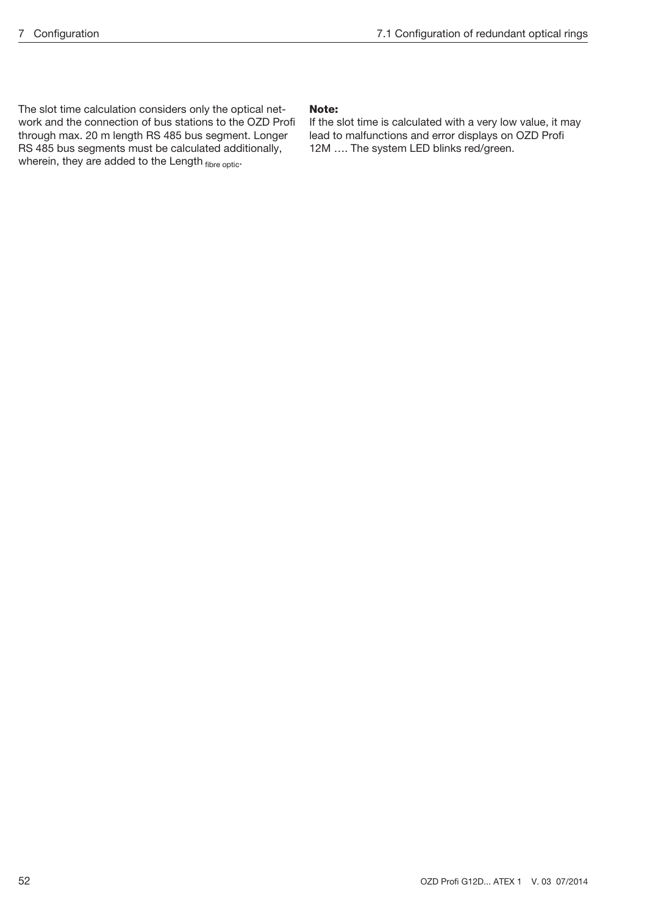The slot time calculation considers only the optical network and the connection of bus stations to the OZD Profi through max. 20 m length RS 485 bus segment. Longer RS 485 bus segments must be calculated additionally, wherein, they are added to the $\text{Length}_{\text{fibre optic}}$.

**Note:**
If the slot time is calculated with a very low value, it may lead to malfunctions and error displays on OZD Profi 12M …. The system LED blinks red/green.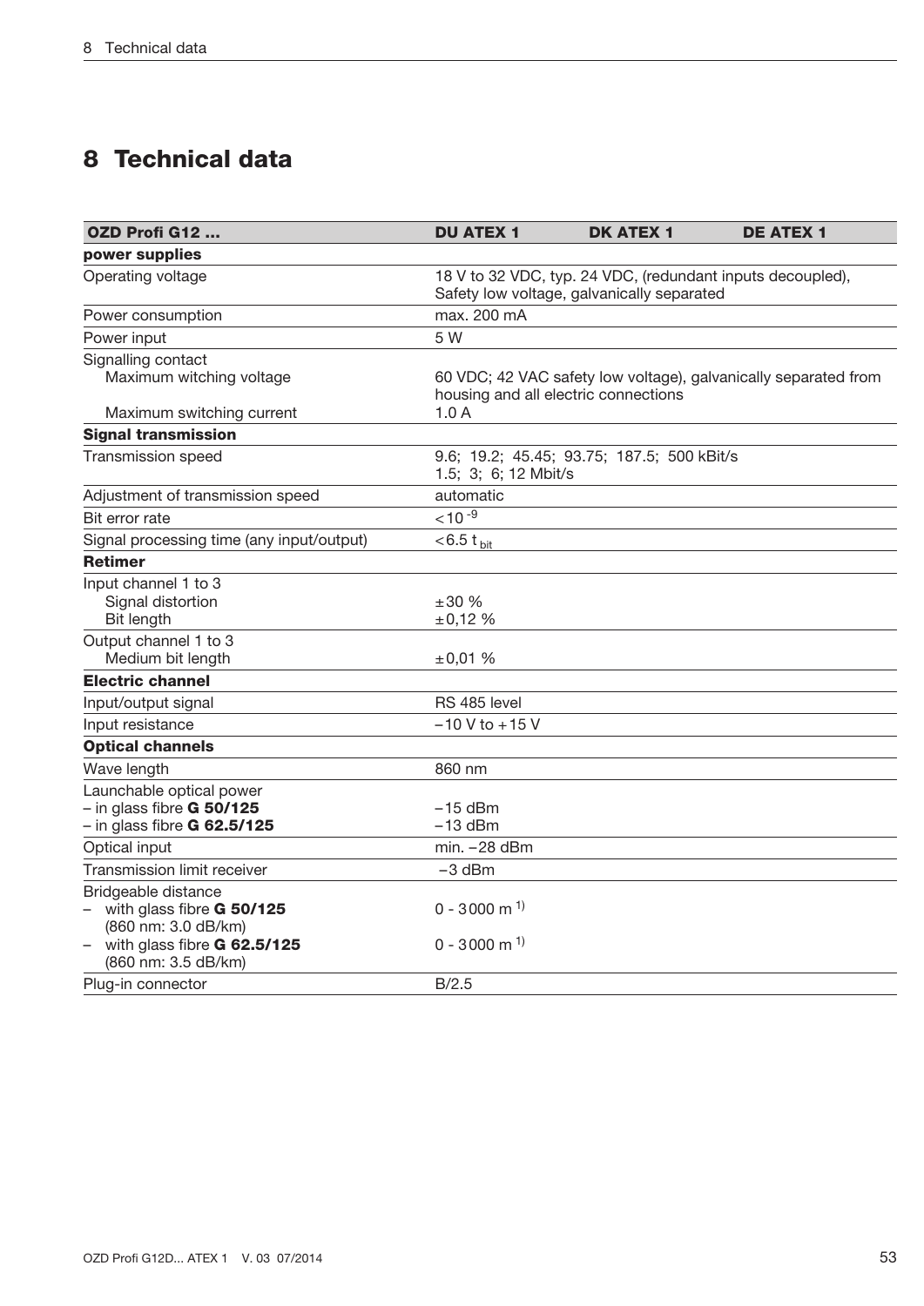# 8 Technical data

| OZD Profi G12 ... | DU ATEX 1 | DK ATEX 1 | DE ATEX 1 |
|---|---|---|---|
| **power supplies** | | | |
| Operating voltage | 18 V to 32 VDC, typ. 24 VDC, (redundant inputs decoupled), Safety low voltage, galvanically separated | | |
| Power consumption | max. 200 mA | | |
| Power input | 5 W | | |
| Signalling contact<br>Maximum witching voltage<br>Maximum switching current | <br>60 VDC; 42 VAC safety low voltage), galvanically separated from housing and all electric connections<br>1.0 A | | |
| **Signal transmission** | | | |
| Transmission speed | 9.6; 19.2; 45.45; 93.75; 187.5; 500 kBit/s<br>1.5; 3; 6; 12 Mbit/s | | |
| Adjustment of transmission speed | automatic | | |
| Bit error rate | $< 10^{-9}$ | | |
| Signal processing time (any input/output) | $< 6.5\ t_{bit}$ | | |
| **Retimer** | | | |
| Input channel 1 to 3<br>Signal distortion<br>Bit length | <br>±30 %<br>±0,12 % | | |
| Output channel 1 to 3<br>Medium bit length | <br>±0,01 % | | |
| **Electric channel** | | | |
| Input/output signal | RS 485 level | | |
| Input resistance | −10 V to +15 V | | |
| **Optical channels** | | | |
| Wave length | 860 nm | | |
| Launchable optical power<br>– in glass fibre **G 50/125**<br>– in glass fibre **G 62.5/125** | <br>−15 dBm<br>−13 dBm | | |
| Optical input | min. −28 dBm | | |
| Transmission limit receiver | −3 dBm | | |
| Bridgeable distance<br>– with glass fibre **G 50/125** (860 nm: 3.0 dB/km)<br>– with glass fibre **G 62.5/125** (860 nm: 3.5 dB/km) | <br>0 - 3000 m [1)]<br>0 - 3000 m [1)] | | |
| Plug-in connector | B/2.5 | | |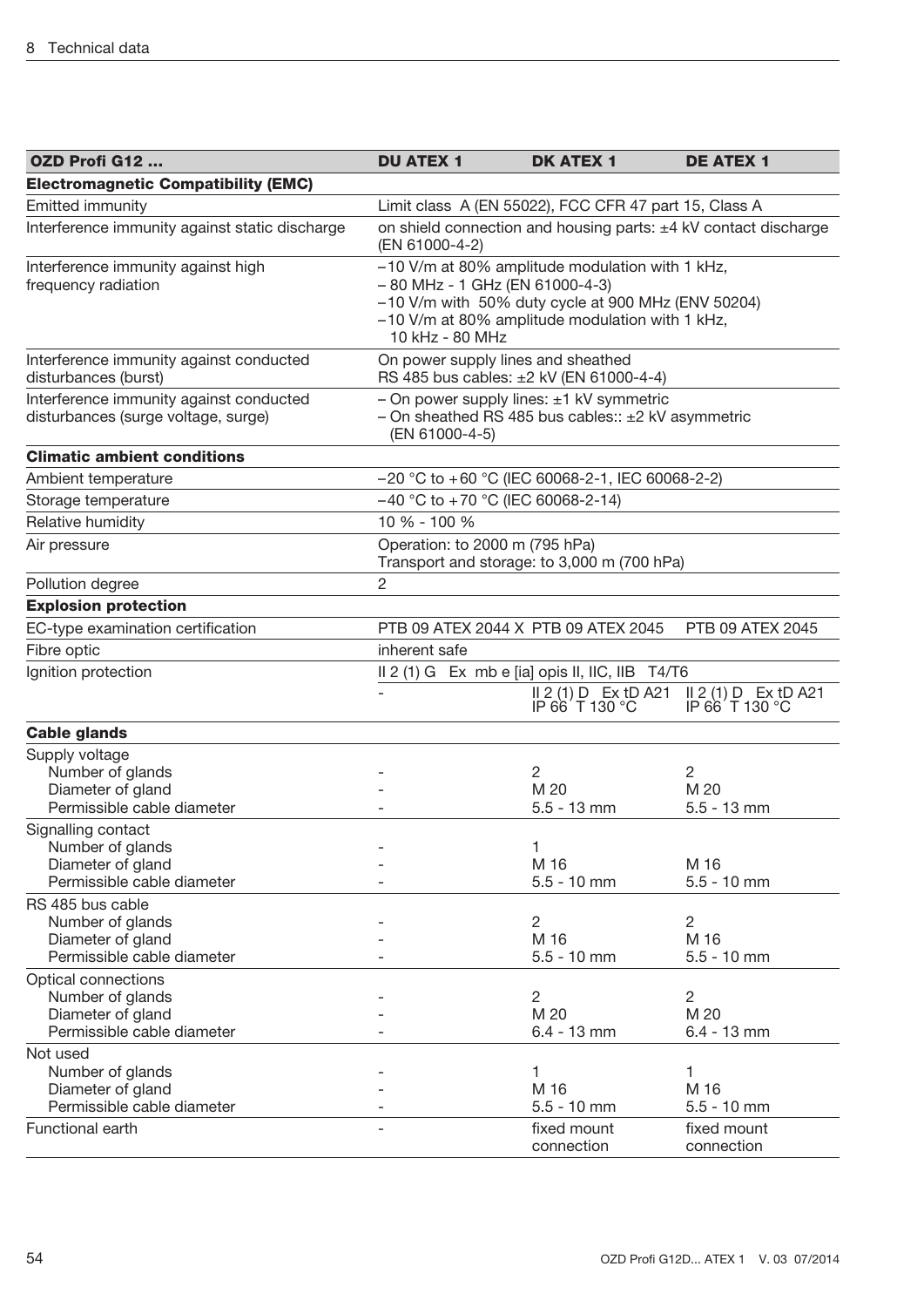| OZD Profi G12 ... | DU ATEX 1 | DK ATEX 1 | DE ATEX 1 |
|---|---|---|---|
| **Electromagnetic Compatibility (EMC)** | | | |
| Emitted immunity | Limit class A (EN 55022), FCC CFR 47 part 15, Class A | | |
| Interference immunity against static discharge | on shield connection and housing parts: ±4 kV contact discharge (EN 61000-4-2) | | |
| Interference immunity against high frequency radiation | –10 V/m at 80% amplitude modulation with 1 kHz, – 80 MHz - 1 GHz (EN 61000-4-3)<br>–10 V/m with 50% duty cycle at 900 MHz (ENV 50204)<br>–10 V/m at 80% amplitude modulation with 1 kHz, 10 kHz - 80 MHz | | |
| Interference immunity against conducted disturbances (burst) | On power supply lines and sheathed RS 485 bus cables: ±2 kV (EN 61000-4-4) | | |
| Interference immunity against conducted disturbances (surge voltage, surge) | – On power supply lines: ±1 kV symmetric<br>– On sheathed RS 485 bus cables:: ±2 kV asymmetric (EN 61000-4-5) | | |
| **Climatic ambient conditions** | | | |
| Ambient temperature | –20 °C to +60 °C (IEC 60068-2-1, IEC 60068-2-2) | | |
| Storage temperature | –40 °C to +70 °C (IEC 60068-2-14) | | |
| Relative humidity | 10 % - 100 % | | |
| Air pressure | Operation: to 2000 m (795 hPa)<br>Transport and storage: to 3,000 m (700 hPa) | | |
| Pollution degree | 2 | | |
| **Explosion protection** | | | |
| EC-type examination certification | PTB 09 ATEX 2044 X | PTB 09 ATEX 2045 | PTB 09 ATEX 2045 |
| Fibre optic | inherent safe | | |
| Ignition protection | II 2 (1) G Ex mb e [ia] opis II, IIC, IIB T4/T6 | | |
| | - | II 2 (1) D Ex tD A21 IP 66 T 130 °C | II 2 (1) D Ex tD A21 IP 66 T 130 °C |
| **Cable glands** | | | |
| Supply voltage | | | |
| Number of glands | - | 2 | 2 |
| Diameter of gland | - | M 20 | M 20 |
| Permissible cable diameter | - | 5.5 - 13 mm | 5.5 - 13 mm |
| Signalling contact | | | |
| Number of glands | - | 1 | |
| Diameter of gland | - | M 16 | M 16 |
| Permissible cable diameter | - | 5.5 - 10 mm | 5.5 - 10 mm |
| RS 485 bus cable | | | |
| Number of glands | - | 2 | 2 |
| Diameter of gland | - | M 16 | M 16 |
| Permissible cable diameter | - | 5.5 - 10 mm | 5.5 - 10 mm |
| Optical connections | | | |
| Number of glands | - | 2 | 2 |
| Diameter of gland | - | M 20 | M 20 |
| Permissible cable diameter | - | 6.4 - 13 mm | 6.4 - 13 mm |
| Not used | | | |
| Number of glands | - | 1 | 1 |
| Diameter of gland | - | M 16 | M 16 |
| Permissible cable diameter | - | 5.5 - 10 mm | 5.5 - 10 mm |
| Functional earth | - | fixed mount connection | fixed mount connection |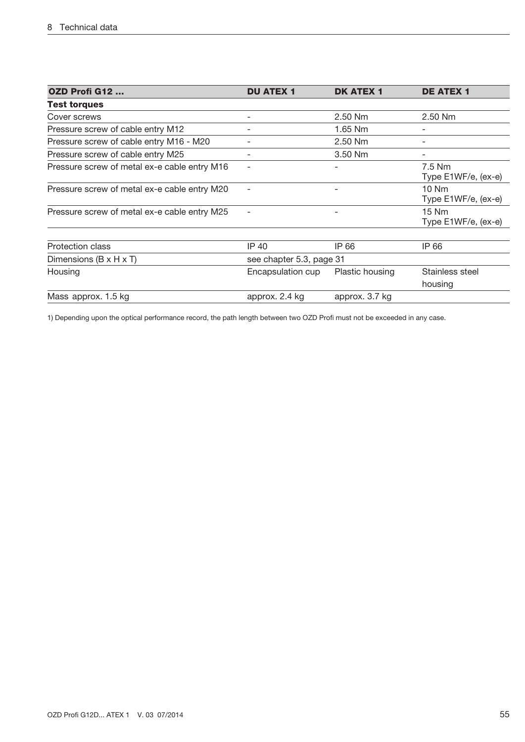| OZD Profi G12 ... | DU ATEX 1 | DK ATEX 1 | DE ATEX 1 |
|---|---|---|---|
| **Test torques** | | | |
| Cover screws | - | 2.50 Nm | 2.50 Nm |
| Pressure screw of cable entry M12 | - | 1.65 Nm | - |
| Pressure screw of cable entry M16 - M20 | - | 2.50 Nm | - |
| Pressure screw of cable entry M25 | - | 3.50 Nm | - |
| Pressure screw of metal ex-e cable entry M16 | - | - | 7.5 Nm Type E1WF/e, (ex-e) |
| Pressure screw of metal ex-e cable entry M20 | - | - | 10 Nm Type E1WF/e, (ex-e) |
| Pressure screw of metal ex-e cable entry M25 | - | - | 15 Nm Type E1WF/e, (ex-e) |
| Protection class | IP 40 | IP 66 | IP 66 |
| Dimensions (B x H x T) | see chapter 5.3, page 31 | | |
| Housing | Encapsulation cup | Plastic housing | Stainless steel housing |
| Mass approx. 1.5 kg | approx. 2.4 kg | approx. 3.7 kg | |

1) Depending upon the optical performance record, the path length between two OZD Profi must not be exceeded in any case.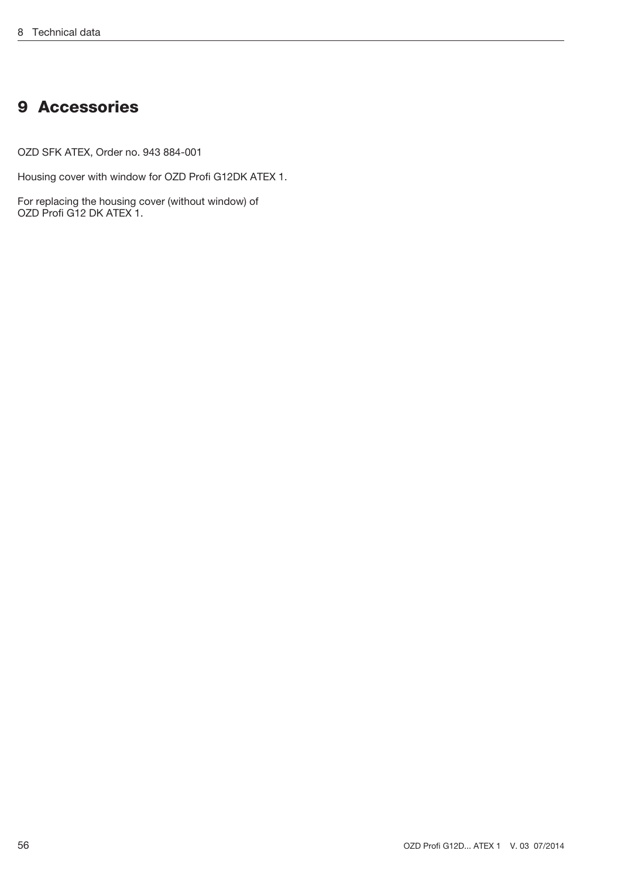# 9 Accessories

OZD SFK ATEX, Order no. 943 884-001

Housing cover with window for OZD Profi G12DK ATEX 1.

For replacing the housing cover (without window) of
OZD Profi G12 DK ATEX 1.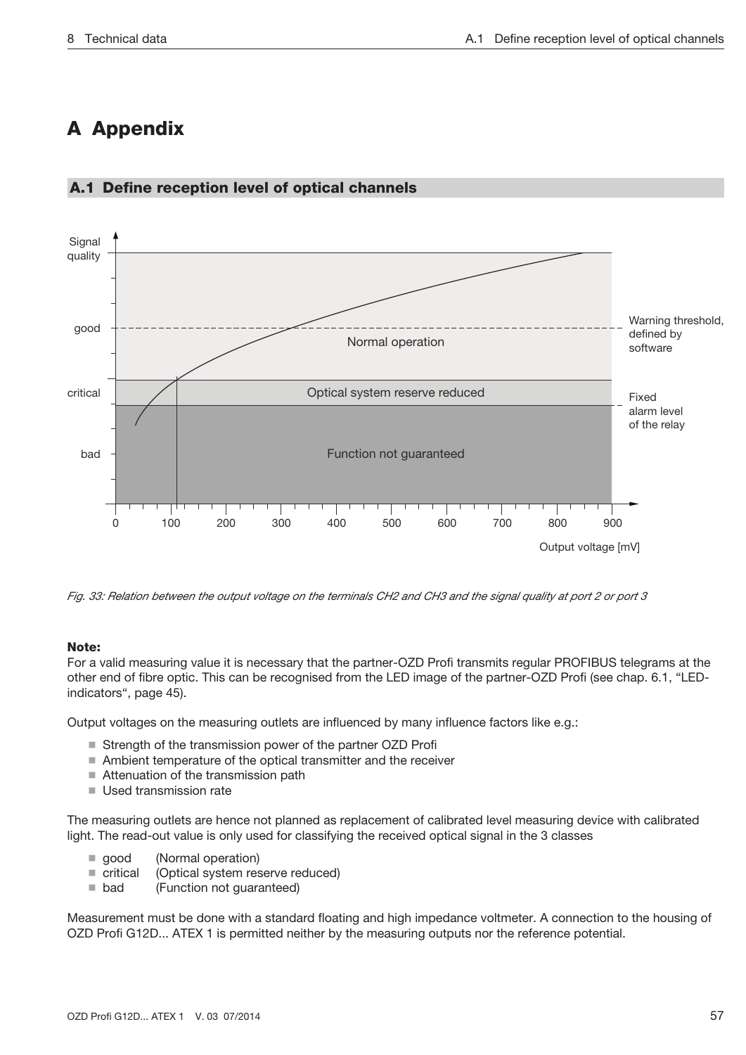# A Appendix

## A.1 Define reception level of optical channels

*Fig. 33: Relation between the output voltage on the terminals CH2 and CH3 and the signal quality at port 2 or port 3*

**Note:**
For a valid measuring value it is necessary that the partner-OZD Profi transmits regular PROFIBUS telegrams at the other end of fibre optic. This can be recognised from the LED image of the partner-OZD Profi (see chap. 6.1, “LED-indicators“, page 45).

Output voltages on the measuring outlets are influenced by many influence factors like e.g.:

- Strength of the transmission power of the partner OZD Profi
- Ambient temperature of the optical transmitter and the receiver
- Attenuation of the transmission path
- Used transmission rate

The measuring outlets are hence not planned as replacement of calibrated level measuring device with calibrated light. The read-out value is only used for classifying the received optical signal in the 3 classes

- good (Normal operation)
- critical (Optical system reserve reduced)
- bad (Function not guaranteed)

Measurement must be done with a standard floating and high impedance voltmeter. A connection to the housing of OZD Profi G12D... ATEX 1 is permitted neither by the measuring outputs nor the reference potential.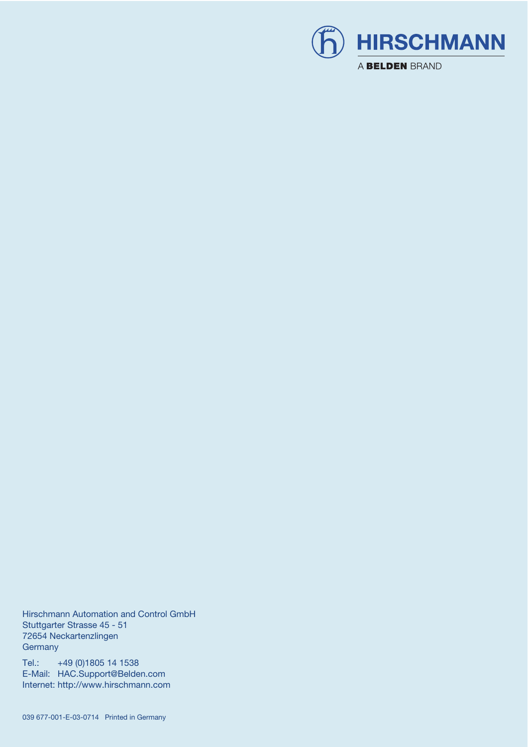HIRSCHMANN

A BELDEN BRAND

Hirschmann Automation and Control GmbH
Stuttgarter Strasse 45 - 51
72654 Neckartenzlingen
Germany

Tel.: +49 (0)1805 14 1538
E-Mail: HAC.Support@Belden.com
Internet: http://www.hirschmann.com

039 677-001-E-03-0714 Printed in Germany